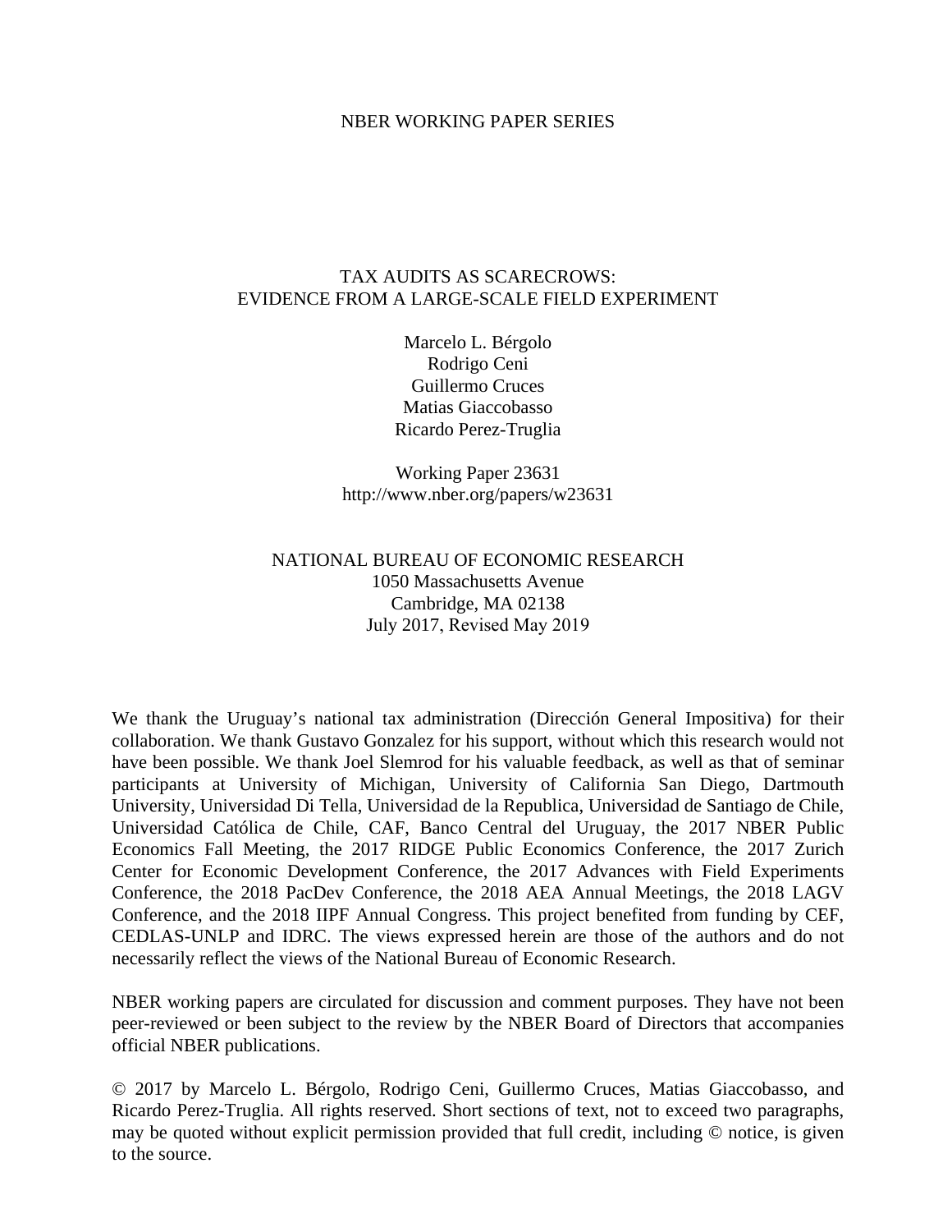NBER WORKING PAPER SERIES

# TAX AUDITS AS SCARECROWS: EVIDENCE FROM A LARGE-SCALE FIELD EXPERIMENT

Marcelo L. Bérgolo
Rodrigo Ceni
Guillermo Cruces
Matias Giaccobasso
Ricardo Perez-Truglia

Working Paper 23631
http://www.nber.org/papers/w23631

NATIONAL BUREAU OF ECONOMIC RESEARCH
1050 Massachusetts Avenue
Cambridge, MA 02138
July 2017, Revised May 2019

We thank the Uruguay's national tax administration (Dirección General Impositiva) for their collaboration. We thank Gustavo Gonzalez for his support, without which this research would not have been possible. We thank Joel Slemrod for his valuable feedback, as well as that of seminar participants at University of Michigan, University of California San Diego, Dartmouth University, Universidad Di Tella, Universidad de la Republica, Universidad de Santiago de Chile, Universidad Católica de Chile, CAF, Banco Central del Uruguay, the 2017 NBER Public Economics Fall Meeting, the 2017 RIDGE Public Economics Conference, the 2017 Zurich Center for Economic Development Conference, the 2017 Advances with Field Experiments Conference, the 2018 PacDev Conference, the 2018 AEA Annual Meetings, the 2018 LAGV Conference, and the 2018 IIPF Annual Congress. This project benefited from funding by CEF, CEDLAS-UNLP and IDRC. The views expressed herein are those of the authors and do not necessarily reflect the views of the National Bureau of Economic Research.

NBER working papers are circulated for discussion and comment purposes. They have not been peer-reviewed or been subject to the review by the NBER Board of Directors that accompanies official NBER publications.

© 2017 by Marcelo L. Bérgolo, Rodrigo Ceni, Guillermo Cruces, Matias Giaccobasso, and Ricardo Perez-Truglia. All rights reserved. Short sections of text, not to exceed two paragraphs, may be quoted without explicit permission provided that full credit, including © notice, is given to the source.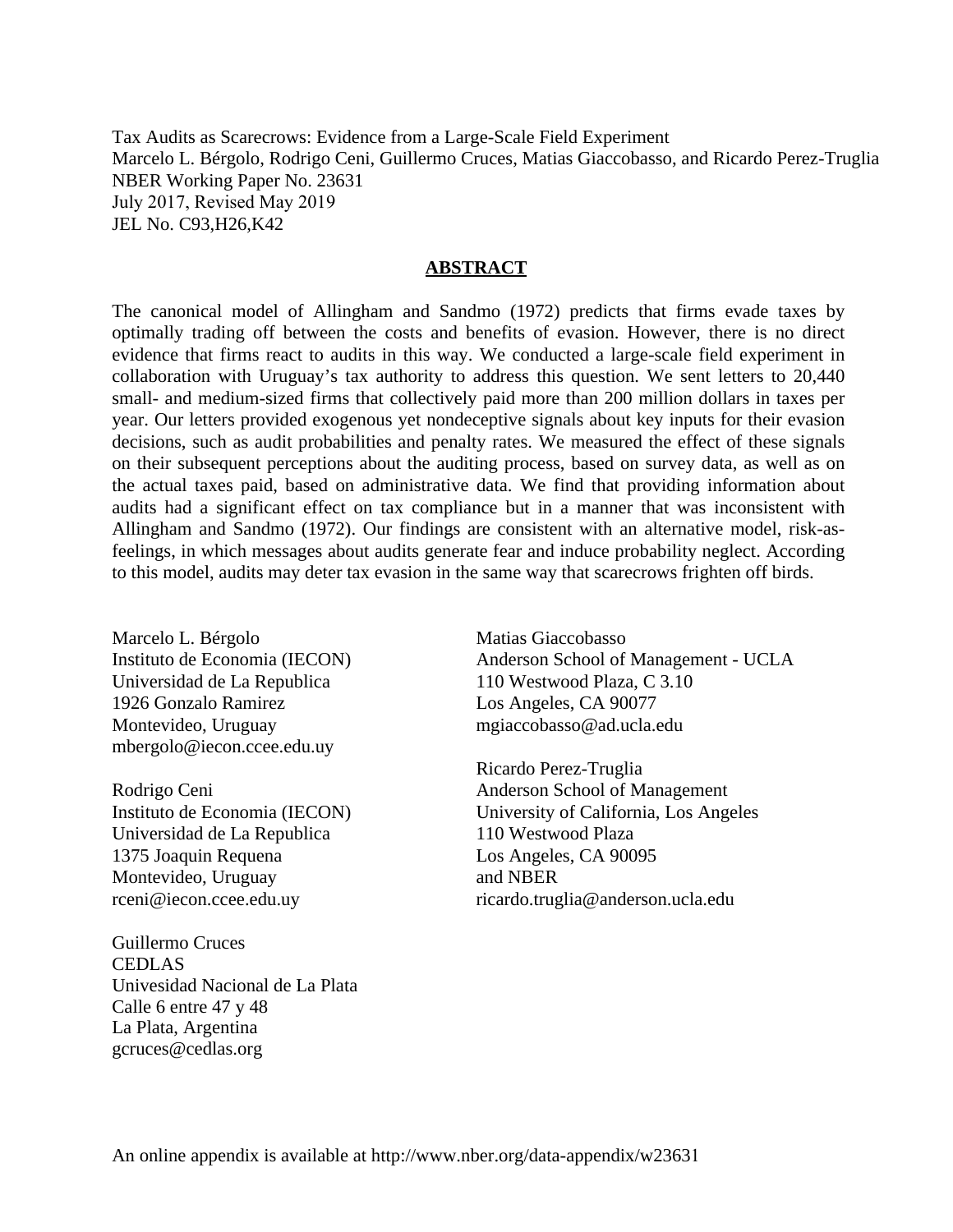Tax Audits as Scarecrows: Evidence from a Large-Scale Field Experiment
Marcelo L. Bérgolo, Rodrigo Ceni, Guillermo Cruces, Matias Giaccobasso, and Ricardo Perez-Truglia
NBER Working Paper No. 23631
July 2017, Revised May 2019
JEL No. C93,H26,K42

## ABSTRACT

The canonical model of Allingham and Sandmo (1972) predicts that firms evade taxes by optimally trading off between the costs and benefits of evasion. However, there is no direct evidence that firms react to audits in this way. We conducted a large-scale field experiment in collaboration with Uruguay's tax authority to address this question. We sent letters to 20,440 small- and medium-sized firms that collectively paid more than 200 million dollars in taxes per year. Our letters provided exogenous yet nondeceptive signals about key inputs for their evasion decisions, such as audit probabilities and penalty rates. We measured the effect of these signals on their subsequent perceptions about the auditing process, based on survey data, as well as on the actual taxes paid, based on administrative data. We find that providing information about audits had a significant effect on tax compliance but in a manner that was inconsistent with Allingham and Sandmo (1972). Our findings are consistent with an alternative model, risk-as-feelings, in which messages about audits generate fear and induce probability neglect. According to this model, audits may deter tax evasion in the same way that scarecrows frighten off birds.

Marcelo L. Bérgolo
Instituto de Economia (IECON)
Universidad de La Republica
1926 Gonzalo Ramirez
Montevideo, Uruguay
mbergolo@iecon.ccee.edu.uy

Rodrigo Ceni
Instituto de Economia (IECON)
Universidad de La Republica
1375 Joaquin Requena
Montevideo, Uruguay
rceni@iecon.ccee.edu.uy

Guillermo Cruces
CEDLAS
Univesidad Nacional de La Plata
Calle 6 entre 47 y 48
La Plata, Argentina
gcruces@cedlas.org

Matias Giaccobasso
Anderson School of Management - UCLA
110 Westwood Plaza, C 3.10
Los Angeles, CA 90077
mgiaccobasso@ad.ucla.edu

Ricardo Perez-Truglia
Anderson School of Management
University of California, Los Angeles
110 Westwood Plaza
Los Angeles, CA 90095
and NBER
ricardo.truglia@anderson.ucla.edu

An online appendix is available at http://www.nber.org/data-appendix/w23631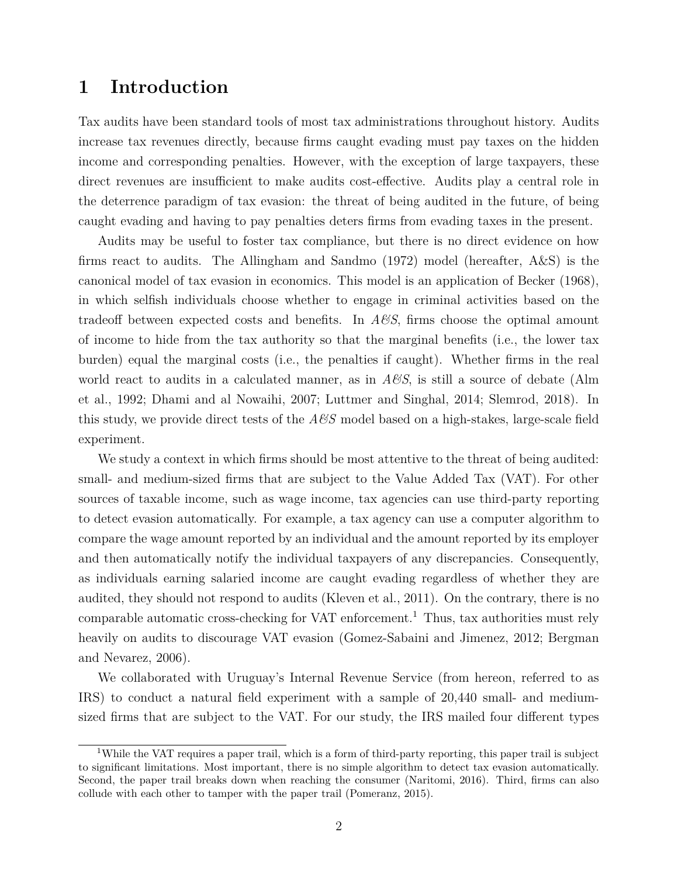# 1 Introduction

Tax audits have been standard tools of most tax administrations throughout history. Audits increase tax revenues directly, because firms caught evading must pay taxes on the hidden income and corresponding penalties. However, with the exception of large taxpayers, these direct revenues are insufficient to make audits cost-effective. Audits play a central role in the deterrence paradigm of tax evasion: the threat of being audited in the future, of being caught evading and having to pay penalties deters firms from evading taxes in the present.

Audits may be useful to foster tax compliance, but there is no direct evidence on how firms react to audits. The Allingham and Sandmo (1972) model (hereafter, A&S) is the canonical model of tax evasion in economics. This model is an application of Becker (1968), in which selfish individuals choose whether to engage in criminal activities based on the tradeoff between expected costs and benefits. In *A&S*, firms choose the optimal amount of income to hide from the tax authority so that the marginal benefits (i.e., the lower tax burden) equal the marginal costs (i.e., the penalties if caught). Whether firms in the real world react to audits in a calculated manner, as in *A&S*, is still a source of debate (Alm et al., 1992; Dhami and al Nowaihi, 2007; Luttmer and Singhal, 2014; Slemrod, 2018). In this study, we provide direct tests of the *A&S* model based on a high-stakes, large-scale field experiment.

We study a context in which firms should be most attentive to the threat of being audited: small- and medium-sized firms that are subject to the Value Added Tax (VAT). For other sources of taxable income, such as wage income, tax agencies can use third-party reporting to detect evasion automatically. For example, a tax agency can use a computer algorithm to compare the wage amount reported by an individual and the amount reported by its employer and then automatically notify the individual taxpayers of any discrepancies. Consequently, as individuals earning salaried income are caught evading regardless of whether they are audited, they should not respond to audits (Kleven et al., 2011). On the contrary, there is no comparable automatic cross-checking for VAT enforcement.[1] Thus, tax authorities must rely heavily on audits to discourage VAT evasion (Gomez-Sabaini and Jimenez, 2012; Bergman and Nevarez, 2006).

We collaborated with Uruguay's Internal Revenue Service (from hereon, referred to as IRS) to conduct a natural field experiment with a sample of 20,440 small- and medium-sized firms that are subject to the VAT. For our study, the IRS mailed four different types

[1] While the VAT requires a paper trail, which is a form of third-party reporting, this paper trail is subject to significant limitations. Most important, there is no simple algorithm to detect tax evasion automatically. Second, the paper trail breaks down when reaching the consumer (Naritomi, 2016). Third, firms can also collude with each other to tamper with the paper trail (Pomeranz, 2015).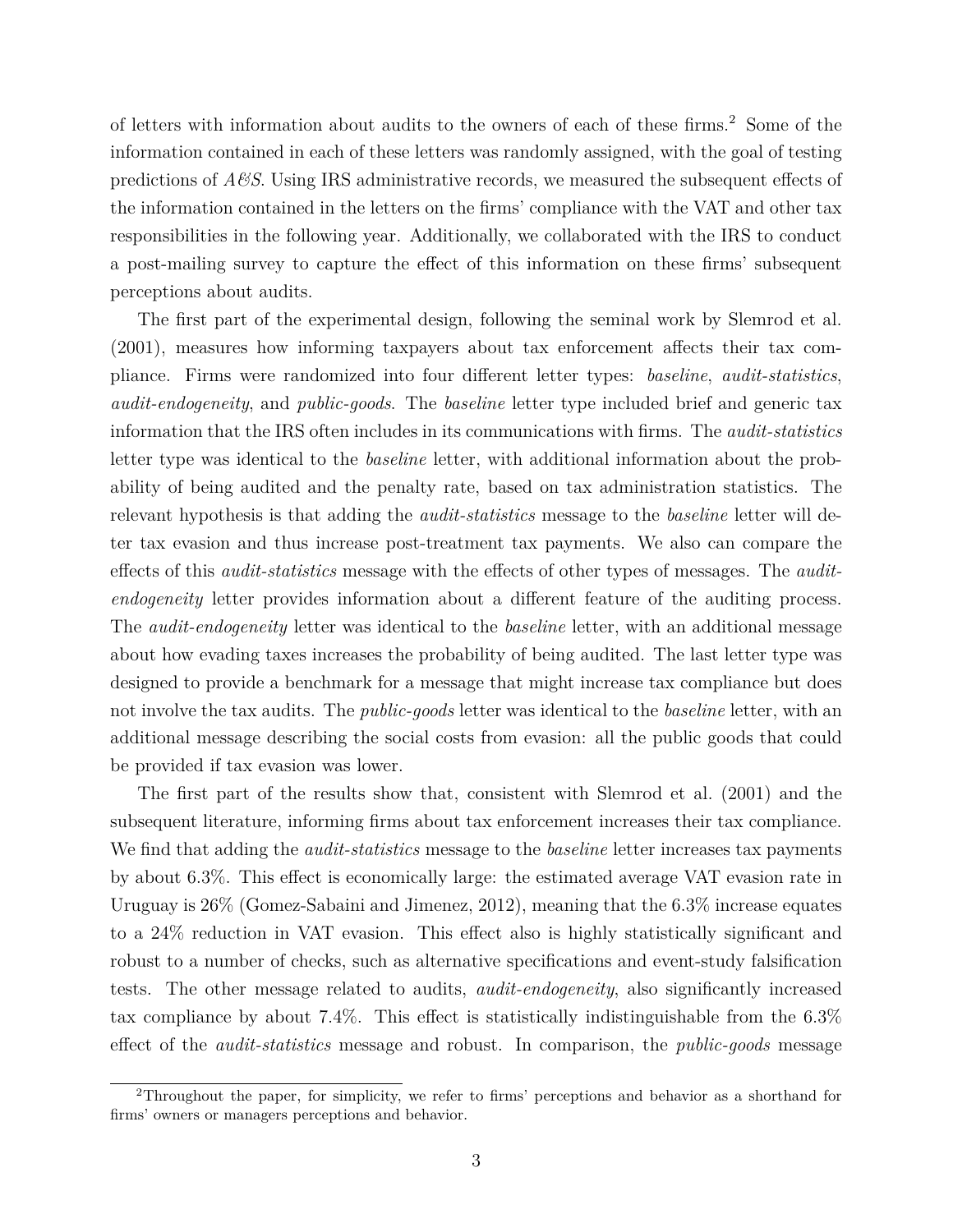of letters with information about audits to the owners of each of these firms.[2] Some of the information contained in each of these letters was randomly assigned, with the goal of testing predictions of *A&S*. Using IRS administrative records, we measured the subsequent effects of the information contained in the letters on the firms' compliance with the VAT and other tax responsibilities in the following year. Additionally, we collaborated with the IRS to conduct a post-mailing survey to capture the effect of this information on these firms' subsequent perceptions about audits.

The first part of the experimental design, following the seminal work by Slemrod et al. (2001), measures how informing taxpayers about tax enforcement affects their tax compliance. Firms were randomized into four different letter types: *baseline*, *audit-statistics*, *audit-endogeneity*, and *public-goods*. The *baseline* letter type included brief and generic tax information that the IRS often includes in its communications with firms. The *audit-statistics* letter type was identical to the *baseline* letter, with additional information about the probability of being audited and the penalty rate, based on tax administration statistics. The relevant hypothesis is that adding the *audit-statistics* message to the *baseline* letter will deter tax evasion and thus increase post-treatment tax payments. We also can compare the effects of this *audit-statistics* message with the effects of other types of messages. The *audit-endogeneity* letter provides information about a different feature of the auditing process. The *audit-endogeneity* letter was identical to the *baseline* letter, with an additional message about how evading taxes increases the probability of being audited. The last letter type was designed to provide a benchmark for a message that might increase tax compliance but does not involve the tax audits. The *public-goods* letter was identical to the *baseline* letter, with an additional message describing the social costs from evasion: all the public goods that could be provided if tax evasion was lower.

The first part of the results show that, consistent with Slemrod et al. (2001) and the subsequent literature, informing firms about tax enforcement increases their tax compliance. We find that adding the *audit-statistics* message to the *baseline* letter increases tax payments by about 6.3%. This effect is economically large: the estimated average VAT evasion rate in Uruguay is 26% (Gomez-Sabaini and Jimenez, 2012), meaning that the 6.3% increase equates to a 24% reduction in VAT evasion. This effect also is highly statistically significant and robust to a number of checks, such as alternative specifications and event-study falsification tests. The other message related to audits, *audit-endogeneity*, also significantly increased tax compliance by about 7.4%. This effect is statistically indistinguishable from the 6.3% effect of the *audit-statistics* message and robust. In comparison, the *public-goods* message

[2] Throughout the paper, for simplicity, we refer to firms' perceptions and behavior as a shorthand for firms' owners or managers perceptions and behavior.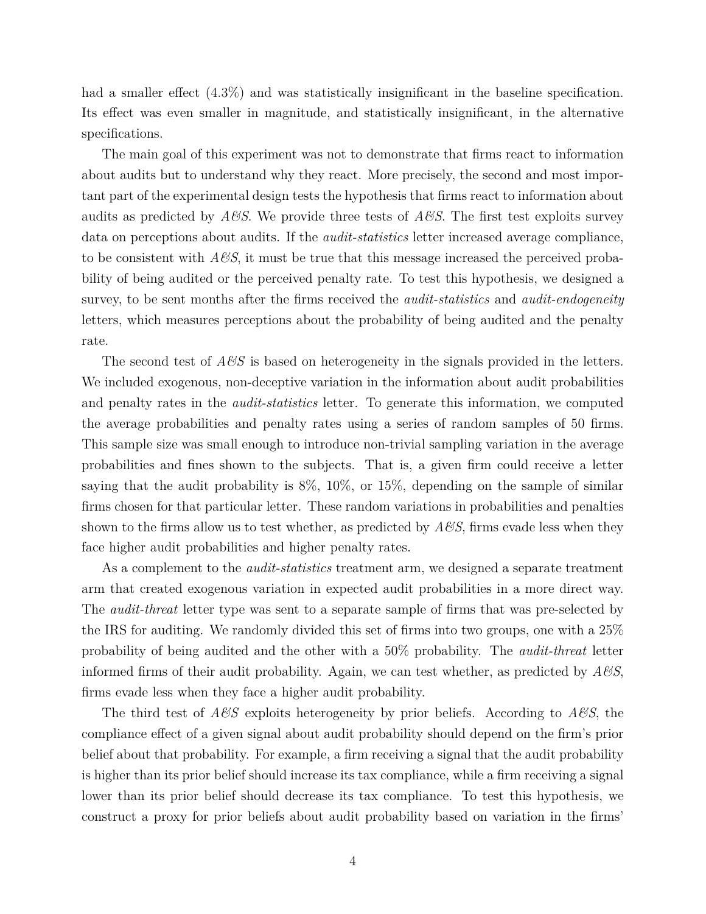had a smaller effect (4.3%) and was statistically insignificant in the baseline specification. Its effect was even smaller in magnitude, and statistically insignificant, in the alternative specifications.

The main goal of this experiment was not to demonstrate that firms react to information about audits but to understand why they react. More precisely, the second and most important part of the experimental design tests the hypothesis that firms react to information about audits as predicted by *A&S*. We provide three tests of *A&S*. The first test exploits survey data on perceptions about audits. If the *audit-statistics* letter increased average compliance, to be consistent with *A&S*, it must be true that this message increased the perceived probability of being audited or the perceived penalty rate. To test this hypothesis, we designed a survey, to be sent months after the firms received the *audit-statistics* and *audit-endogeneity* letters, which measures perceptions about the probability of being audited and the penalty rate.

The second test of *A&S* is based on heterogeneity in the signals provided in the letters. We included exogenous, non-deceptive variation in the information about audit probabilities and penalty rates in the *audit-statistics* letter. To generate this information, we computed the average probabilities and penalty rates using a series of random samples of 50 firms. This sample size was small enough to introduce non-trivial sampling variation in the average probabilities and fines shown to the subjects. That is, a given firm could receive a letter saying that the audit probability is 8%, 10%, or 15%, depending on the sample of similar firms chosen for that particular letter. These random variations in probabilities and penalties shown to the firms allow us to test whether, as predicted by *A&S*, firms evade less when they face higher audit probabilities and higher penalty rates.

As a complement to the *audit-statistics* treatment arm, we designed a separate treatment arm that created exogenous variation in expected audit probabilities in a more direct way. The *audit-threat* letter type was sent to a separate sample of firms that was pre-selected by the IRS for auditing. We randomly divided this set of firms into two groups, one with a 25% probability of being audited and the other with a 50% probability. The *audit-threat* letter informed firms of their audit probability. Again, we can test whether, as predicted by *A&S*, firms evade less when they face a higher audit probability.

The third test of *A&S* exploits heterogeneity by prior beliefs. According to *A&S*, the compliance effect of a given signal about audit probability should depend on the firm's prior belief about that probability. For example, a firm receiving a signal that the audit probability is higher than its prior belief should increase its tax compliance, while a firm receiving a signal lower than its prior belief should decrease its tax compliance. To test this hypothesis, we construct a proxy for prior beliefs about audit probability based on variation in the firms'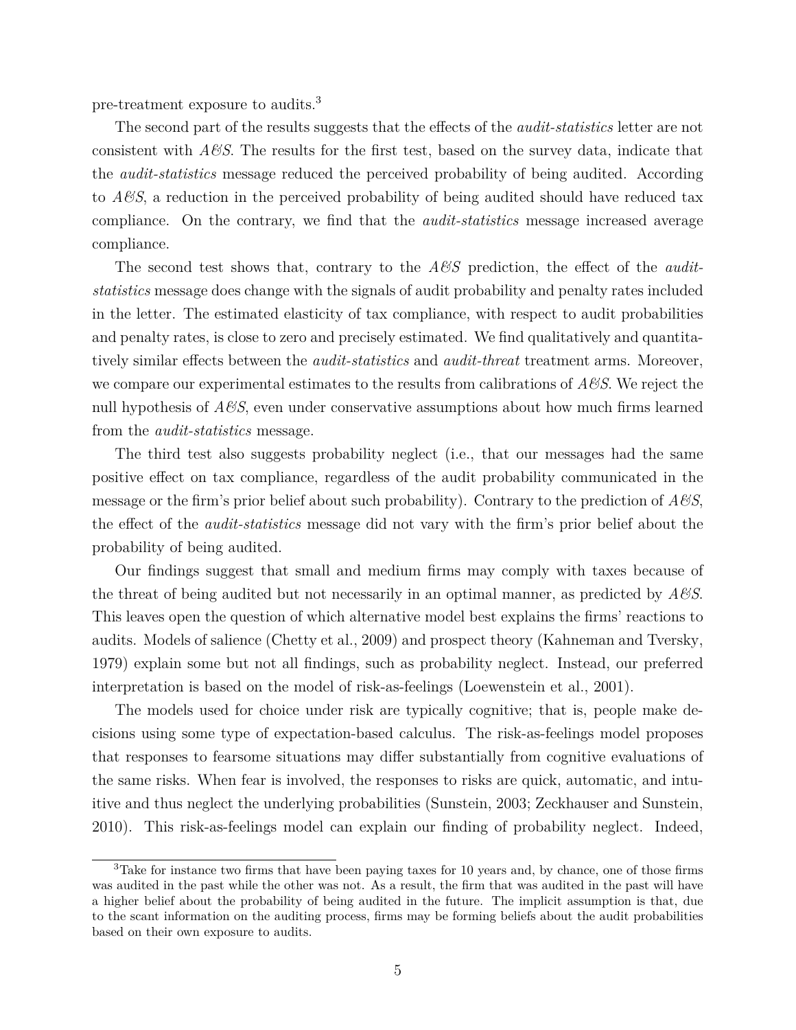pre-treatment exposure to audits.[3]

The second part of the results suggests that the effects of the *audit-statistics* letter are not consistent with *A&S*. The results for the first test, based on the survey data, indicate that the *audit-statistics* message reduced the perceived probability of being audited. According to *A&S*, a reduction in the perceived probability of being audited should have reduced tax compliance. On the contrary, we find that the *audit-statistics* message increased average compliance.

The second test shows that, contrary to the *A&S* prediction, the effect of the *audit-statistics* message does change with the signals of audit probability and penalty rates included in the letter. The estimated elasticity of tax compliance, with respect to audit probabilities and penalty rates, is close to zero and precisely estimated. We find qualitatively and quantitatively similar effects between the *audit-statistics* and *audit-threat* treatment arms. Moreover, we compare our experimental estimates to the results from calibrations of *A&S*. We reject the null hypothesis of *A&S*, even under conservative assumptions about how much firms learned from the *audit-statistics* message.

The third test also suggests probability neglect (i.e., that our messages had the same positive effect on tax compliance, regardless of the audit probability communicated in the message or the firm's prior belief about such probability). Contrary to the prediction of *A&S*, the effect of the *audit-statistics* message did not vary with the firm's prior belief about the probability of being audited.

Our findings suggest that small and medium firms may comply with taxes because of the threat of being audited but not necessarily in an optimal manner, as predicted by *A&S*. This leaves open the question of which alternative model best explains the firms' reactions to audits. Models of salience (Chetty et al., 2009) and prospect theory (Kahneman and Tversky, 1979) explain some but not all findings, such as probability neglect. Instead, our preferred interpretation is based on the model of risk-as-feelings (Loewenstein et al., 2001).

The models used for choice under risk are typically cognitive; that is, people make decisions using some type of expectation-based calculus. The risk-as-feelings model proposes that responses to fearsome situations may differ substantially from cognitive evaluations of the same risks. When fear is involved, the responses to risks are quick, automatic, and intuitive and thus neglect the underlying probabilities (Sunstein, 2003; Zeckhauser and Sunstein, 2010). This risk-as-feelings model can explain our finding of probability neglect. Indeed,

[3] Take for instance two firms that have been paying taxes for 10 years and, by chance, one of those firms was audited in the past while the other was not. As a result, the firm that was audited in the past will have a higher belief about the probability of being audited in the future. The implicit assumption is that, due to the scant information on the auditing process, firms may be forming beliefs about the audit probabilities based on their own exposure to audits.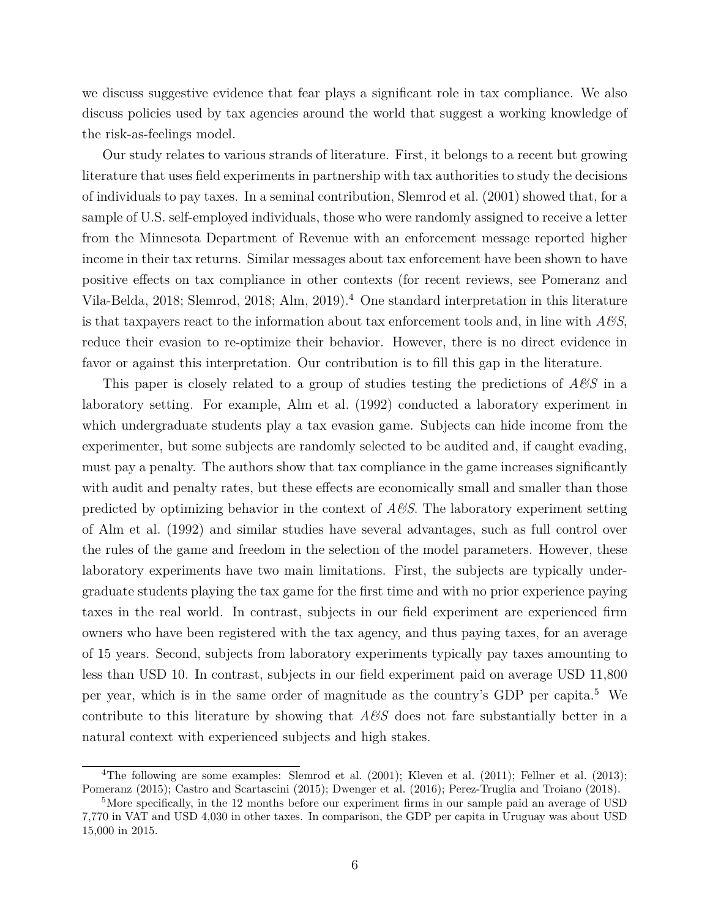we discuss suggestive evidence that fear plays a significant role in tax compliance. We also discuss policies used by tax agencies around the world that suggest a working knowledge of the risk-as-feelings model.

Our study relates to various strands of literature. First, it belongs to a recent but growing literature that uses field experiments in partnership with tax authorities to study the decisions of individuals to pay taxes. In a seminal contribution, Slemrod et al. (2001) showed that, for a sample of U.S. self-employed individuals, those who were randomly assigned to receive a letter from the Minnesota Department of Revenue with an enforcement message reported higher income in their tax returns. Similar messages about tax enforcement have been shown to have positive effects on tax compliance in other contexts (for recent reviews, see Pomeranz and Vila-Belda, 2018; Slemrod, 2018; Alm, 2019).[4] One standard interpretation in this literature is that taxpayers react to the information about tax enforcement tools and, in line with *A&S*, reduce their evasion to re-optimize their behavior. However, there is no direct evidence in favor or against this interpretation. Our contribution is to fill this gap in the literature.

This paper is closely related to a group of studies testing the predictions of *A&S* in a laboratory setting. For example, Alm et al. (1992) conducted a laboratory experiment in which undergraduate students play a tax evasion game. Subjects can hide income from the experimenter, but some subjects are randomly selected to be audited and, if caught evading, must pay a penalty. The authors show that tax compliance in the game increases significantly with audit and penalty rates, but these effects are economically small and smaller than those predicted by optimizing behavior in the context of *A&S*. The laboratory experiment setting of Alm et al. (1992) and similar studies have several advantages, such as full control over the rules of the game and freedom in the selection of the model parameters. However, these laboratory experiments have two main limitations. First, the subjects are typically undergraduate students playing the tax game for the first time and with no prior experience paying taxes in the real world. In contrast, subjects in our field experiment are experienced firm owners who have been registered with the tax agency, and thus paying taxes, for an average of 15 years. Second, subjects from laboratory experiments typically pay taxes amounting to less than USD 10. In contrast, subjects in our field experiment paid on average USD 11,800 per year, which is in the same order of magnitude as the country's GDP per capita.[5] We contribute to this literature by showing that *A&S* does not fare substantially better in a natural context with experienced subjects and high stakes.

[4] The following are some examples: Slemrod et al. (2001); Kleven et al. (2011); Fellner et al. (2013); Pomeranz (2015); Castro and Scartascini (2015); Dwenger et al. (2016); Perez-Truglia and Troiano (2018).

[5] More specifically, in the 12 months before our experiment firms in our sample paid an average of USD 7,770 in VAT and USD 4,030 in other taxes. In comparison, the GDP per capita in Uruguay was about USD 15,000 in 2015.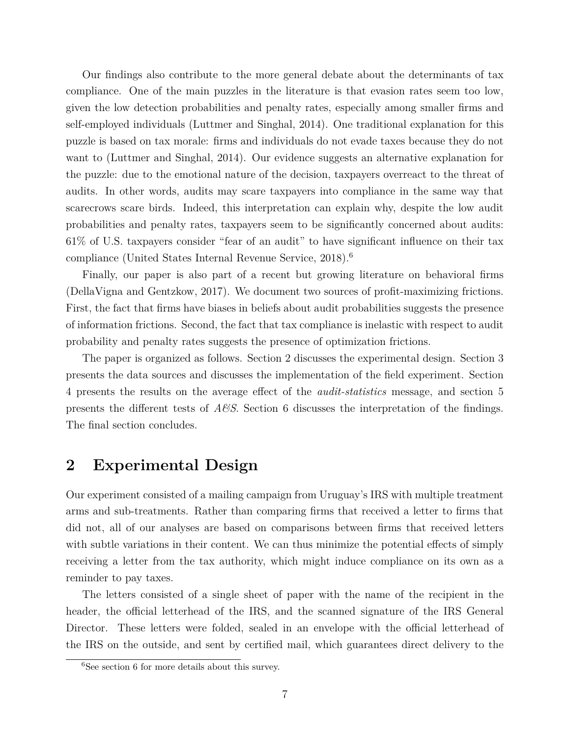Our findings also contribute to the more general debate about the determinants of tax compliance. One of the main puzzles in the literature is that evasion rates seem too low, given the low detection probabilities and penalty rates, especially among smaller firms and self-employed individuals (Luttmer and Singhal, 2014). One traditional explanation for this puzzle is based on tax morale: firms and individuals do not evade taxes because they do not want to (Luttmer and Singhal, 2014). Our evidence suggests an alternative explanation for the puzzle: due to the emotional nature of the decision, taxpayers overreact to the threat of audits. In other words, audits may scare taxpayers into compliance in the same way that scarecrows scare birds. Indeed, this interpretation can explain why, despite the low audit probabilities and penalty rates, taxpayers seem to be significantly concerned about audits: 61% of U.S. taxpayers consider "fear of an audit" to have significant influence on their tax compliance (United States Internal Revenue Service, 2018).[6]

Finally, our paper is also part of a recent but growing literature on behavioral firms (DellaVigna and Gentzkow, 2017). We document two sources of profit-maximizing frictions. First, the fact that firms have biases in beliefs about audit probabilities suggests the presence of information frictions. Second, the fact that tax compliance is inelastic with respect to audit probability and penalty rates suggests the presence of optimization frictions.

The paper is organized as follows. Section 2 discusses the experimental design. Section 3 presents the data sources and discusses the implementation of the field experiment. Section 4 presents the results on the average effect of the *audit-statistics* message, and section 5 presents the different tests of *A&S*. Section 6 discusses the interpretation of the findings. The final section concludes.

## 2 Experimental Design

Our experiment consisted of a mailing campaign from Uruguay's IRS with multiple treatment arms and sub-treatments. Rather than comparing firms that received a letter to firms that did not, all of our analyses are based on comparisons between firms that received letters with subtle variations in their content. We can thus minimize the potential effects of simply receiving a letter from the tax authority, which might induce compliance on its own as a reminder to pay taxes.

The letters consisted of a single sheet of paper with the name of the recipient in the header, the official letterhead of the IRS, and the scanned signature of the IRS General Director. These letters were folded, sealed in an envelope with the official letterhead of the IRS on the outside, and sent by certified mail, which guarantees direct delivery to the

[6] See section 6 for more details about this survey.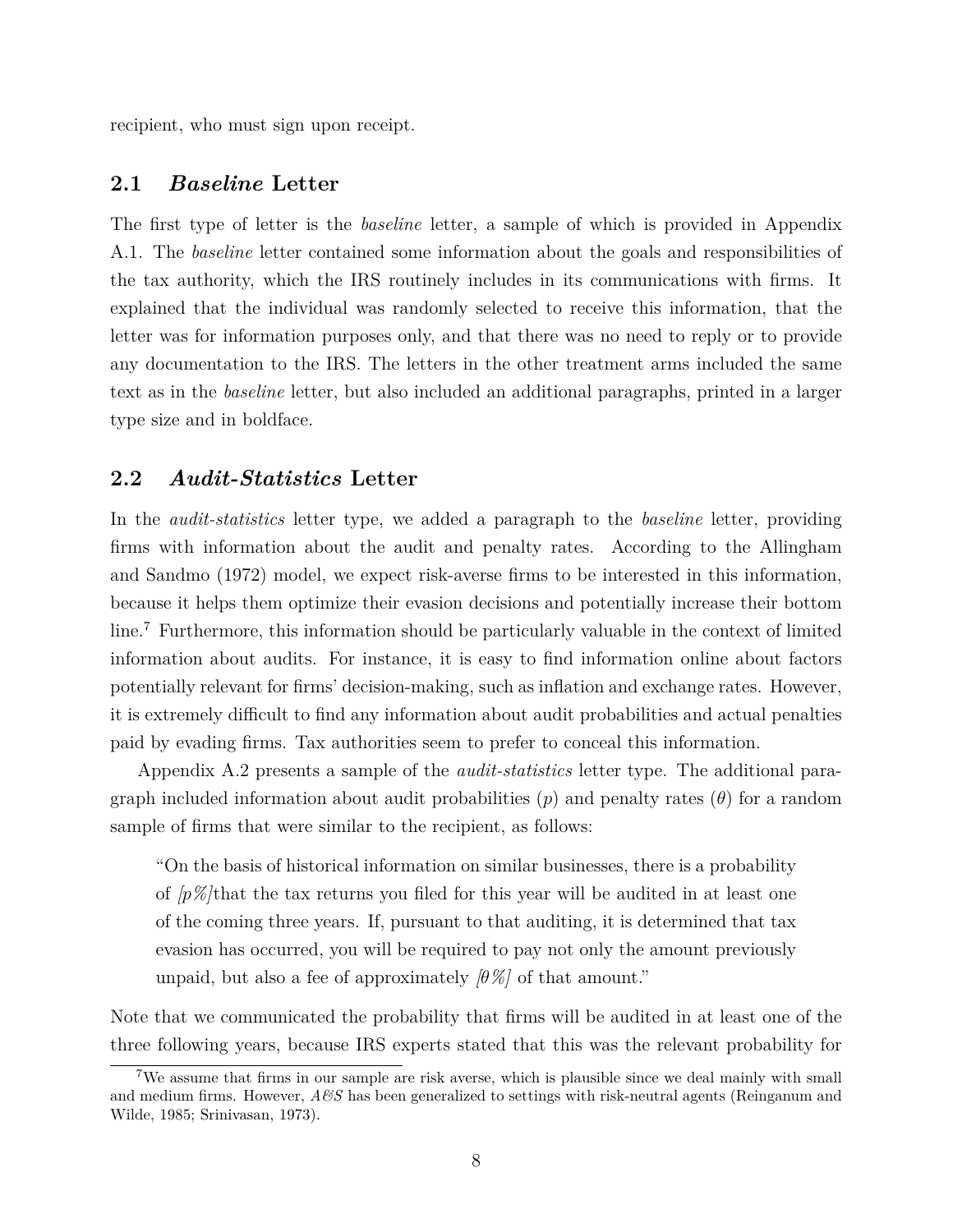recipient, who must sign upon receipt.

## 2.1 *Baseline* Letter

The first type of letter is the *baseline* letter, a sample of which is provided in Appendix A.1. The *baseline* letter contained some information about the goals and responsibilities of the tax authority, which the IRS routinely includes in its communications with firms. It explained that the individual was randomly selected to receive this information, that the letter was for information purposes only, and that there was no need to reply or to provide any documentation to the IRS. The letters in the other treatment arms included the same text as in the *baseline* letter, but also included an additional paragraphs, printed in a larger type size and in boldface.

## 2.2 *Audit-Statistics* Letter

In the *audit-statistics* letter type, we added a paragraph to the *baseline* letter, providing firms with information about the audit and penalty rates. According to the Allingham and Sandmo (1972) model, we expect risk-averse firms to be interested in this information, because it helps them optimize their evasion decisions and potentially increase their bottom line.[7] Furthermore, this information should be particularly valuable in the context of limited information about audits. For instance, it is easy to find information online about factors potentially relevant for firms' decision-making, such as inflation and exchange rates. However, it is extremely difficult to find any information about audit probabilities and actual penalties paid by evading firms. Tax authorities seem to prefer to conceal this information.

Appendix A.2 presents a sample of the *audit-statistics* letter type. The additional paragraph included information about audit probabilities ($p$) and penalty rates ($\theta$) for a random sample of firms that were similar to the recipient, as follows:

> "On the basis of historical information on similar businesses, there is a probability of *[$p$%]*that the tax returns you filed for this year will be audited in at least one of the coming three years. If, pursuant to that auditing, it is determined that tax evasion has occurred, you will be required to pay not only the amount previously unpaid, but also a fee of approximately *[$\theta$%]* of that amount."

Note that we communicated the probability that firms will be audited in at least one of the three following years, because IRS experts stated that this was the relevant probability for

[7] We assume that firms in our sample are risk averse, which is plausible since we deal mainly with small and medium firms. However, *A&S* has been generalized to settings with risk-neutral agents (Reinganum and Wilde, 1985; Srinivasan, 1973).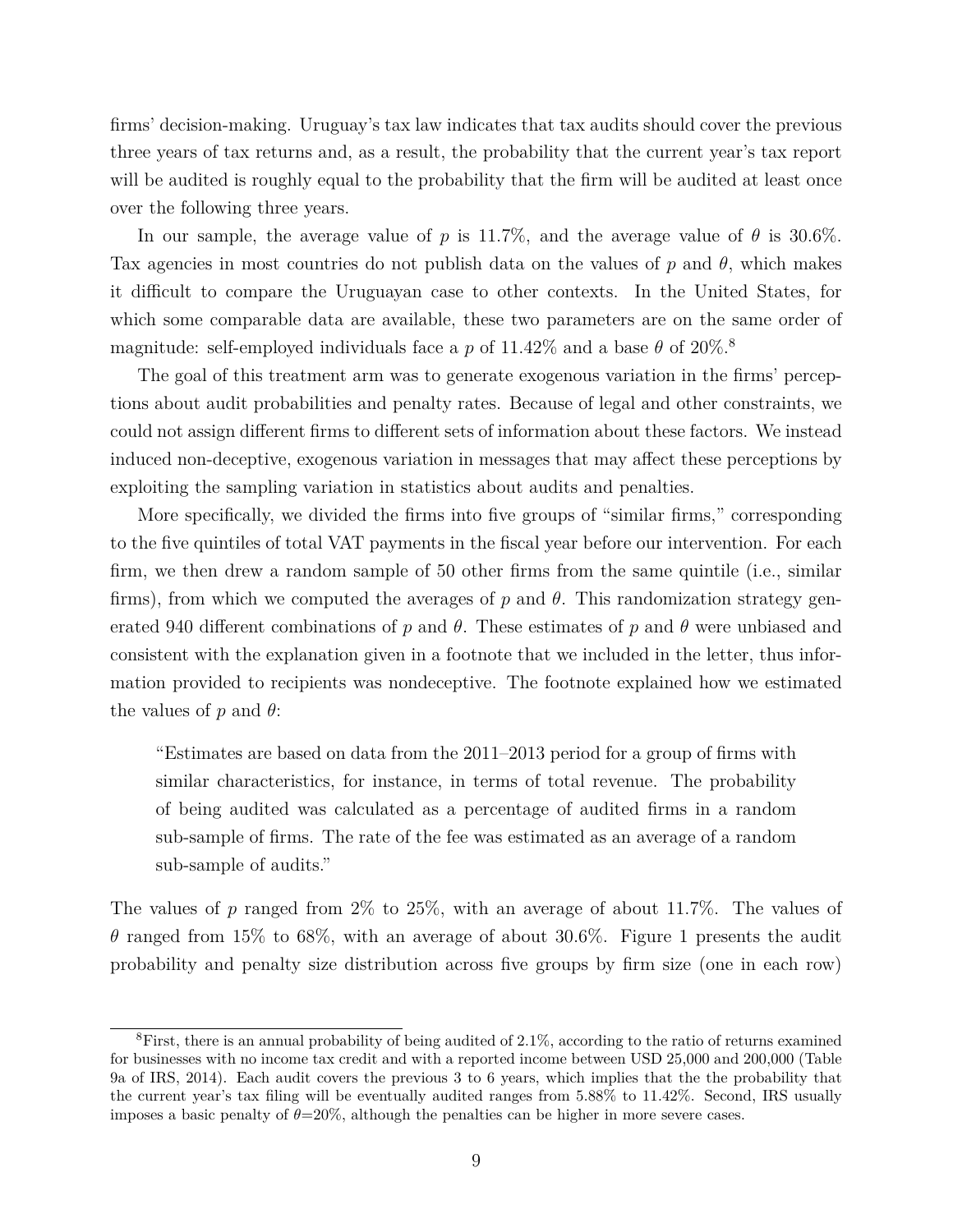firms' decision-making. Uruguay's tax law indicates that tax audits should cover the previous three years of tax returns and, as a result, the probability that the current year's tax report will be audited is roughly equal to the probability that the firm will be audited at least once over the following three years.

In our sample, the average value of $p$ is 11.7%, and the average value of $\theta$ is 30.6%. Tax agencies in most countries do not publish data on the values of $p$ and $\theta$, which makes it difficult to compare the Uruguayan case to other contexts. In the United States, for which some comparable data are available, these two parameters are on the same order of magnitude: self-employed individuals face a $p$ of 11.42% and a base $\theta$ of 20%.[8]

The goal of this treatment arm was to generate exogenous variation in the firms' perceptions about audit probabilities and penalty rates. Because of legal and other constraints, we could not assign different firms to different sets of information about these factors. We instead induced non-deceptive, exogenous variation in messages that may affect these perceptions by exploiting the sampling variation in statistics about audits and penalties.

More specifically, we divided the firms into five groups of "similar firms," corresponding to the five quintiles of total VAT payments in the fiscal year before our intervention. For each firm, we then drew a random sample of 50 other firms from the same quintile (i.e., similar firms), from which we computed the averages of $p$ and $\theta$. This randomization strategy generated 940 different combinations of $p$ and $\theta$. These estimates of $p$ and $\theta$ were unbiased and consistent with the explanation given in a footnote that we included in the letter, thus information provided to recipients was nondeceptive. The footnote explained how we estimated the values of $p$ and $\theta$:

> "Estimates are based on data from the 2011–2013 period for a group of firms with similar characteristics, for instance, in terms of total revenue. The probability of being audited was calculated as a percentage of audited firms in a random sub-sample of firms. The rate of the fee was estimated as an average of a random sub-sample of audits."

The values of $p$ ranged from 2% to 25%, with an average of about 11.7%. The values of $\theta$ ranged from 15% to 68%, with an average of about 30.6%. Figure 1 presents the audit probability and penalty size distribution across five groups by firm size (one in each row)

[8] First, there is an annual probability of being audited of 2.1%, according to the ratio of returns examined for businesses with no income tax credit and with a reported income between USD 25,000 and 200,000 (Table 9a of IRS, 2014). Each audit covers the previous 3 to 6 years, which implies that the the probability that the current year's tax filing will be eventually audited ranges from 5.88% to 11.42%. Second, IRS usually imposes a basic penalty of $\theta$=20%, although the penalties can be higher in more severe cases.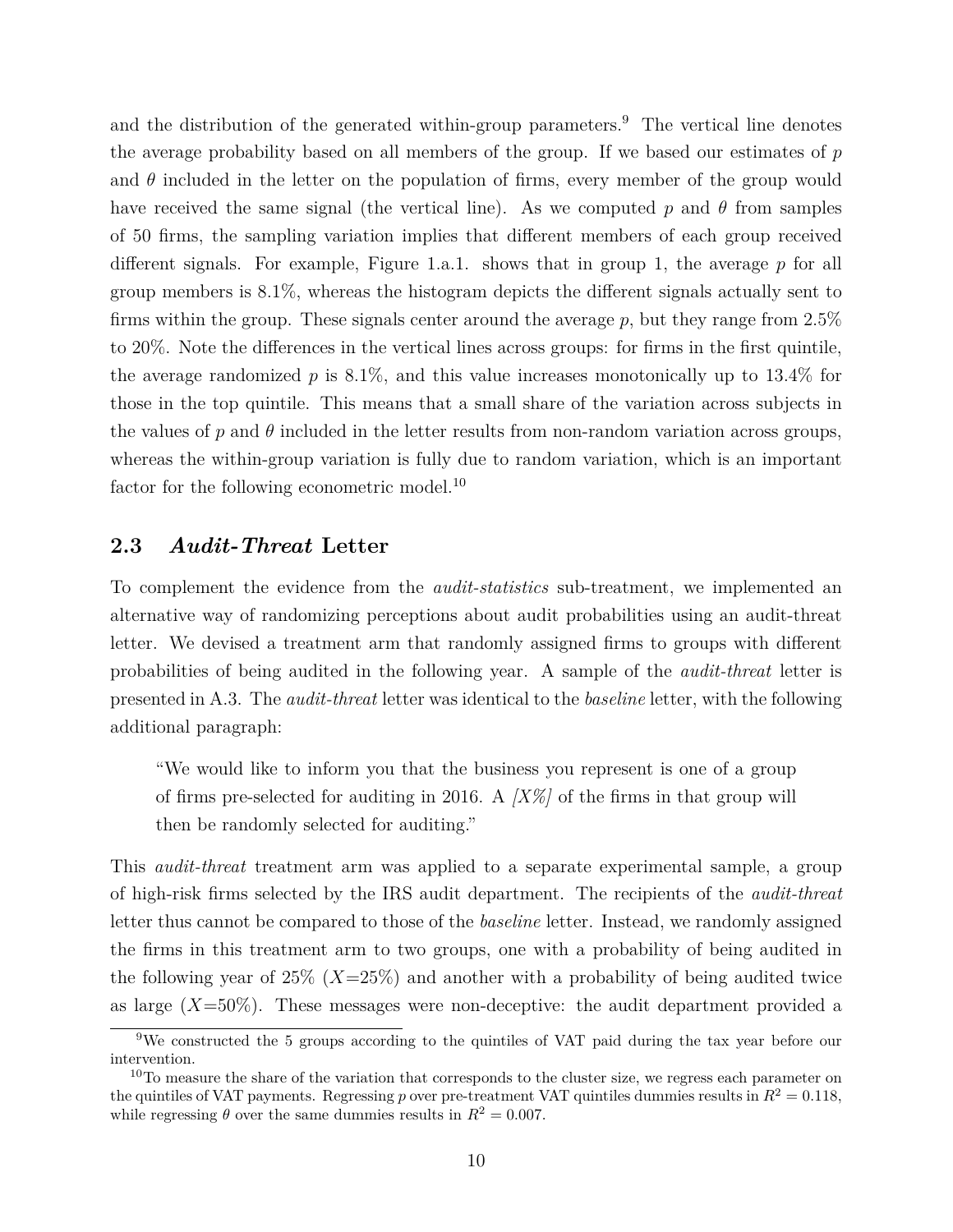and the distribution of the generated within-group parameters.[9] The vertical line denotes the average probability based on all members of the group. If we based our estimates of $p$ and $\theta$ included in the letter on the population of firms, every member of the group would have received the same signal (the vertical line). As we computed $p$ and $\theta$ from samples of 50 firms, the sampling variation implies that different members of each group received different signals. For example, Figure 1.a.1. shows that in group 1, the average $p$ for all group members is 8.1%, whereas the histogram depicts the different signals actually sent to firms within the group. These signals center around the average $p$, but they range from 2.5% to 20%. Note the differences in the vertical lines across groups: for firms in the first quintile, the average randomized $p$ is 8.1%, and this value increases monotonically up to 13.4% for those in the top quintile. This means that a small share of the variation across subjects in the values of $p$ and $\theta$ included in the letter results from non-random variation across groups, whereas the within-group variation is fully due to random variation, which is an important factor for the following econometric model.[10]

## 2.3 *Audit-Threat* Letter

To complement the evidence from the *audit-statistics* sub-treatment, we implemented an alternative way of randomizing perceptions about audit probabilities using an audit-threat letter. We devised a treatment arm that randomly assigned firms to groups with different probabilities of being audited in the following year. A sample of the *audit-threat* letter is presented in A.3. The *audit-threat* letter was identical to the *baseline* letter, with the following additional paragraph:

> "We would like to inform you that the business you represent is one of a group of firms pre-selected for auditing in 2016. A *[X%]* of the firms in that group will then be randomly selected for auditing."

This *audit-threat* treatment arm was applied to a separate experimental sample, a group of high-risk firms selected by the IRS audit department. The recipients of the *audit-threat* letter thus cannot be compared to those of the *baseline* letter. Instead, we randomly assigned the firms in this treatment arm to two groups, one with a probability of being audited in the following year of 25% ($X$=25%) and another with a probability of being audited twice as large ($X$=50%). These messages were non-deceptive: the audit department provided a

[9] We constructed the 5 groups according to the quintiles of VAT paid during the tax year before our intervention.

[10] To measure the share of the variation that corresponds to the cluster size, we regress each parameter on the quintiles of VAT payments. Regressing $p$ over pre-treatment VAT quintiles dummies results in $R^2 = 0.118$, while regressing $\theta$ over the same dummies results in $R^2 = 0.007$.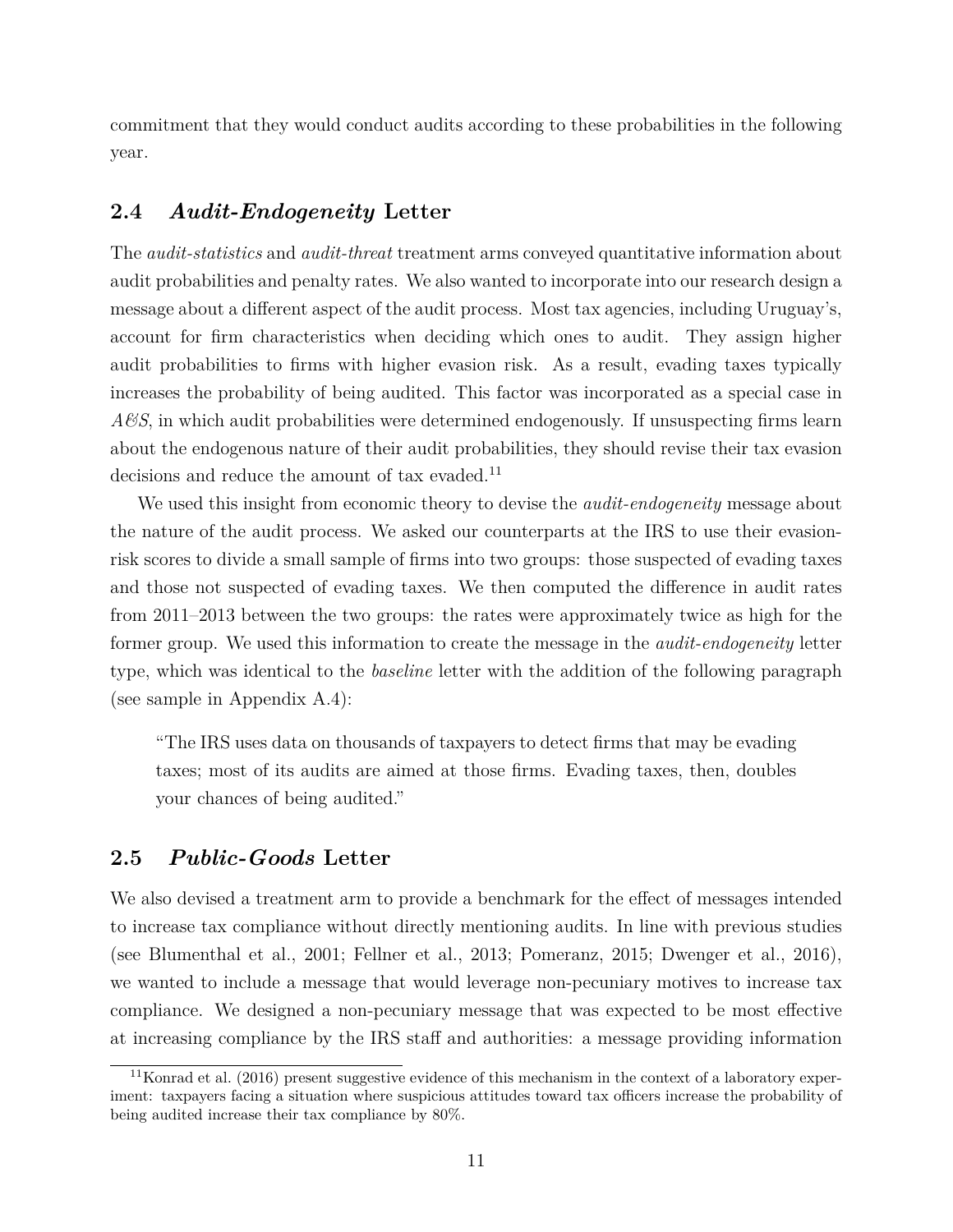commitment that they would conduct audits according to these probabilities in the following year.

## 2.4 *Audit-Endogeneity* Letter

The *audit-statistics* and *audit-threat* treatment arms conveyed quantitative information about audit probabilities and penalty rates. We also wanted to incorporate into our research design a message about a different aspect of the audit process. Most tax agencies, including Uruguay's, account for firm characteristics when deciding which ones to audit. They assign higher audit probabilities to firms with higher evasion risk. As a result, evading taxes typically increases the probability of being audited. This factor was incorporated as a special case in *A&S*, in which audit probabilities were determined endogenously. If unsuspecting firms learn about the endogenous nature of their audit probabilities, they should revise their tax evasion decisions and reduce the amount of tax evaded.[11]

We used this insight from economic theory to devise the *audit-endogeneity* message about the nature of the audit process. We asked our counterparts at the IRS to use their evasion-risk scores to divide a small sample of firms into two groups: those suspected of evading taxes and those not suspected of evading taxes. We then computed the difference in audit rates from 2011–2013 between the two groups: the rates were approximately twice as high for the former group. We used this information to create the message in the *audit-endogeneity* letter type, which was identical to the *baseline* letter with the addition of the following paragraph (see sample in Appendix A.4):

> "The IRS uses data on thousands of taxpayers to detect firms that may be evading taxes; most of its audits are aimed at those firms. Evading taxes, then, doubles your chances of being audited."

## 2.5 *Public-Goods* Letter

We also devised a treatment arm to provide a benchmark for the effect of messages intended to increase tax compliance without directly mentioning audits. In line with previous studies (see Blumenthal et al., 2001; Fellner et al., 2013; Pomeranz, 2015; Dwenger et al., 2016), we wanted to include a message that would leverage non-pecuniary motives to increase tax compliance. We designed a non-pecuniary message that was expected to be most effective at increasing compliance by the IRS staff and authorities: a message providing information

[11] Konrad et al. (2016) present suggestive evidence of this mechanism in the context of a laboratory experiment: taxpayers facing a situation where suspicious attitudes toward tax officers increase the probability of being audited increase their tax compliance by 80%.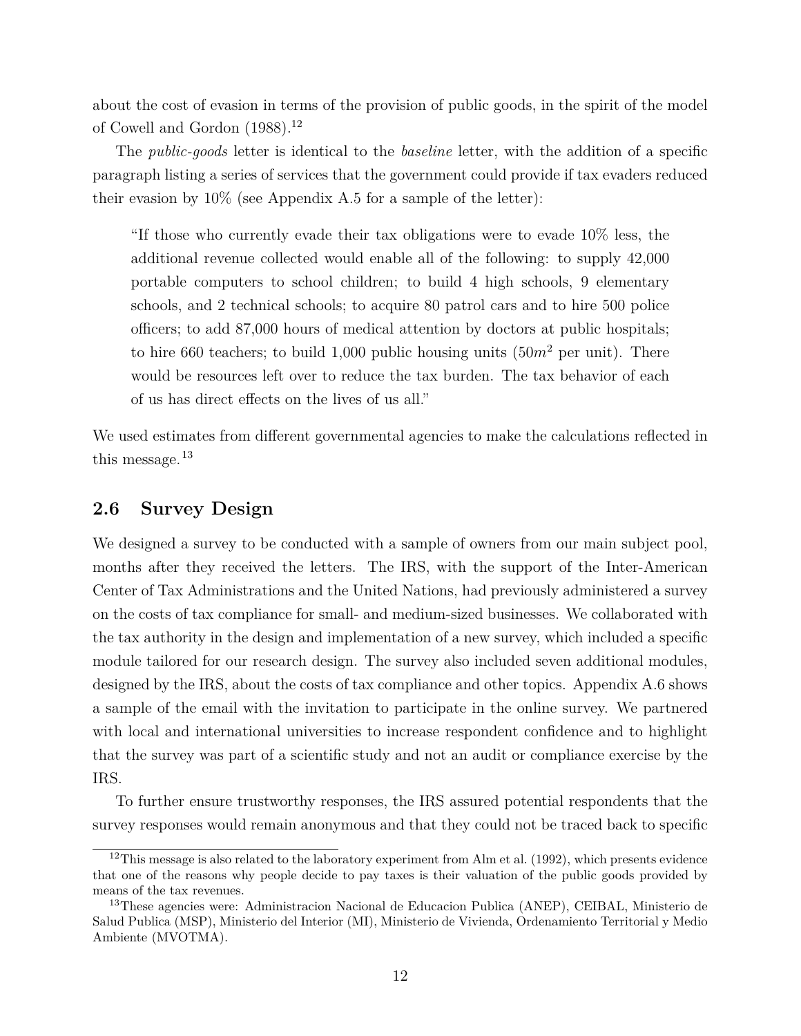about the cost of evasion in terms of the provision of public goods, in the spirit of the model of Cowell and Gordon (1988).[12]

The *public-goods* letter is identical to the *baseline* letter, with the addition of a specific paragraph listing a series of services that the government could provide if tax evaders reduced their evasion by 10% (see Appendix A.5 for a sample of the letter):

> "If those who currently evade their tax obligations were to evade 10% less, the additional revenue collected would enable all of the following: to supply 42,000 portable computers to school children; to build 4 high schools, 9 elementary schools, and 2 technical schools; to acquire 80 patrol cars and to hire 500 police officers; to add 87,000 hours of medical attention by doctors at public hospitals; to hire 660 teachers; to build 1,000 public housing units ($50m^2$ per unit). There would be resources left over to reduce the tax burden. The tax behavior of each of us has direct effects on the lives of us all."

We used estimates from different governmental agencies to make the calculations reflected in this message.[13]

## 2.6 Survey Design

We designed a survey to be conducted with a sample of owners from our main subject pool, months after they received the letters. The IRS, with the support of the Inter-American Center of Tax Administrations and the United Nations, had previously administered a survey on the costs of tax compliance for small- and medium-sized businesses. We collaborated with the tax authority in the design and implementation of a new survey, which included a specific module tailored for our research design. The survey also included seven additional modules, designed by the IRS, about the costs of tax compliance and other topics. Appendix A.6 shows a sample of the email with the invitation to participate in the online survey. We partnered with local and international universities to increase respondent confidence and to highlight that the survey was part of a scientific study and not an audit or compliance exercise by the IRS.

To further ensure trustworthy responses, the IRS assured potential respondents that the survey responses would remain anonymous and that they could not be traced back to specific

[12] This message is also related to the laboratory experiment from Alm et al. (1992), which presents evidence that one of the reasons why people decide to pay taxes is their valuation of the public goods provided by means of the tax revenues.

[13] These agencies were: Administracion Nacional de Educacion Publica (ANEP), CEIBAL, Ministerio de Salud Publica (MSP), Ministerio del Interior (MI), Ministerio de Vivienda, Ordenamiento Territorial y Medio Ambiente (MVOTMA).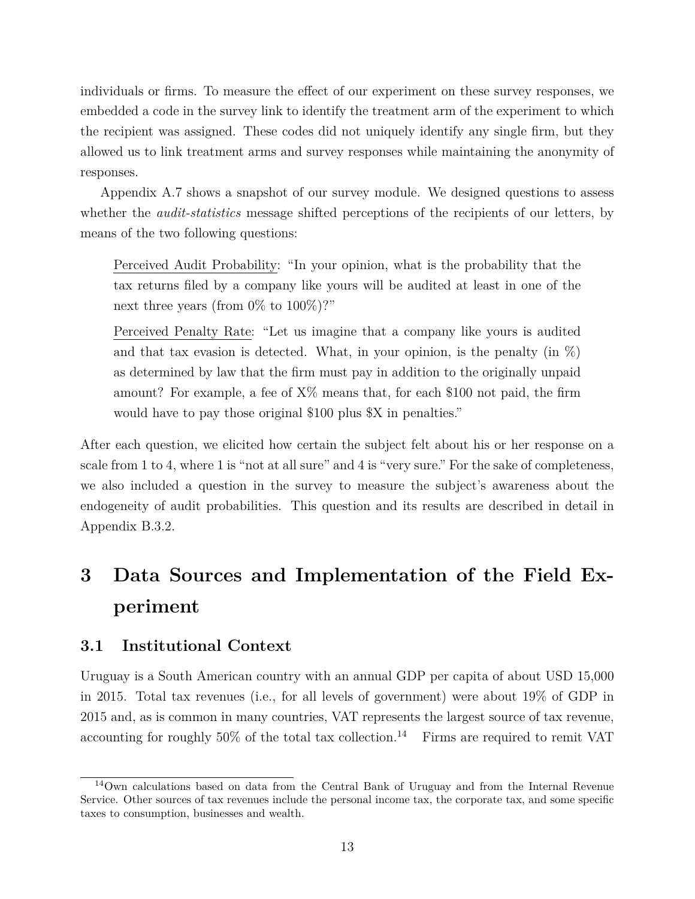individuals or firms. To measure the effect of our experiment on these survey responses, we embedded a code in the survey link to identify the treatment arm of the experiment to which the recipient was assigned. These codes did not uniquely identify any single firm, but they allowed us to link treatment arms and survey responses while maintaining the anonymity of responses.

Appendix A.7 shows a snapshot of our survey module. We designed questions to assess whether the *audit-statistics* message shifted perceptions of the recipients of our letters, by means of the two following questions:

> Perceived Audit Probability: "In your opinion, what is the probability that the tax returns filed by a company like yours will be audited at least in one of the next three years (from 0% to 100%)?"
>
> Perceived Penalty Rate: "Let us imagine that a company like yours is audited and that tax evasion is detected. What, in your opinion, is the penalty (in %) as determined by law that the firm must pay in addition to the originally unpaid amount? For example, a fee of X% means that, for each $100 not paid, the firm would have to pay those original $100 plus $X in penalties."

After each question, we elicited how certain the subject felt about his or her response on a scale from 1 to 4, where 1 is "not at all sure" and 4 is "very sure." For the sake of completeness, we also included a question in the survey to measure the subject's awareness about the endogeneity of audit probabilities. This question and its results are described in detail in Appendix B.3.2.

# 3 Data Sources and Implementation of the Field Experiment

## 3.1 Institutional Context

Uruguay is a South American country with an annual GDP per capita of about USD 15,000 in 2015. Total tax revenues (i.e., for all levels of government) were about 19% of GDP in 2015 and, as is common in many countries, VAT represents the largest source of tax revenue, accounting for roughly 50% of the total tax collection.[14] Firms are required to remit VAT

[14] Own calculations based on data from the Central Bank of Uruguay and from the Internal Revenue Service. Other sources of tax revenues include the personal income tax, the corporate tax, and some specific taxes to consumption, businesses and wealth.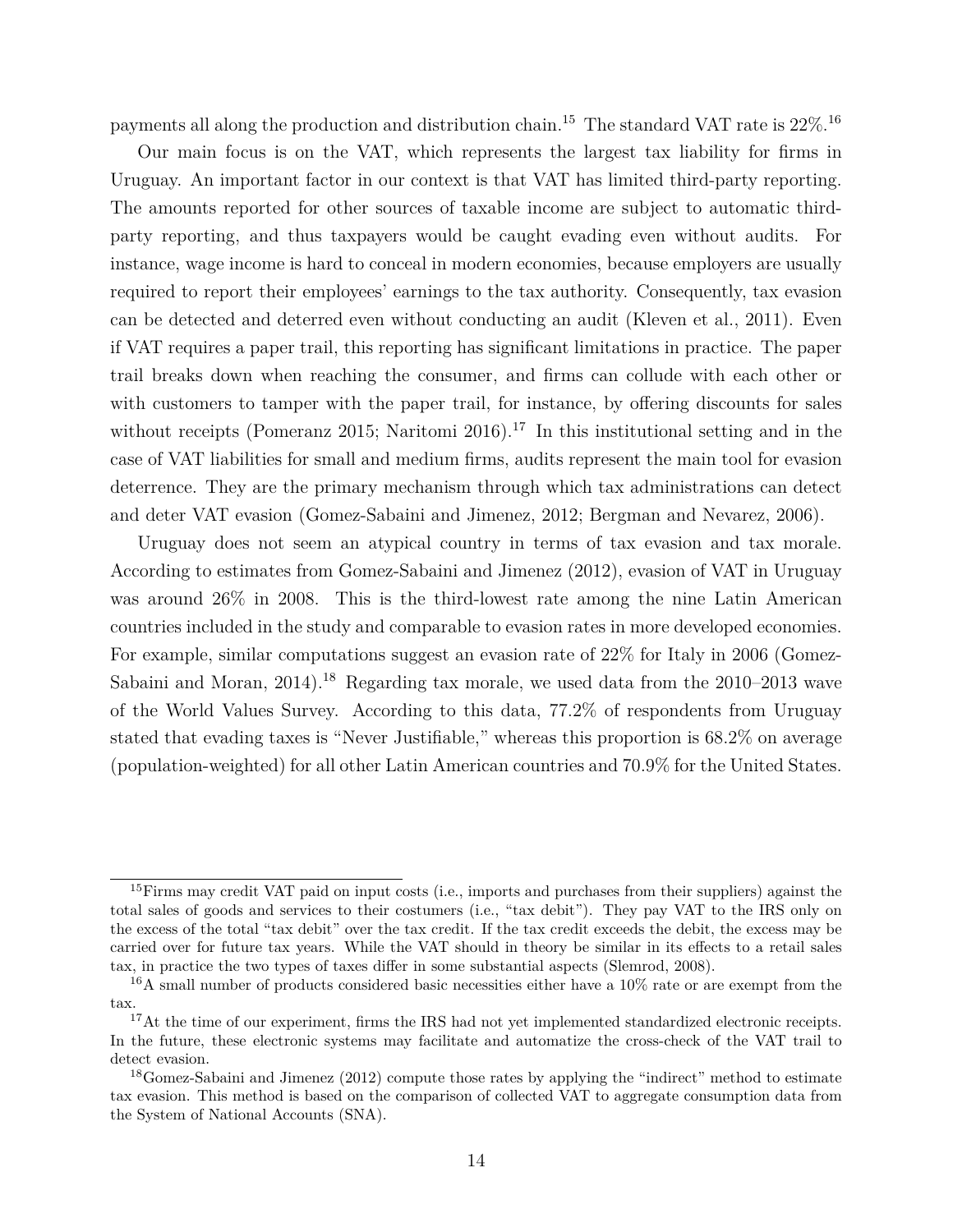payments all along the production and distribution chain.[15] The standard VAT rate is 22%.[16]

Our main focus is on the VAT, which represents the largest tax liability for firms in Uruguay. An important factor in our context is that VAT has limited third-party reporting. The amounts reported for other sources of taxable income are subject to automatic third-party reporting, and thus taxpayers would be caught evading even without audits. For instance, wage income is hard to conceal in modern economies, because employers are usually required to report their employees' earnings to the tax authority. Consequently, tax evasion can be detected and deterred even without conducting an audit (Kleven et al., 2011). Even if VAT requires a paper trail, this reporting has significant limitations in practice. The paper trail breaks down when reaching the consumer, and firms can collude with each other or with customers to tamper with the paper trail, for instance, by offering discounts for sales without receipts (Pomeranz 2015; Naritomi 2016).[17] In this institutional setting and in the case of VAT liabilities for small and medium firms, audits represent the main tool for evasion deterrence. They are the primary mechanism through which tax administrations can detect and deter VAT evasion (Gomez-Sabaini and Jimenez, 2012; Bergman and Nevarez, 2006).

Uruguay does not seem an atypical country in terms of tax evasion and tax morale. According to estimates from Gomez-Sabaini and Jimenez (2012), evasion of VAT in Uruguay was around 26% in 2008. This is the third-lowest rate among the nine Latin American countries included in the study and comparable to evasion rates in more developed economies. For example, similar computations suggest an evasion rate of 22% for Italy in 2006 (Gomez-Sabaini and Moran, 2014).[18] Regarding tax morale, we used data from the 2010–2013 wave of the World Values Survey. According to this data, 77.2% of respondents from Uruguay stated that evading taxes is "Never Justifiable," whereas this proportion is 68.2% on average (population-weighted) for all other Latin American countries and 70.9% for the United States.

---

[15] Firms may credit VAT paid on input costs (i.e., imports and purchases from their suppliers) against the total sales of goods and services to their costumers (i.e., "tax debit"). They pay VAT to the IRS only on the excess of the total "tax debit" over the tax credit. If the tax credit exceeds the debit, the excess may be carried over for future tax years. While the VAT should in theory be similar in its effects to a retail sales tax, in practice the two types of taxes differ in some substantial aspects (Slemrod, 2008).

[16] A small number of products considered basic necessities either have a 10% rate or are exempt from the tax.

[17] At the time of our experiment, firms the IRS had not yet implemented standardized electronic receipts. In the future, these electronic systems may facilitate and automatize the cross-check of the VAT trail to detect evasion.

[18] Gomez-Sabaini and Jimenez (2012) compute those rates by applying the "indirect" method to estimate tax evasion. This method is based on the comparison of collected VAT to aggregate consumption data from the System of National Accounts (SNA).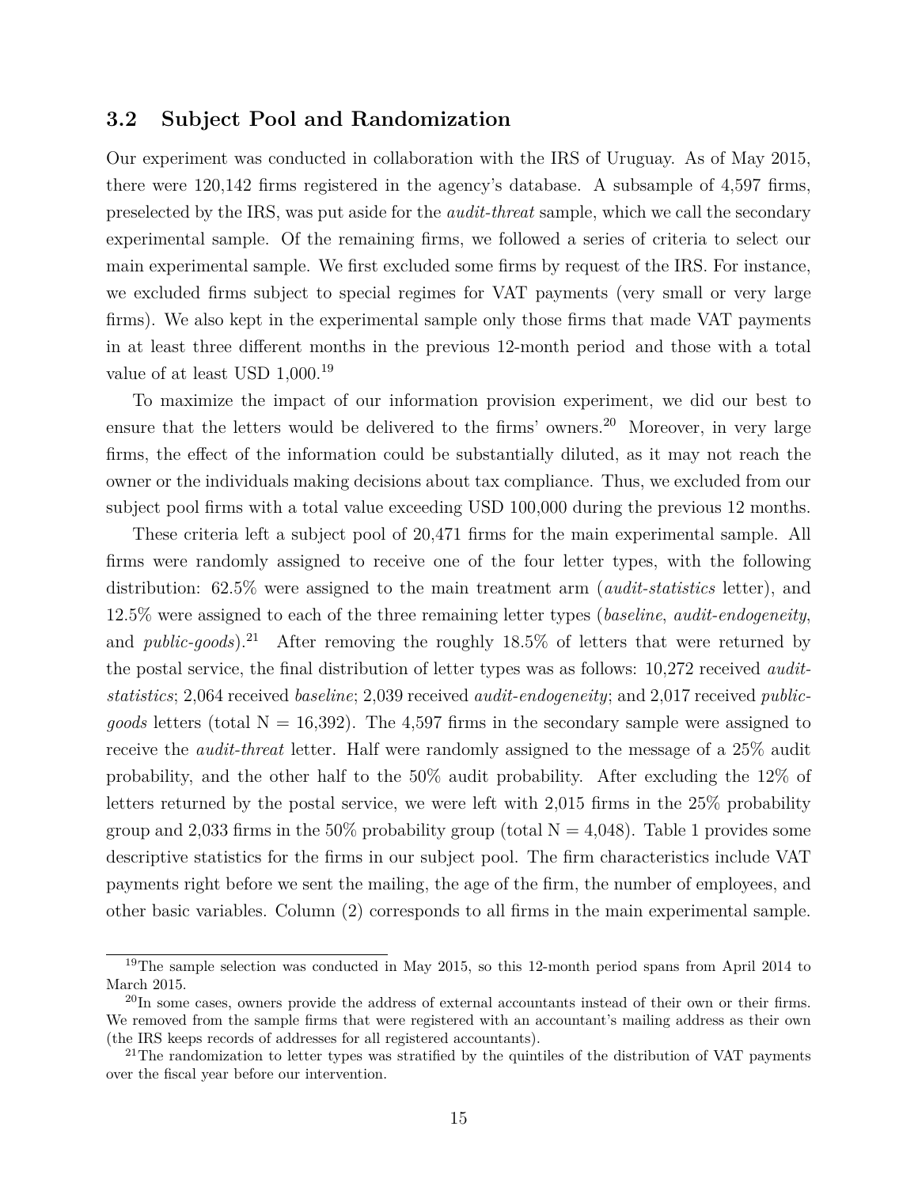### 3.2 Subject Pool and Randomization

Our experiment was conducted in collaboration with the IRS of Uruguay. As of May 2015, there were 120,142 firms registered in the agency's database. A subsample of 4,597 firms, preselected by the IRS, was put aside for the *audit-threat* sample, which we call the secondary experimental sample. Of the remaining firms, we followed a series of criteria to select our main experimental sample. We first excluded some firms by request of the IRS. For instance, we excluded firms subject to special regimes for VAT payments (very small or very large firms). We also kept in the experimental sample only those firms that made VAT payments in at least three different months in the previous 12-month period and those with a total value of at least USD 1,000.[19]

To maximize the impact of our information provision experiment, we did our best to ensure that the letters would be delivered to the firms' owners.[20] Moreover, in very large firms, the effect of the information could be substantially diluted, as it may not reach the owner or the individuals making decisions about tax compliance. Thus, we excluded from our subject pool firms with a total value exceeding USD 100,000 during the previous 12 months.

These criteria left a subject pool of 20,471 firms for the main experimental sample. All firms were randomly assigned to receive one of the four letter types, with the following distribution: 62.5% were assigned to the main treatment arm (*audit-statistics* letter), and 12.5% were assigned to each of the three remaining letter types (*baseline*, *audit-endogeneity*, and *public-goods*).[21] After removing the roughly 18.5% of letters that were returned by the postal service, the final distribution of letter types was as follows: 10,272 received *audit-statistics*; 2,064 received *baseline*; 2,039 received *audit-endogeneity*; and 2,017 received *public-goods* letters (total N = 16,392). The 4,597 firms in the secondary sample were assigned to receive the *audit-threat* letter. Half were randomly assigned to the message of a 25% audit probability, and the other half to the 50% audit probability. After excluding the 12% of letters returned by the postal service, we were left with 2,015 firms in the 25% probability group and 2,033 firms in the 50% probability group (total N = 4,048). Table 1 provides some descriptive statistics for the firms in our subject pool. The firm characteristics include VAT payments right before we sent the mailing, the age of the firm, the number of employees, and other basic variables. Column (2) corresponds to all firms in the main experimental sample.

[19]The sample selection was conducted in May 2015, so this 12-month period spans from April 2014 to March 2015.

[20]In some cases, owners provide the address of external accountants instead of their own or their firms. We removed from the sample firms that were registered with an accountant's mailing address as their own (the IRS keeps records of addresses for all registered accountants).

[21]The randomization to letter types was stratified by the quintiles of the distribution of VAT payments over the fiscal year before our intervention.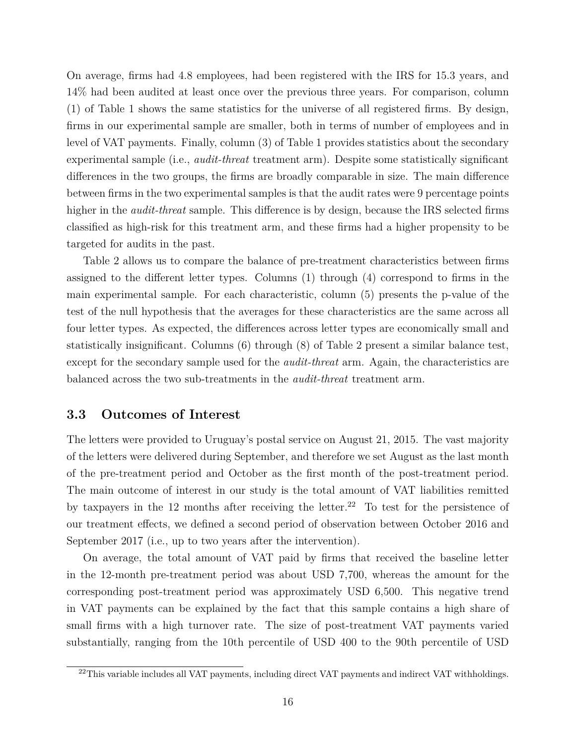On average, firms had 4.8 employees, had been registered with the IRS for 15.3 years, and 14% had been audited at least once over the previous three years. For comparison, column (1) of Table 1 shows the same statistics for the universe of all registered firms. By design, firms in our experimental sample are smaller, both in terms of number of employees and in level of VAT payments. Finally, column (3) of Table 1 provides statistics about the secondary experimental sample (i.e., *audit-threat* treatment arm). Despite some statistically significant differences in the two groups, the firms are broadly comparable in size. The main difference between firms in the two experimental samples is that the audit rates were 9 percentage points higher in the *audit-threat* sample. This difference is by design, because the IRS selected firms classified as high-risk for this treatment arm, and these firms had a higher propensity to be targeted for audits in the past.

Table 2 allows us to compare the balance of pre-treatment characteristics between firms assigned to the different letter types. Columns (1) through (4) correspond to firms in the main experimental sample. For each characteristic, column (5) presents the p-value of the test of the null hypothesis that the averages for these characteristics are the same across all four letter types. As expected, the differences across letter types are economically small and statistically insignificant. Columns (6) through (8) of Table 2 present a similar balance test, except for the secondary sample used for the *audit-threat* arm. Again, the characteristics are balanced across the two sub-treatments in the *audit-threat* treatment arm.

### 3.3 Outcomes of Interest

The letters were provided to Uruguay's postal service on August 21, 2015. The vast majority of the letters were delivered during September, and therefore we set August as the last month of the pre-treatment period and October as the first month of the post-treatment period. The main outcome of interest in our study is the total amount of VAT liabilities remitted by taxpayers in the 12 months after receiving the letter.[22] To test for the persistence of our treatment effects, we defined a second period of observation between October 2016 and September 2017 (i.e., up to two years after the intervention).

On average, the total amount of VAT paid by firms that received the baseline letter in the 12-month pre-treatment period was about USD 7,700, whereas the amount for the corresponding post-treatment period was approximately USD 6,500. This negative trend in VAT payments can be explained by the fact that this sample contains a high share of small firms with a high turnover rate. The size of post-treatment VAT payments varied substantially, ranging from the 10th percentile of USD 400 to the 90th percentile of USD

[22] This variable includes all VAT payments, including direct VAT payments and indirect VAT withholdings.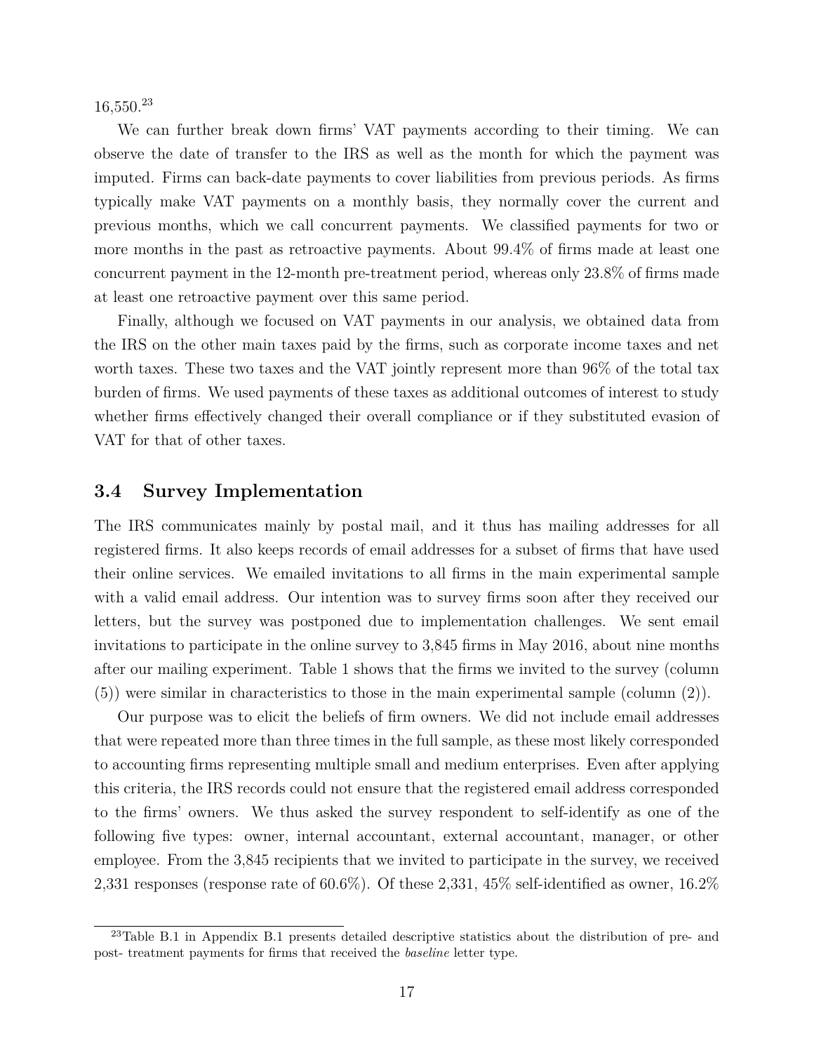16,550.[23]

We can further break down firms' VAT payments according to their timing. We can observe the date of transfer to the IRS as well as the month for which the payment was imputed. Firms can back-date payments to cover liabilities from previous periods. As firms typically make VAT payments on a monthly basis, they normally cover the current and previous months, which we call concurrent payments. We classified payments for two or more months in the past as retroactive payments. About 99.4% of firms made at least one concurrent payment in the 12-month pre-treatment period, whereas only 23.8% of firms made at least one retroactive payment over this same period.

Finally, although we focused on VAT payments in our analysis, we obtained data from the IRS on the other main taxes paid by the firms, such as corporate income taxes and net worth taxes. These two taxes and the VAT jointly represent more than 96% of the total tax burden of firms. We used payments of these taxes as additional outcomes of interest to study whether firms effectively changed their overall compliance or if they substituted evasion of VAT for that of other taxes.

### 3.4 Survey Implementation

The IRS communicates mainly by postal mail, and it thus has mailing addresses for all registered firms. It also keeps records of email addresses for a subset of firms that have used their online services. We emailed invitations to all firms in the main experimental sample with a valid email address. Our intention was to survey firms soon after they received our letters, but the survey was postponed due to implementation challenges. We sent email invitations to participate in the online survey to 3,845 firms in May 2016, about nine months after our mailing experiment. Table 1 shows that the firms we invited to the survey (column (5)) were similar in characteristics to those in the main experimental sample (column (2)).

Our purpose was to elicit the beliefs of firm owners. We did not include email addresses that were repeated more than three times in the full sample, as these most likely corresponded to accounting firms representing multiple small and medium enterprises. Even after applying this criteria, the IRS records could not ensure that the registered email address corresponded to the firms' owners. We thus asked the survey respondent to self-identify as one of the following five types: owner, internal accountant, external accountant, manager, or other employee. From the 3,845 recipients that we invited to participate in the survey, we received 2,331 responses (response rate of 60.6%). Of these 2,331, 45% self-identified as owner, 16.2%

[23] Table B.1 in Appendix B.1 presents detailed descriptive statistics about the distribution of pre- and post- treatment payments for firms that received the *baseline* letter type.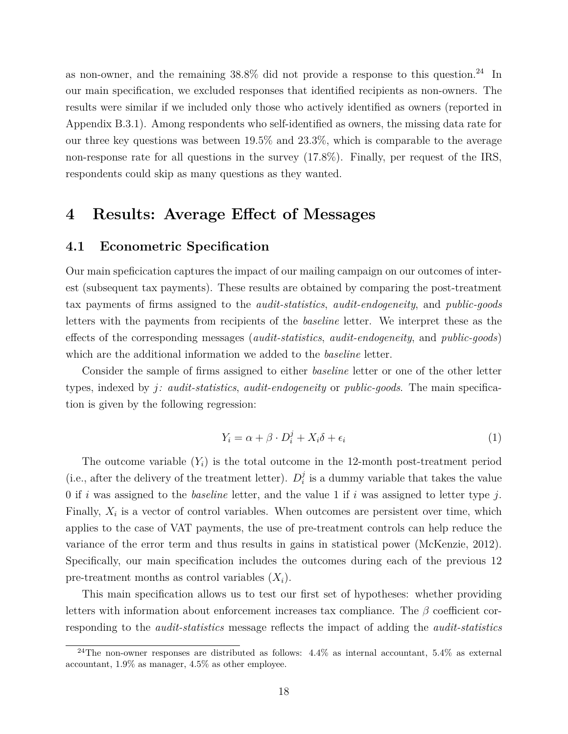as non-owner, and the remaining 38.8% did not provide a response to this question.[24] In our main specification, we excluded responses that identified recipients as non-owners. The results were similar if we included only those who actively identified as owners (reported in Appendix B.3.1). Among respondents who self-identified as owners, the missing data rate for our three key questions was between 19.5% and 23.3%, which is comparable to the average non-response rate for all questions in the survey (17.8%). Finally, per request of the IRS, respondents could skip as many questions as they wanted.

# 4 Results: Average Effect of Messages

## 4.1 Econometric Specification

Our main speficication captures the impact of our mailing campaign on our outcomes of interest (subsequent tax payments). These results are obtained by comparing the post-treatment tax payments of firms assigned to the *audit-statistics*, *audit-endogeneity*, and *public-goods* letters with the payments from recipients of the *baseline* letter. We interpret these as the effects of the corresponding messages (*audit-statistics*, *audit-endogeneity*, and *public-goods*) which are the additional information we added to the *baseline* letter.

Consider the sample of firms assigned to either *baseline* letter or one of the other letter types, indexed by $j$*: audit-statistics*, *audit-endogeneity* or *public-goods*. The main specification is given by the following regression:

$$Y_i = \alpha + \beta \cdot D_i^j + X_i \delta + \epsilon_i \tag{1}$$

The outcome variable ($Y_i$) is the total outcome in the 12-month post-treatment period (i.e., after the delivery of the treatment letter). $D_i^j$ is a dummy variable that takes the value 0 if $i$ was assigned to the *baseline* letter, and the value 1 if $i$ was assigned to letter type $j$. Finally, $X_i$ is a vector of control variables. When outcomes are persistent over time, which applies to the case of VAT payments, the use of pre-treatment controls can help reduce the variance of the error term and thus results in gains in statistical power (McKenzie, 2012). Specifically, our main specification includes the outcomes during each of the previous 12 pre-treatment months as control variables ($X_i$).

This main specification allows us to test our first set of hypotheses: whether providing letters with information about enforcement increases tax compliance. The $\beta$ coefficient corresponding to the *audit-statistics* message reflects the impact of adding the *audit-statistics*

[24]The non-owner responses are distributed as follows: 4.4% as internal accountant, 5.4% as external accountant, 1.9% as manager, 4.5% as other employee.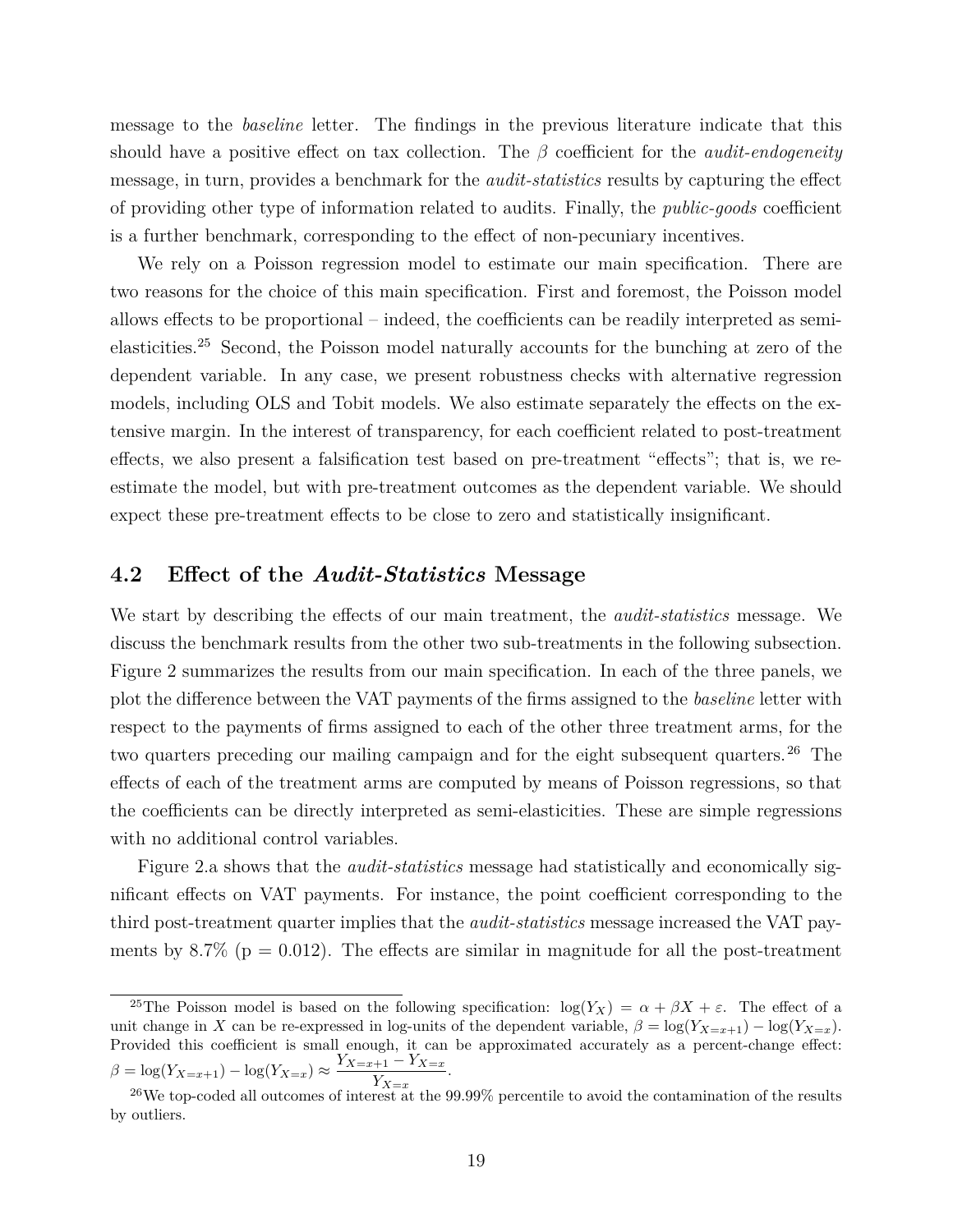message to the *baseline* letter. The findings in the previous literature indicate that this should have a positive effect on tax collection. The $\beta$ coefficient for the *audit-endogeneity* message, in turn, provides a benchmark for the *audit-statistics* results by capturing the effect of providing other type of information related to audits. Finally, the *public-goods* coefficient is a further benchmark, corresponding to the effect of non-pecuniary incentives.

We rely on a Poisson regression model to estimate our main specification. There are two reasons for the choice of this main specification. First and foremost, the Poisson model allows effects to be proportional – indeed, the coefficients can be readily interpreted as semi-elasticities.[25] Second, the Poisson model naturally accounts for the bunching at zero of the dependent variable. In any case, we present robustness checks with alternative regression models, including OLS and Tobit models. We also estimate separately the effects on the extensive margin. In the interest of transparency, for each coefficient related to post-treatment effects, we also present a falsification test based on pre-treatment "effects"; that is, we re-estimate the model, but with pre-treatment outcomes as the dependent variable. We should expect these pre-treatment effects to be close to zero and statistically insignificant.

## 4.2 Effect of the *Audit-Statistics* Message

We start by describing the effects of our main treatment, the *audit-statistics* message. We discuss the benchmark results from the other two sub-treatments in the following subsection. Figure 2 summarizes the results from our main specification. In each of the three panels, we plot the difference between the VAT payments of the firms assigned to the *baseline* letter with respect to the payments of firms assigned to each of the other three treatment arms, for the two quarters preceding our mailing campaign and for the eight subsequent quarters.[26] The effects of each of the treatment arms are computed by means of Poisson regressions, so that the coefficients can be directly interpreted as semi-elasticities. These are simple regressions with no additional control variables.

Figure 2.a shows that the *audit-statistics* message had statistically and economically significant effects on VAT payments. For instance, the point coefficient corresponding to the third post-treatment quarter implies that the *audit-statistics* message increased the VAT payments by 8.7% (p = 0.012). The effects are similar in magnitude for all the post-treatment

---

[25] The Poisson model is based on the following specification: $\log(Y_X) = \alpha + \beta X + \varepsilon$. The effect of a unit change in $X$ can be re-expressed in log-units of the dependent variable, $\beta = \log(Y_{X=x+1}) - \log(Y_{X=x})$. Provided this coefficient is small enough, it can be approximated accurately as a percent-change effect: $\beta = \log(Y_{X=x+1}) - \log(Y_{X=x}) \approx \frac{Y_{X=x+1} - Y_{X=x}}{Y_{X=x}}$.

[26] We top-coded all outcomes of interest at the 99.99% percentile to avoid the contamination of the results by outliers.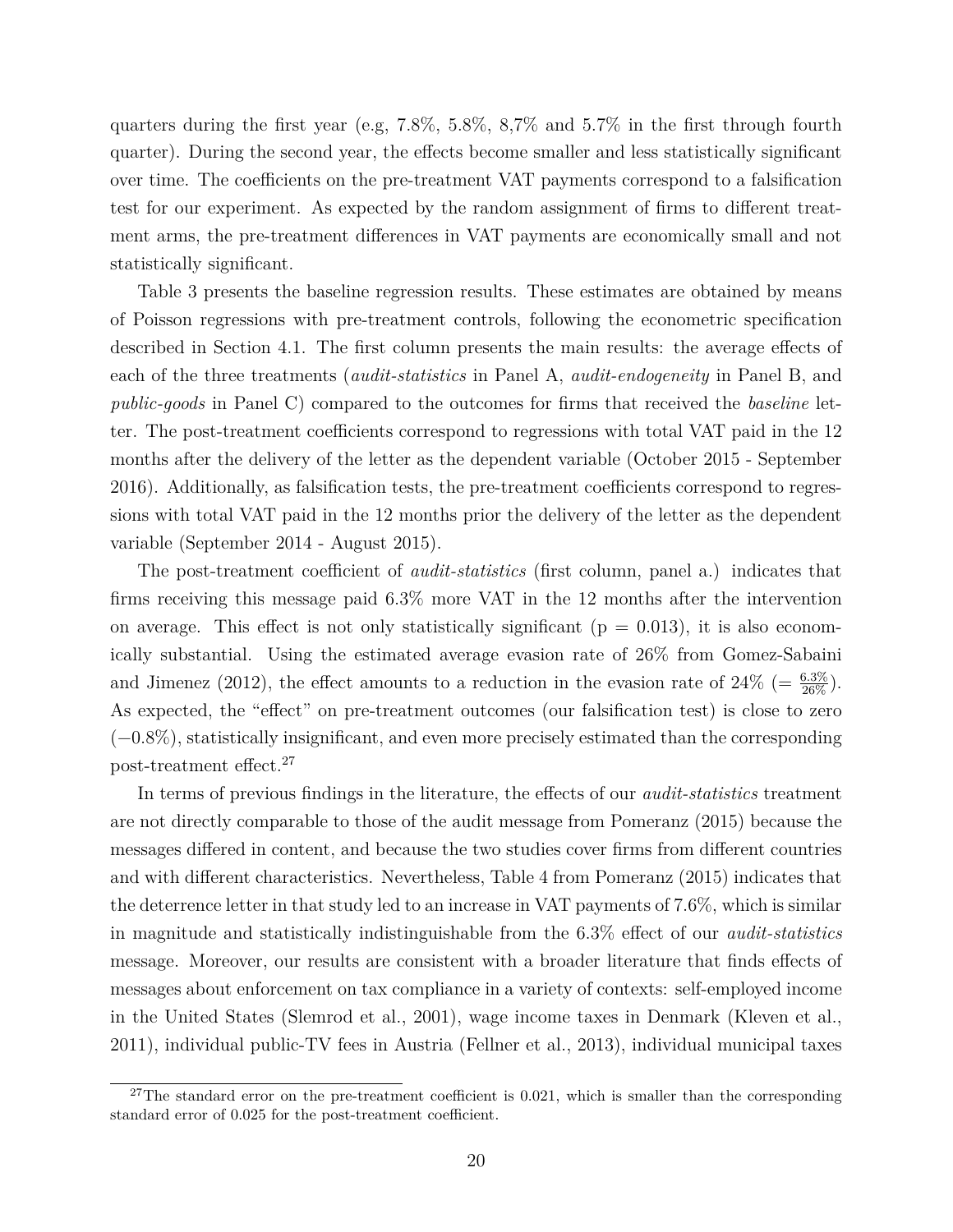quarters during the first year (e.g, 7.8%, 5.8%, 8,7% and 5.7% in the first through fourth quarter). During the second year, the effects become smaller and less statistically significant over time. The coefficients on the pre-treatment VAT payments correspond to a falsification test for our experiment. As expected by the random assignment of firms to different treatment arms, the pre-treatment differences in VAT payments are economically small and not statistically significant.

Table 3 presents the baseline regression results. These estimates are obtained by means of Poisson regressions with pre-treatment controls, following the econometric specification described in Section 4.1. The first column presents the main results: the average effects of each of the three treatments (*audit-statistics* in Panel A, *audit-endogeneity* in Panel B, and *public-goods* in Panel C) compared to the outcomes for firms that received the *baseline* letter. The post-treatment coefficients correspond to regressions with total VAT paid in the 12 months after the delivery of the letter as the dependent variable (October 2015 - September 2016). Additionally, as falsification tests, the pre-treatment coefficients correspond to regressions with total VAT paid in the 12 months prior the delivery of the letter as the dependent variable (September 2014 - August 2015).

The post-treatment coefficient of *audit-statistics* (first column, panel a.) indicates that firms receiving this message paid 6.3% more VAT in the 12 months after the intervention on average. This effect is not only statistically significant ($p = 0.013$), it is also economically substantial. Using the estimated average evasion rate of 26% from Gomez-Sabaini and Jimenez (2012), the effect amounts to a reduction in the evasion rate of 24% ($= \frac{6.3\%}{26\%}$). As expected, the "effect" on pre-treatment outcomes (our falsification test) is close to zero ($-0.8\%$), statistically insignificant, and even more precisely estimated than the corresponding post-treatment effect.[27]

In terms of previous findings in the literature, the effects of our *audit-statistics* treatment are not directly comparable to those of the audit message from Pomeranz (2015) because the messages differed in content, and because the two studies cover firms from different countries and with different characteristics. Nevertheless, Table 4 from Pomeranz (2015) indicates that the deterrence letter in that study led to an increase in VAT payments of 7.6%, which is similar in magnitude and statistically indistinguishable from the 6.3% effect of our *audit-statistics* message. Moreover, our results are consistent with a broader literature that finds effects of messages about enforcement on tax compliance in a variety of contexts: self-employed income in the United States (Slemrod et al., 2001), wage income taxes in Denmark (Kleven et al., 2011), individual public-TV fees in Austria (Fellner et al., 2013), individual municipal taxes

[27] The standard error on the pre-treatment coefficient is 0.021, which is smaller than the corresponding standard error of 0.025 for the post-treatment coefficient.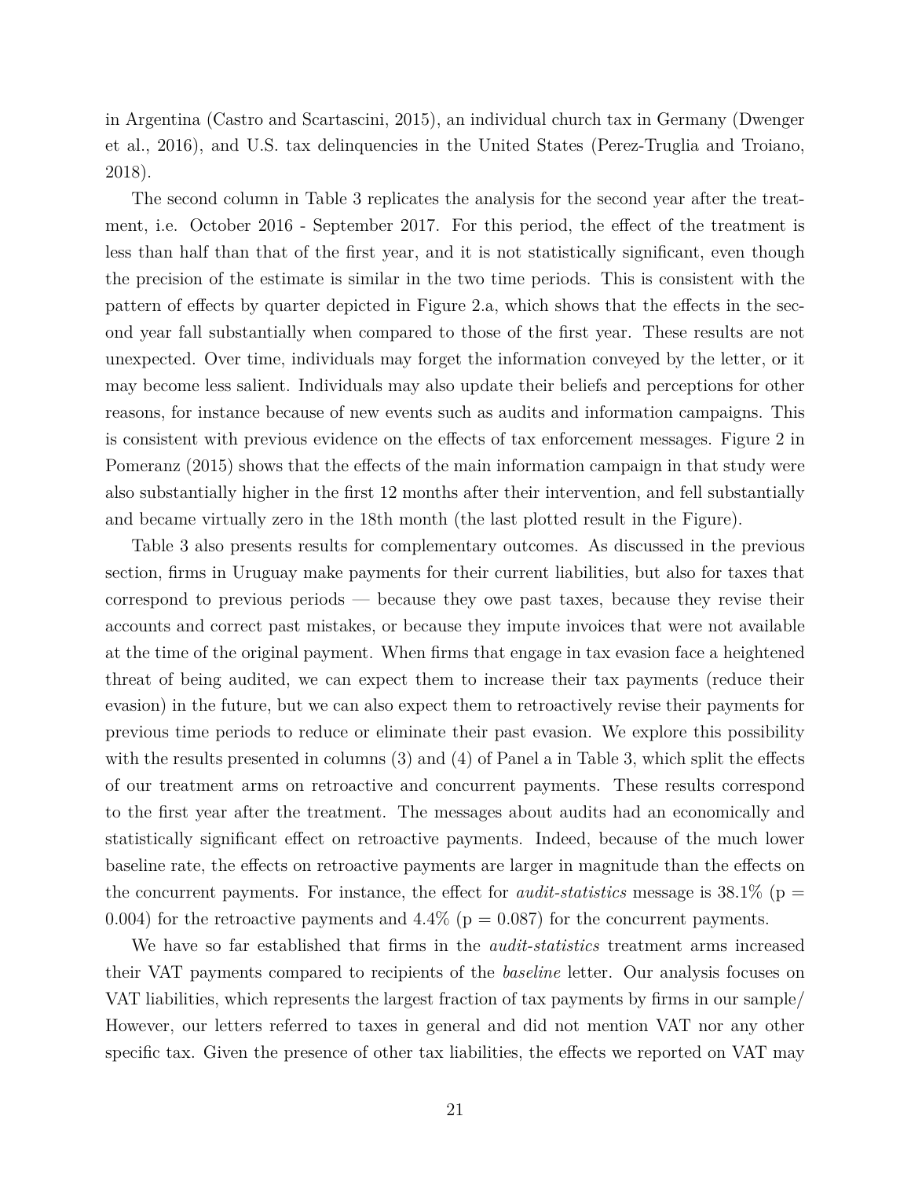in Argentina (Castro and Scartascini, 2015), an individual church tax in Germany (Dwenger et al., 2016), and U.S. tax delinquencies in the United States (Perez-Truglia and Troiano, 2018).

The second column in Table 3 replicates the analysis for the second year after the treatment, i.e. October 2016 - September 2017. For this period, the effect of the treatment is less than half than that of the first year, and it is not statistically significant, even though the precision of the estimate is similar in the two time periods. This is consistent with the pattern of effects by quarter depicted in Figure 2.a, which shows that the effects in the second year fall substantially when compared to those of the first year. These results are not unexpected. Over time, individuals may forget the information conveyed by the letter, or it may become less salient. Individuals may also update their beliefs and perceptions for other reasons, for instance because of new events such as audits and information campaigns. This is consistent with previous evidence on the effects of tax enforcement messages. Figure 2 in Pomeranz (2015) shows that the effects of the main information campaign in that study were also substantially higher in the first 12 months after their intervention, and fell substantially and became virtually zero in the 18th month (the last plotted result in the Figure).

Table 3 also presents results for complementary outcomes. As discussed in the previous section, firms in Uruguay make payments for their current liabilities, but also for taxes that correspond to previous periods — because they owe past taxes, because they revise their accounts and correct past mistakes, or because they impute invoices that were not available at the time of the original payment. When firms that engage in tax evasion face a heightened threat of being audited, we can expect them to increase their tax payments (reduce their evasion) in the future, but we can also expect them to retroactively revise their payments for previous time periods to reduce or eliminate their past evasion. We explore this possibility with the results presented in columns (3) and (4) of Panel a in Table 3, which split the effects of our treatment arms on retroactive and concurrent payments. These results correspond to the first year after the treatment. The messages about audits had an economically and statistically significant effect on retroactive payments. Indeed, because of the much lower baseline rate, the effects on retroactive payments are larger in magnitude than the effects on the concurrent payments. For instance, the effect for *audit-statistics* message is 38.1% ($p = 0.004$) for the retroactive payments and 4.4% ($p = 0.087$) for the concurrent payments.

We have so far established that firms in the *audit-statistics* treatment arms increased their VAT payments compared to recipients of the *baseline* letter. Our analysis focuses on VAT liabilities, which represents the largest fraction of tax payments by firms in our sample/ However, our letters referred to taxes in general and did not mention VAT nor any other specific tax. Given the presence of other tax liabilities, the effects we reported on VAT may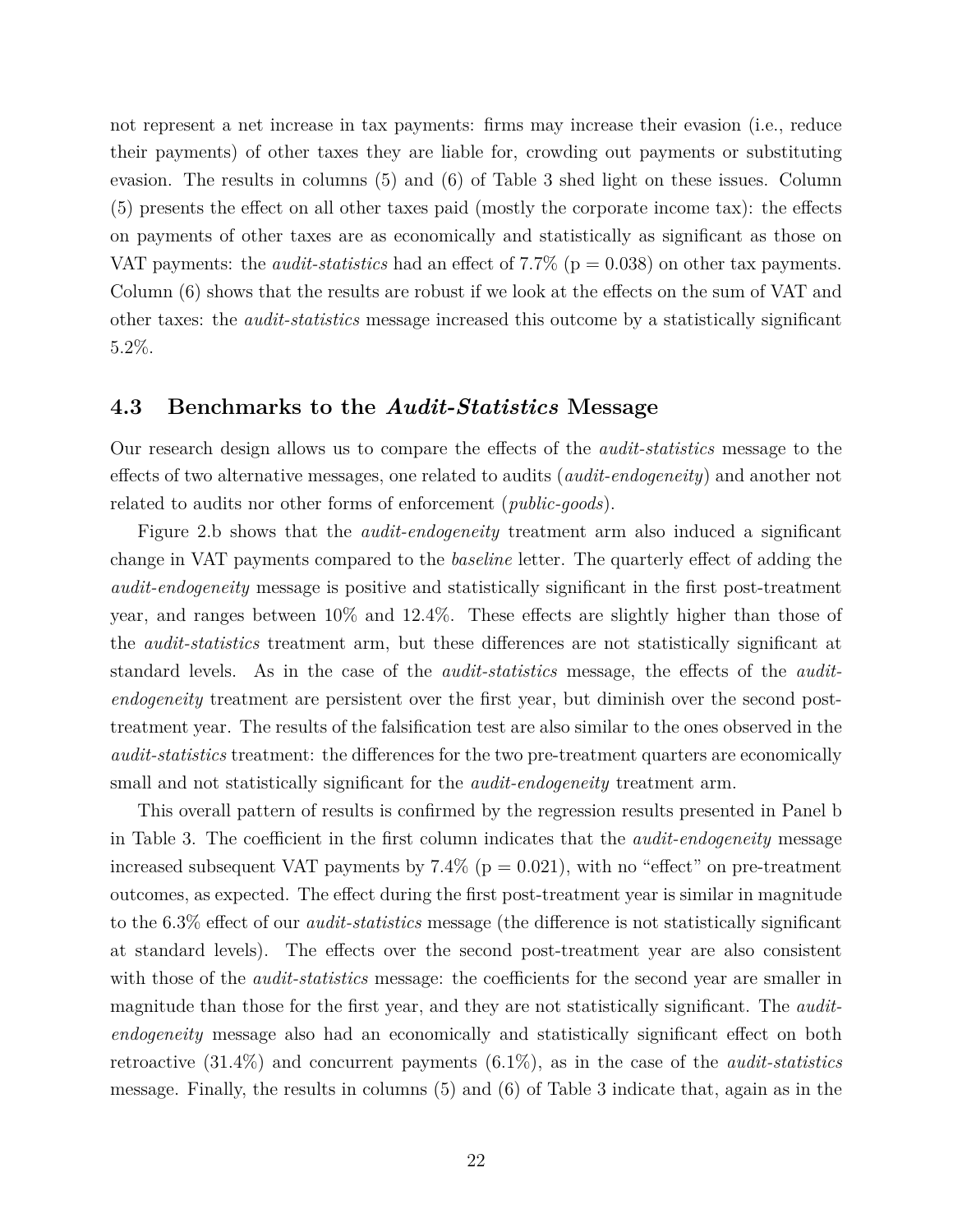not represent a net increase in tax payments: firms may increase their evasion (i.e., reduce their payments) of other taxes they are liable for, crowding out payments or substituting evasion. The results in columns (5) and (6) of Table 3 shed light on these issues. Column (5) presents the effect on all other taxes paid (mostly the corporate income tax): the effects on payments of other taxes are as economically and statistically as significant as those on VAT payments: the *audit-statistics* had an effect of 7.7% (p = 0.038) on other tax payments. Column (6) shows that the results are robust if we look at the effects on the sum of VAT and other taxes: the *audit-statistics* message increased this outcome by a statistically significant 5.2%.

## 4.3 Benchmarks to the *Audit-Statistics* Message

Our research design allows us to compare the effects of the *audit-statistics* message to the effects of two alternative messages, one related to audits (*audit-endogeneity*) and another not related to audits nor other forms of enforcement (*public-goods*).

Figure 2.b shows that the *audit-endogeneity* treatment arm also induced a significant change in VAT payments compared to the *baseline* letter. The quarterly effect of adding the *audit-endogeneity* message is positive and statistically significant in the first post-treatment year, and ranges between 10% and 12.4%. These effects are slightly higher than those of the *audit-statistics* treatment arm, but these differences are not statistically significant at standard levels. As in the case of the *audit-statistics* message, the effects of the *audit-endogeneity* treatment are persistent over the first year, but diminish over the second post-treatment year. The results of the falsification test are also similar to the ones observed in the *audit-statistics* treatment: the differences for the two pre-treatment quarters are economically small and not statistically significant for the *audit-endogeneity* treatment arm.

This overall pattern of results is confirmed by the regression results presented in Panel b in Table 3. The coefficient in the first column indicates that the *audit-endogeneity* message increased subsequent VAT payments by 7.4% (p = 0.021), with no "effect" on pre-treatment outcomes, as expected. The effect during the first post-treatment year is similar in magnitude to the 6.3% effect of our *audit-statistics* message (the difference is not statistically significant at standard levels). The effects over the second post-treatment year are also consistent with those of the *audit-statistics* message: the coefficients for the second year are smaller in magnitude than those for the first year, and they are not statistically significant. The *audit-endogeneity* message also had an economically and statistically significant effect on both retroactive (31.4%) and concurrent payments (6.1%), as in the case of the *audit-statistics* message. Finally, the results in columns (5) and (6) of Table 3 indicate that, again as in the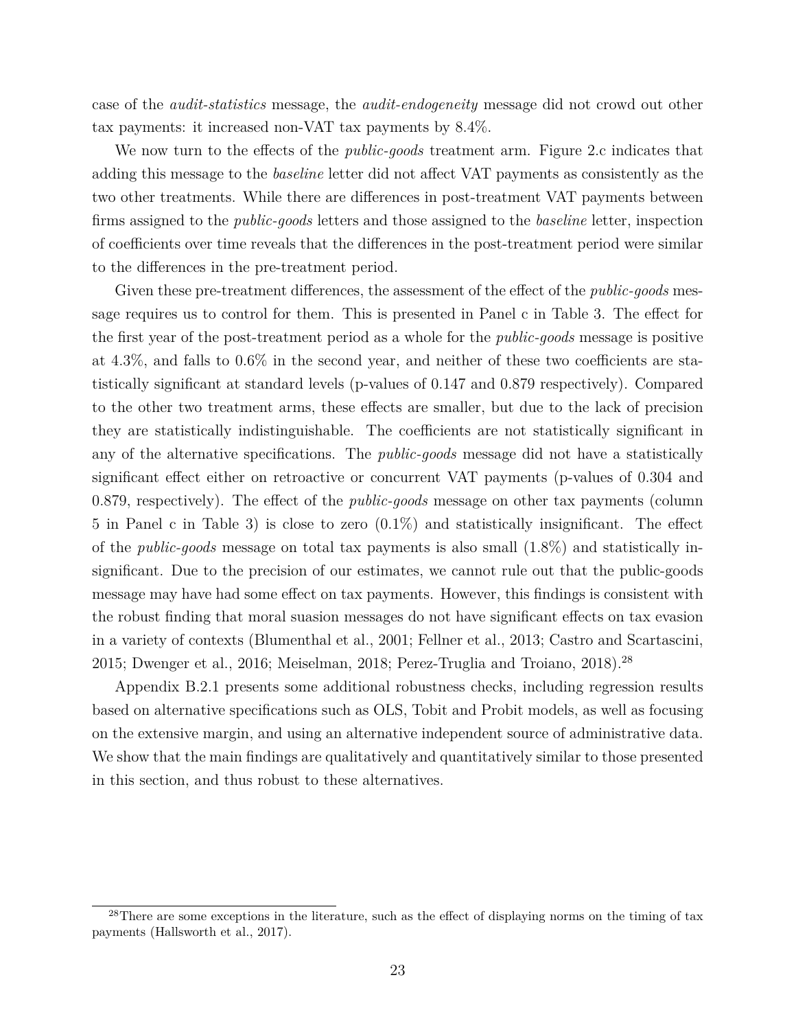case of the *audit-statistics* message, the *audit-endogeneity* message did not crowd out other tax payments: it increased non-VAT tax payments by 8.4%.

We now turn to the effects of the *public-goods* treatment arm. Figure 2.c indicates that adding this message to the *baseline* letter did not affect VAT payments as consistently as the two other treatments. While there are differences in post-treatment VAT payments between firms assigned to the *public-goods* letters and those assigned to the *baseline* letter, inspection of coefficients over time reveals that the differences in the post-treatment period were similar to the differences in the pre-treatment period.

Given these pre-treatment differences, the assessment of the effect of the *public-goods* message requires us to control for them. This is presented in Panel c in Table 3. The effect for the first year of the post-treatment period as a whole for the *public-goods* message is positive at 4.3%, and falls to 0.6% in the second year, and neither of these two coefficients are statistically significant at standard levels (p-values of 0.147 and 0.879 respectively). Compared to the other two treatment arms, these effects are smaller, but due to the lack of precision they are statistically indistinguishable. The coefficients are not statistically significant in any of the alternative specifications. The *public-goods* message did not have a statistically significant effect either on retroactive or concurrent VAT payments (p-values of 0.304 and 0.879, respectively). The effect of the *public-goods* message on other tax payments (column 5 in Panel c in Table 3) is close to zero (0.1%) and statistically insignificant. The effect of the *public-goods* message on total tax payments is also small (1.8%) and statistically insignificant. Due to the precision of our estimates, we cannot rule out that the public-goods message may have had some effect on tax payments. However, this findings is consistent with the robust finding that moral suasion messages do not have significant effects on tax evasion in a variety of contexts (Blumenthal et al., 2001; Fellner et al., 2013; Castro and Scartascini, 2015; Dwenger et al., 2016; Meiselman, 2018; Perez-Truglia and Troiano, 2018).[28]

Appendix B.2.1 presents some additional robustness checks, including regression results based on alternative specifications such as OLS, Tobit and Probit models, as well as focusing on the extensive margin, and using an alternative independent source of administrative data. We show that the main findings are qualitatively and quantitatively similar to those presented in this section, and thus robust to these alternatives.

[28]There are some exceptions in the literature, such as the effect of displaying norms on the timing of tax payments (Hallsworth et al., 2017).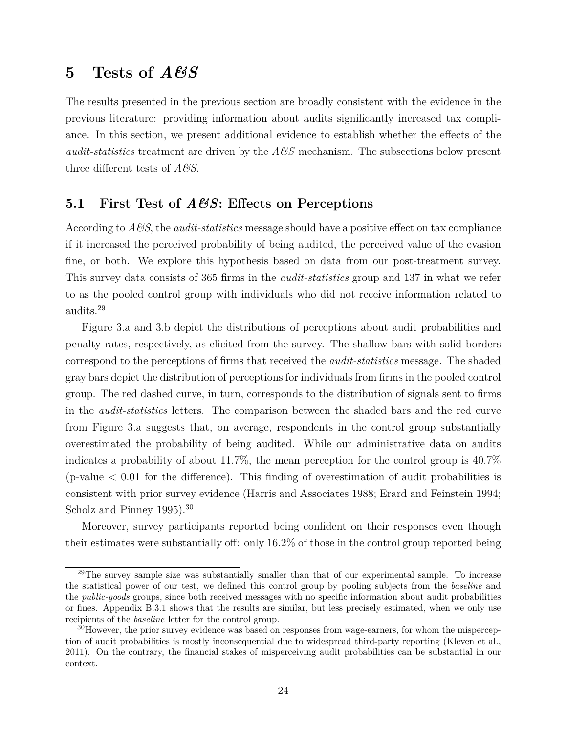# 5 Tests of *A&S*

The results presented in the previous section are broadly consistent with the evidence in the previous literature: providing information about audits significantly increased tax compliance. In this section, we present additional evidence to establish whether the effects of the *audit-statistics* treatment are driven by the *A&S* mechanism. The subsections below present three different tests of *A&S*.

## 5.1 First Test of *A&S*: Effects on Perceptions

According to *A&S*, the *audit-statistics* message should have a positive effect on tax compliance if it increased the perceived probability of being audited, the perceived value of the evasion fine, or both. We explore this hypothesis based on data from our post-treatment survey. This survey data consists of 365 firms in the *audit-statistics* group and 137 in what we refer to as the pooled control group with individuals who did not receive information related to audits.[29]

Figure 3.a and 3.b depict the distributions of perceptions about audit probabilities and penalty rates, respectively, as elicited from the survey. The shallow bars with solid borders correspond to the perceptions of firms that received the *audit-statistics* message. The shaded gray bars depict the distribution of perceptions for individuals from firms in the pooled control group. The red dashed curve, in turn, corresponds to the distribution of signals sent to firms in the *audit-statistics* letters. The comparison between the shaded bars and the red curve from Figure 3.a suggests that, on average, respondents in the control group substantially overestimated the probability of being audited. While our administrative data on audits indicates a probability of about 11.7%, the mean perception for the control group is 40.7% (p-value $< 0.01$ for the difference). This finding of overestimation of audit probabilities is consistent with prior survey evidence (Harris and Associates 1988; Erard and Feinstein 1994; Scholz and Pinney 1995).[30]

Moreover, survey participants reported being confident on their responses even though their estimates were substantially off: only 16.2% of those in the control group reported being

---

[29] The survey sample size was substantially smaller than that of our experimental sample. To increase the statistical power of our test, we defined this control group by pooling subjects from the *baseline* and the *public-goods* groups, since both received messages with no specific information about audit probabilities or fines. Appendix B.3.1 shows that the results are similar, but less precisely estimated, when we only use recipients of the *baseline* letter for the control group.

[30] However, the prior survey evidence was based on responses from wage-earners, for whom the misperception of audit probabilities is mostly inconsequential due to widespread third-party reporting (Kleven et al., 2011). On the contrary, the financial stakes of misperceiving audit probabilities can be substantial in our context.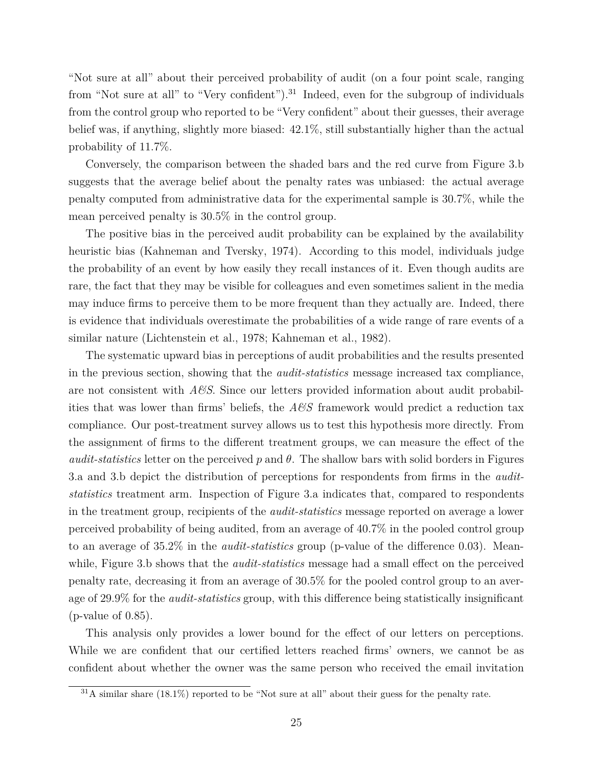"Not sure at all" about their perceived probability of audit (on a four point scale, ranging from "Not sure at all" to "Very confident").[31] Indeed, even for the subgroup of individuals from the control group who reported to be "Very confident" about their guesses, their average belief was, if anything, slightly more biased: 42.1%, still substantially higher than the actual probability of 11.7%.

Conversely, the comparison between the shaded bars and the red curve from Figure 3.b suggests that the average belief about the penalty rates was unbiased: the actual average penalty computed from administrative data for the experimental sample is 30.7%, while the mean perceived penalty is 30.5% in the control group.

The positive bias in the perceived audit probability can be explained by the availability heuristic bias (Kahneman and Tversky, 1974). According to this model, individuals judge the probability of an event by how easily they recall instances of it. Even though audits are rare, the fact that they may be visible for colleagues and even sometimes salient in the media may induce firms to perceive them to be more frequent than they actually are. Indeed, there is evidence that individuals overestimate the probabilities of a wide range of rare events of a similar nature (Lichtenstein et al., 1978; Kahneman et al., 1982).

The systematic upward bias in perceptions of audit probabilities and the results presented in the previous section, showing that the *audit-statistics* message increased tax compliance, are not consistent with *A&S*. Since our letters provided information about audit probabilities that was lower than firms' beliefs, the *A&S* framework would predict a reduction tax compliance. Our post-treatment survey allows us to test this hypothesis more directly. From the assignment of firms to the different treatment groups, we can measure the effect of the *audit-statistics* letter on the perceived $p$ and $\theta$. The shallow bars with solid borders in Figures 3.a and 3.b depict the distribution of perceptions for respondents from firms in the *audit-statistics* treatment arm. Inspection of Figure 3.a indicates that, compared to respondents in the treatment group, recipients of the *audit-statistics* message reported on average a lower perceived probability of being audited, from an average of 40.7% in the pooled control group to an average of 35.2% in the *audit-statistics* group (p-value of the difference 0.03). Meanwhile, Figure 3.b shows that the *audit-statistics* message had a small effect on the perceived penalty rate, decreasing it from an average of 30.5% for the pooled control group to an average of 29.9% for the *audit-statistics* group, with this difference being statistically insignificant (p-value of 0.85).

This analysis only provides a lower bound for the effect of our letters on perceptions. While we are confident that our certified letters reached firms' owners, we cannot be as confident about whether the owner was the same person who received the email invitation

[31] A similar share (18.1%) reported to be "Not sure at all" about their guess for the penalty rate.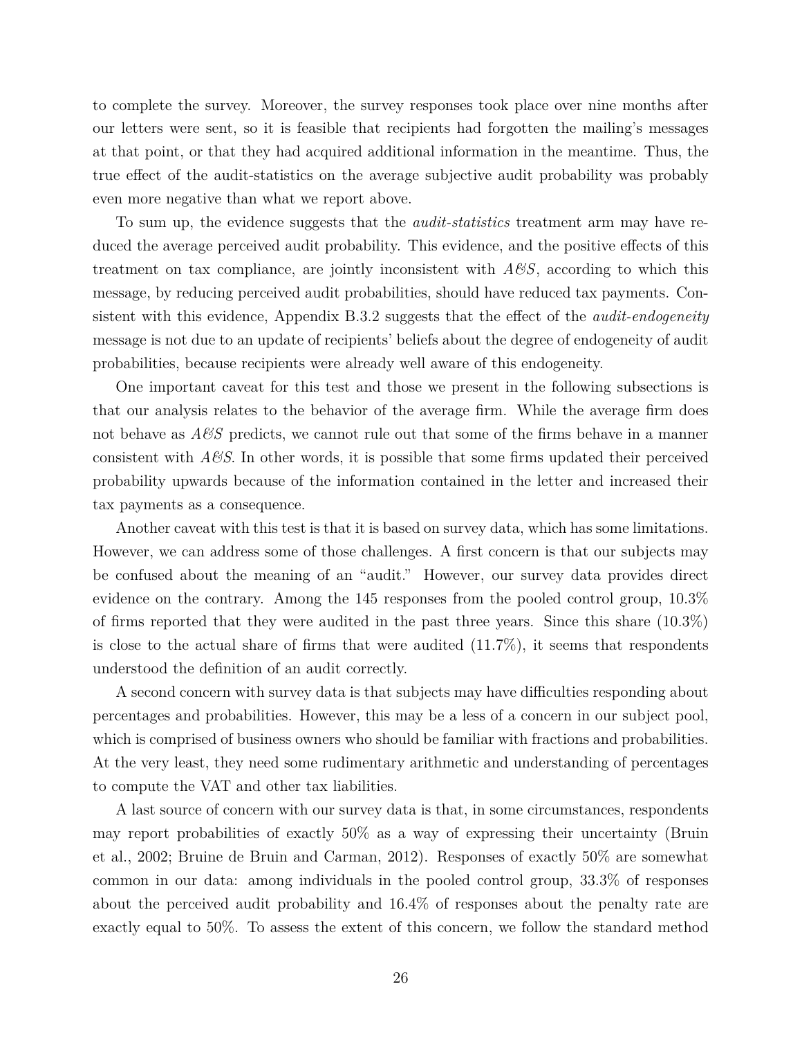to complete the survey. Moreover, the survey responses took place over nine months after our letters were sent, so it is feasible that recipients had forgotten the mailing's messages at that point, or that they had acquired additional information in the meantime. Thus, the true effect of the audit-statistics on the average subjective audit probability was probably even more negative than what we report above.

To sum up, the evidence suggests that the *audit-statistics* treatment arm may have reduced the average perceived audit probability. This evidence, and the positive effects of this treatment on tax compliance, are jointly inconsistent with *A&S*, according to which this message, by reducing perceived audit probabilities, should have reduced tax payments. Consistent with this evidence, Appendix B.3.2 suggests that the effect of the *audit-endogeneity* message is not due to an update of recipients' beliefs about the degree of endogeneity of audit probabilities, because recipients were already well aware of this endogeneity.

One important caveat for this test and those we present in the following subsections is that our analysis relates to the behavior of the average firm. While the average firm does not behave as *A&S* predicts, we cannot rule out that some of the firms behave in a manner consistent with *A&S*. In other words, it is possible that some firms updated their perceived probability upwards because of the information contained in the letter and increased their tax payments as a consequence.

Another caveat with this test is that it is based on survey data, which has some limitations. However, we can address some of those challenges. A first concern is that our subjects may be confused about the meaning of an "audit." However, our survey data provides direct evidence on the contrary. Among the 145 responses from the pooled control group, 10.3% of firms reported that they were audited in the past three years. Since this share (10.3%) is close to the actual share of firms that were audited (11.7%), it seems that respondents understood the definition of an audit correctly.

A second concern with survey data is that subjects may have difficulties responding about percentages and probabilities. However, this may be a less of a concern in our subject pool, which is comprised of business owners who should be familiar with fractions and probabilities. At the very least, they need some rudimentary arithmetic and understanding of percentages to compute the VAT and other tax liabilities.

A last source of concern with our survey data is that, in some circumstances, respondents may report probabilities of exactly 50% as a way of expressing their uncertainty (Bruin et al., 2002; Bruine de Bruin and Carman, 2012). Responses of exactly 50% are somewhat common in our data: among individuals in the pooled control group, 33.3% of responses about the perceived audit probability and 16.4% of responses about the penalty rate are exactly equal to 50%. To assess the extent of this concern, we follow the standard method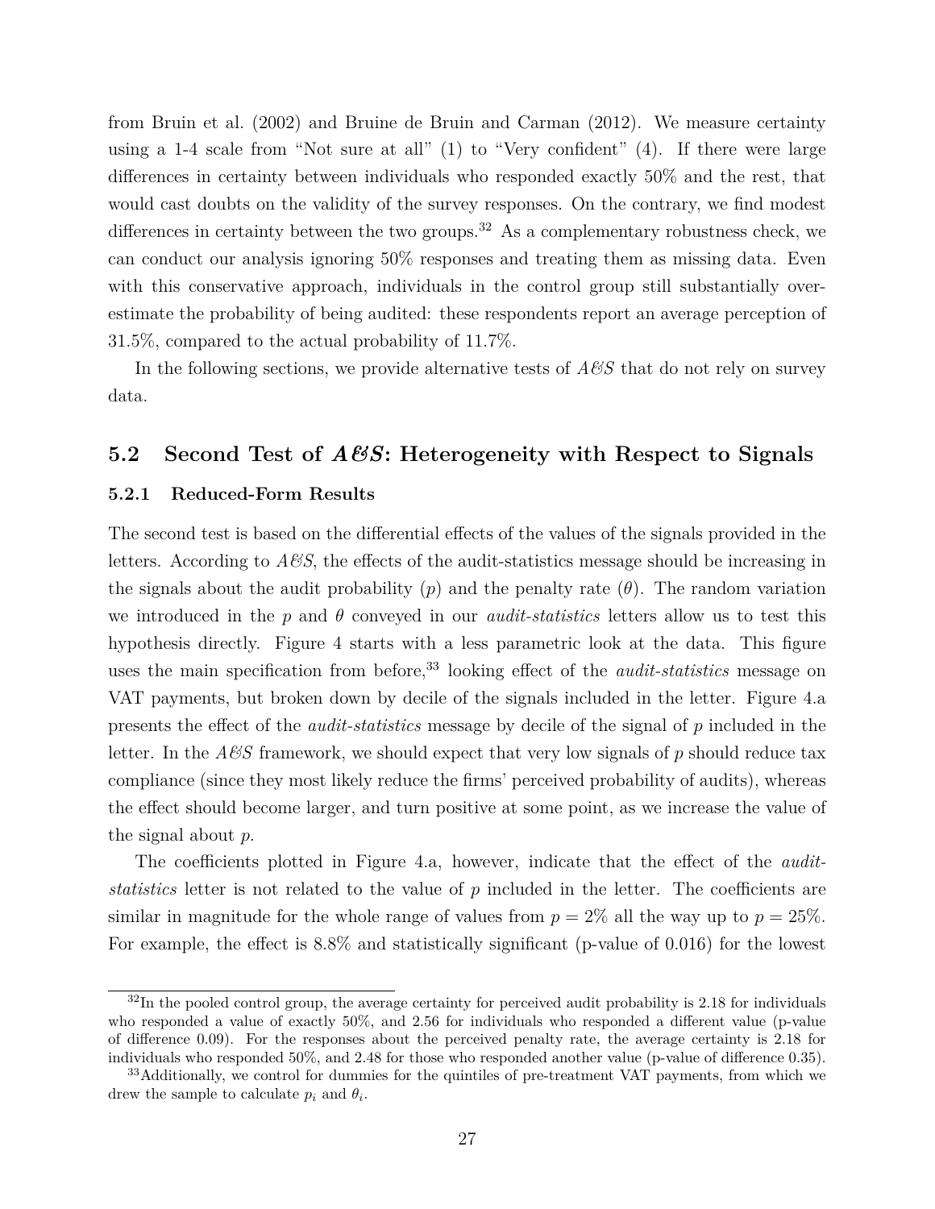from Bruin et al. (2002) and Bruine de Bruin and Carman (2012). We measure certainty using a 1-4 scale from "Not sure at all" (1) to "Very confident" (4). If there were large differences in certainty between individuals who responded exactly 50% and the rest, that would cast doubts on the validity of the survey responses. On the contrary, we find modest differences in certainty between the two groups.[32] As a complementary robustness check, we can conduct our analysis ignoring 50% responses and treating them as missing data. Even with this conservative approach, individuals in the control group still substantially over-estimate the probability of being audited: these respondents report an average perception of 31.5%, compared to the actual probability of 11.7%.

In the following sections, we provide alternative tests of *A&S* that do not rely on survey data.

## 5.2 Second Test of *A&S*: Heterogeneity with Respect to Signals

### 5.2.1 Reduced-Form Results

The second test is based on the differential effects of the values of the signals provided in the letters. According to *A&S*, the effects of the audit-statistics message should be increasing in the signals about the audit probability ($p$) and the penalty rate ($\theta$). The random variation we introduced in the $p$ and $\theta$ conveyed in our *audit-statistics* letters allow us to test this hypothesis directly. Figure 4 starts with a less parametric look at the data. This figure uses the main specification from before,[33] looking effect of the *audit-statistics* message on VAT payments, but broken down by decile of the signals included in the letter. Figure 4.a presents the effect of the *audit-statistics* message by decile of the signal of $p$ included in the letter. In the *A&S* framework, we should expect that very low signals of $p$ should reduce tax compliance (since they most likely reduce the firms' perceived probability of audits), whereas the effect should become larger, and turn positive at some point, as we increase the value of the signal about $p$.

The coefficients plotted in Figure 4.a, however, indicate that the effect of the *audit-statistics* letter is not related to the value of $p$ included in the letter. The coefficients are similar in magnitude for the whole range of values from $p = 2\%$ all the way up to $p = 25\%$. For example, the effect is 8.8% and statistically significant (p-value of 0.016) for the lowest

[32] In the pooled control group, the average certainty for perceived audit probability is 2.18 for individuals who responded a value of exactly 50%, and 2.56 for individuals who responded a different value (p-value of difference 0.09). For the responses about the perceived penalty rate, the average certainty is 2.18 for individuals who responded 50%, and 2.48 for those who responded another value (p-value of difference 0.35).

[33] Additionally, we control for dummies for the quintiles of pre-treatment VAT payments, from which we drew the sample to calculate $p_i$ and $\theta_i$.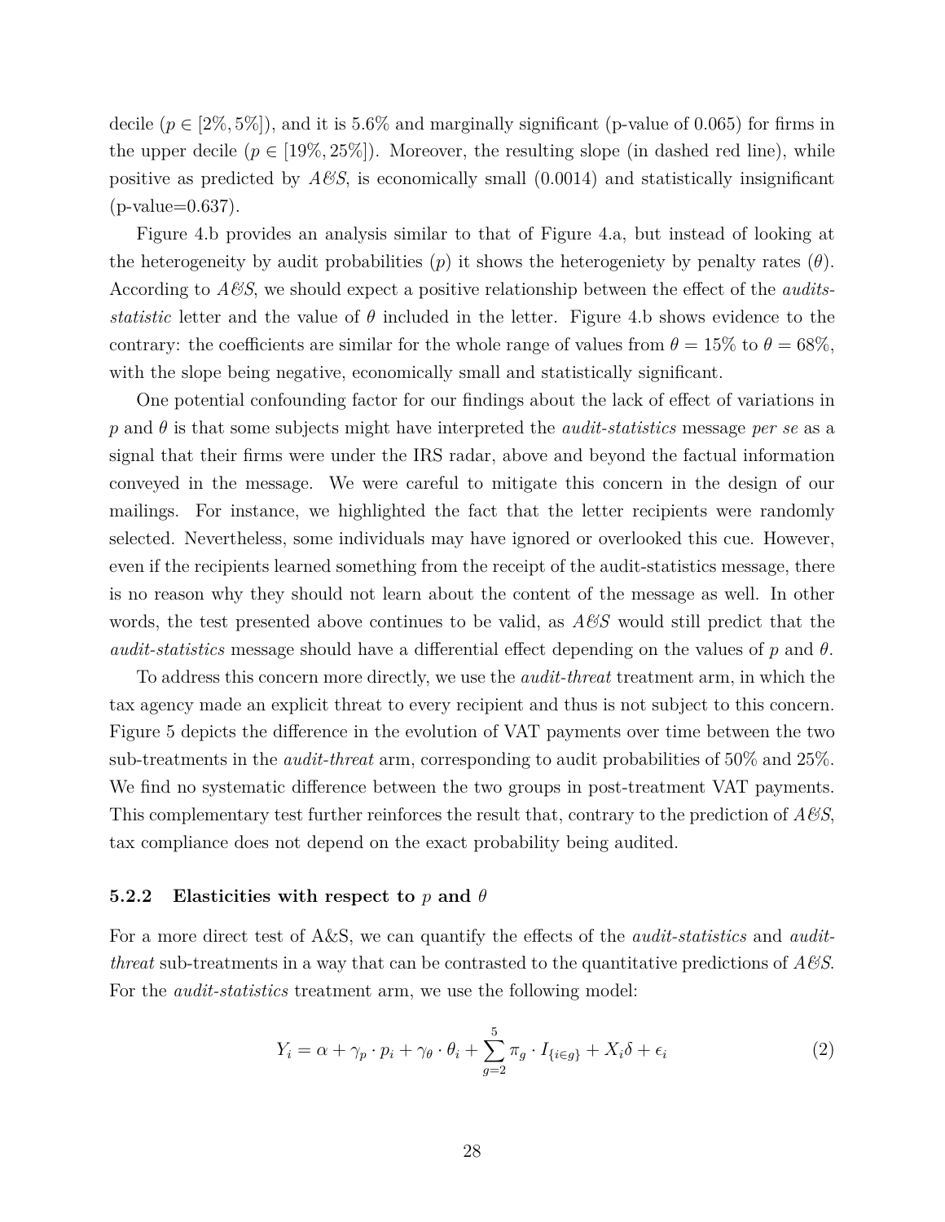decile ($p \in [2\%, 5\%]$), and it is 5.6% and marginally significant (p-value of 0.065) for firms in the upper decile ($p \in [19\%, 25\%]$). Moreover, the resulting slope (in dashed red line), while positive as predicted by *A&S*, is economically small (0.0014) and statistically insignificant (p-value=0.637).

Figure 4.b provides an analysis similar to that of Figure 4.a, but instead of looking at the heterogeneity by audit probabilities ($p$) it shows the heterogeniety by penalty rates ($\theta$). According to *A&S*, we should expect a positive relationship between the effect of the *audits-statistic* letter and the value of $\theta$ included in the letter. Figure 4.b shows evidence to the contrary: the coefficients are similar for the whole range of values from $\theta = 15\%$ to $\theta = 68\%$, with the slope being negative, economically small and statistically significant.

One potential confounding factor for our findings about the lack of effect of variations in $p$ and $\theta$ is that some subjects might have interpreted the *audit-statistics* message *per se* as a signal that their firms were under the IRS radar, above and beyond the factual information conveyed in the message. We were careful to mitigate this concern in the design of our mailings. For instance, we highlighted the fact that the letter recipients were randomly selected. Nevertheless, some individuals may have ignored or overlooked this cue. However, even if the recipients learned something from the receipt of the audit-statistics message, there is no reason why they should not learn about the content of the message as well. In other words, the test presented above continues to be valid, as *A&S* would still predict that the *audit-statistics* message should have a differential effect depending on the values of $p$ and $\theta$.

To address this concern more directly, we use the *audit-threat* treatment arm, in which the tax agency made an explicit threat to every recipient and thus is not subject to this concern. Figure 5 depicts the difference in the evolution of VAT payments over time between the two sub-treatments in the *audit-threat* arm, corresponding to audit probabilities of 50% and 25%. We find no systematic difference between the two groups in post-treatment VAT payments. This complementary test further reinforces the result that, contrary to the prediction of *A&S*, tax compliance does not depend on the exact probability being audited.

### 5.2.2 Elasticities with respect to $p$ and $\theta$

For a more direct test of A&S, we can quantify the effects of the *audit-statistics* and *audit-threat* sub-treatments in a way that can be contrasted to the quantitative predictions of *A&S*. For the *audit-statistics* treatment arm, we use the following model:

$$Y_i = \alpha + \gamma_p \cdot p_i + \gamma_\theta \cdot \theta_i + \sum_{g=2}^{5} \pi_g \cdot I_{\{i \in g\}} + X_i \delta + \epsilon_i \tag{2}$$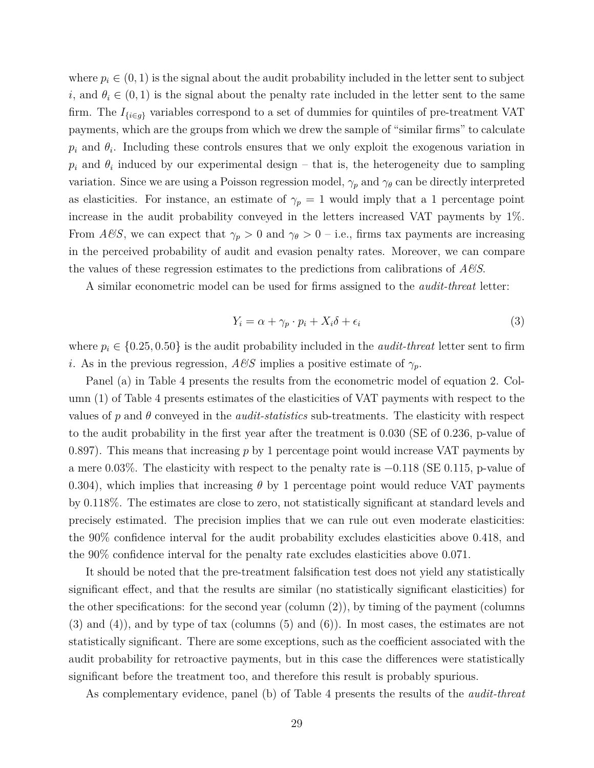where $p_i \in (0, 1)$ is the signal about the audit probability included in the letter sent to subject $i$, and $\theta_i \in (0, 1)$ is the signal about the penalty rate included in the letter sent to the same firm. The $I_{\{i \in g\}}$ variables correspond to a set of dummies for quintiles of pre-treatment VAT payments, which are the groups from which we drew the sample of "similar firms" to calculate $p_i$ and $\theta_i$. Including these controls ensures that we only exploit the exogenous variation in $p_i$ and $\theta_i$ induced by our experimental design – that is, the heterogeneity due to sampling variation. Since we are using a Poisson regression model, $\gamma_p$ and $\gamma_\theta$ can be directly interpreted as elasticities. For instance, an estimate of $\gamma_p = 1$ would imply that a 1 percentage point increase in the audit probability conveyed in the letters increased VAT payments by 1%. From *A&S*, we can expect that $\gamma_p > 0$ and $\gamma_\theta > 0$ – i.e., firms tax payments are increasing in the perceived probability of audit and evasion penalty rates. Moreover, we can compare the values of these regression estimates to the predictions from calibrations of *A&S*.

A similar econometric model can be used for firms assigned to the *audit-threat* letter:

$$Y_i = \alpha + \gamma_p \cdot p_i + X_i \delta + \epsilon_i \tag{3}$$

where $p_i \in \{0.25, 0.50\}$ is the audit probability included in the *audit-threat* letter sent to firm $i$. As in the previous regression, *A&S* implies a positive estimate of $\gamma_p$.

Panel (a) in Table 4 presents the results from the econometric model of equation 2. Column (1) of Table 4 presents estimates of the elasticities of VAT payments with respect to the values of $p$ and $\theta$ conveyed in the *audit-statistics* sub-treatments. The elasticity with respect to the audit probability in the first year after the treatment is 0.030 (SE of 0.236, p-value of 0.897). This means that increasing $p$ by 1 percentage point would increase VAT payments by a mere 0.03%. The elasticity with respect to the penalty rate is $-0.118$ (SE 0.115, p-value of 0.304), which implies that increasing $\theta$ by 1 percentage point would reduce VAT payments by 0.118%. The estimates are close to zero, not statistically significant at standard levels and precisely estimated. The precision implies that we can rule out even moderate elasticities: the 90% confidence interval for the audit probability excludes elasticities above 0.418, and the 90% confidence interval for the penalty rate excludes elasticities above 0.071.

It should be noted that the pre-treatment falsification test does not yield any statistically significant effect, and that the results are similar (no statistically significant elasticities) for the other specifications: for the second year (column (2)), by timing of the payment (columns (3) and (4)), and by type of tax (columns (5) and (6)). In most cases, the estimates are not statistically significant. There are some exceptions, such as the coefficient associated with the audit probability for retroactive payments, but in this case the differences were statistically significant before the treatment too, and therefore this result is probably spurious.

As complementary evidence, panel (b) of Table 4 presents the results of the *audit-threat*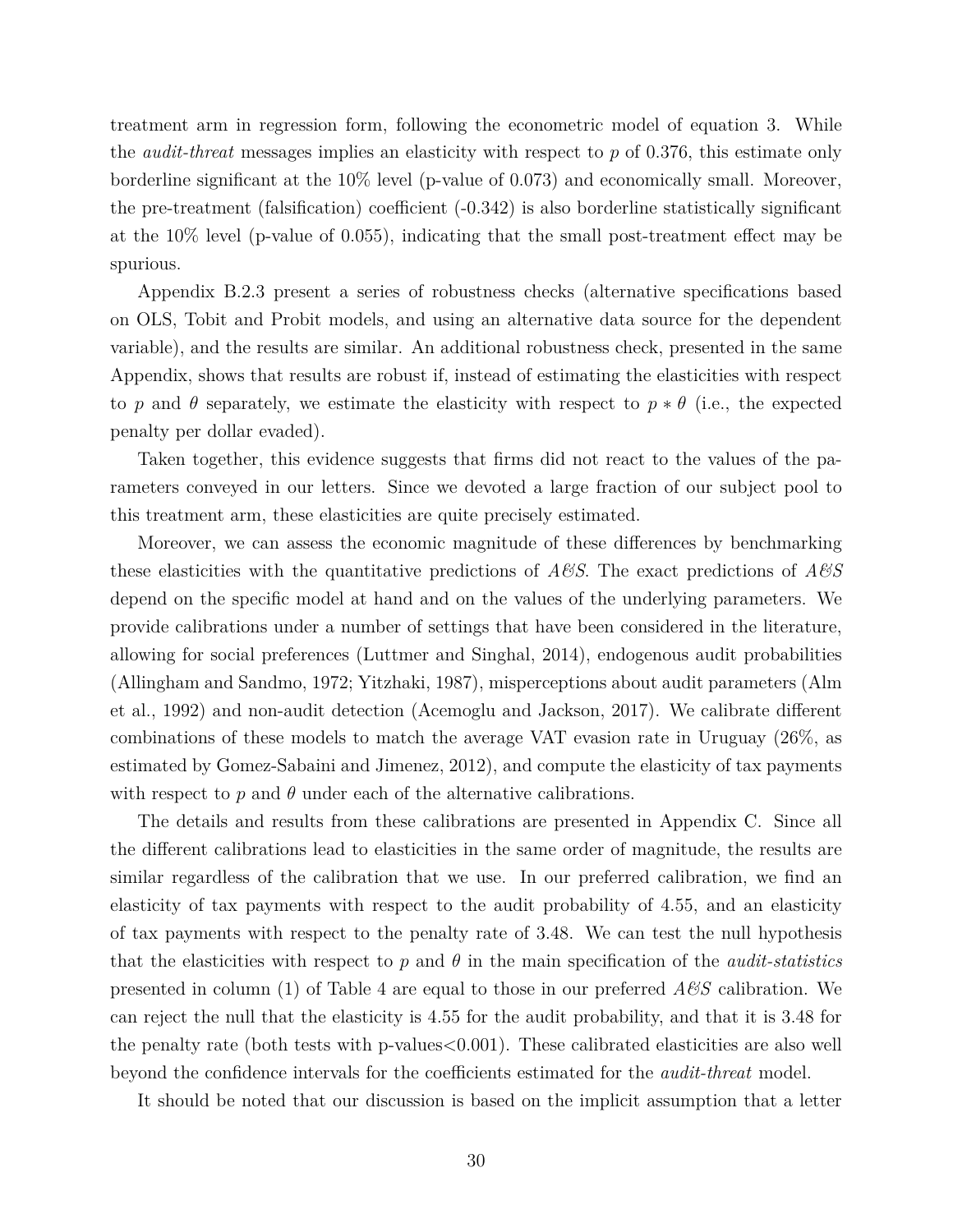treatment arm in regression form, following the econometric model of equation 3. While the *audit-threat* messages implies an elasticity with respect to $p$ of 0.376, this estimate only borderline significant at the 10% level (p-value of 0.073) and economically small. Moreover, the pre-treatment (falsification) coefficient (-0.342) is also borderline statistically significant at the 10% level (p-value of 0.055), indicating that the small post-treatment effect may be spurious.

Appendix B.2.3 present a series of robustness checks (alternative specifications based on OLS, Tobit and Probit models, and using an alternative data source for the dependent variable), and the results are similar. An additional robustness check, presented in the same Appendix, shows that results are robust if, instead of estimating the elasticities with respect to $p$ and $\theta$ separately, we estimate the elasticity with respect to $p * \theta$ (i.e., the expected penalty per dollar evaded).

Taken together, this evidence suggests that firms did not react to the values of the parameters conveyed in our letters. Since we devoted a large fraction of our subject pool to this treatment arm, these elasticities are quite precisely estimated.

Moreover, we can assess the economic magnitude of these differences by benchmarking these elasticities with the quantitative predictions of *A&S*. The exact predictions of *A&S* depend on the specific model at hand and on the values of the underlying parameters. We provide calibrations under a number of settings that have been considered in the literature, allowing for social preferences (Luttmer and Singhal, 2014), endogenous audit probabilities (Allingham and Sandmo, 1972; Yitzhaki, 1987), misperceptions about audit parameters (Alm et al., 1992) and non-audit detection (Acemoglu and Jackson, 2017). We calibrate different combinations of these models to match the average VAT evasion rate in Uruguay (26%, as estimated by Gomez-Sabaini and Jimenez, 2012), and compute the elasticity of tax payments with respect to $p$ and $\theta$ under each of the alternative calibrations.

The details and results from these calibrations are presented in Appendix C. Since all the different calibrations lead to elasticities in the same order of magnitude, the results are similar regardless of the calibration that we use. In our preferred calibration, we find an elasticity of tax payments with respect to the audit probability of 4.55, and an elasticity of tax payments with respect to the penalty rate of 3.48. We can test the null hypothesis that the elasticities with respect to $p$ and $\theta$ in the main specification of the *audit-statistics* presented in column (1) of Table 4 are equal to those in our preferred *A&S* calibration. We can reject the null that the elasticity is 4.55 for the audit probability, and that it is 3.48 for the penalty rate (both tests with p-values<0.001). These calibrated elasticities are also well beyond the confidence intervals for the coefficients estimated for the *audit-threat* model.

It should be noted that our discussion is based on the implicit assumption that a letter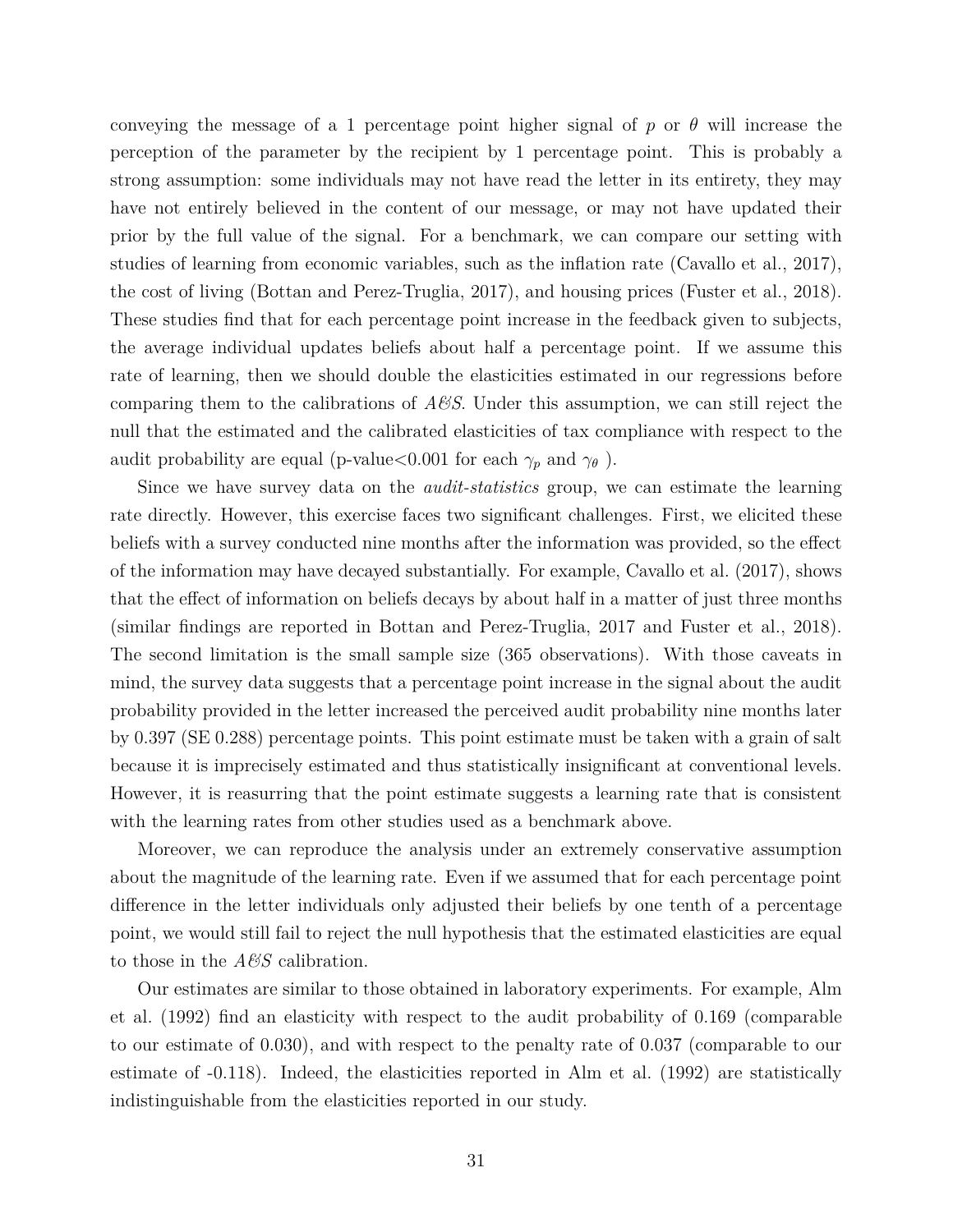conveying the message of a 1 percentage point higher signal of $p$ or $\theta$ will increase the perception of the parameter by the recipient by 1 percentage point. This is probably a strong assumption: some individuals may not have read the letter in its entirety, they may have not entirely believed in the content of our message, or may not have updated their prior by the full value of the signal. For a benchmark, we can compare our setting with studies of learning from economic variables, such as the inflation rate (Cavallo et al., 2017), the cost of living (Bottan and Perez-Truglia, 2017), and housing prices (Fuster et al., 2018). These studies find that for each percentage point increase in the feedback given to subjects, the average individual updates beliefs about half a percentage point. If we assume this rate of learning, then we should double the elasticities estimated in our regressions before comparing them to the calibrations of *A&S*. Under this assumption, we can still reject the null that the estimated and the calibrated elasticities of tax compliance with respect to the audit probability are equal (p-value<0.001 for each $\gamma_p$ and $\gamma_\theta$ ).

Since we have survey data on the *audit-statistics* group, we can estimate the learning rate directly. However, this exercise faces two significant challenges. First, we elicited these beliefs with a survey conducted nine months after the information was provided, so the effect of the information may have decayed substantially. For example, Cavallo et al. (2017), shows that the effect of information on beliefs decays by about half in a matter of just three months (similar findings are reported in Bottan and Perez-Truglia, 2017 and Fuster et al., 2018). The second limitation is the small sample size (365 observations). With those caveats in mind, the survey data suggests that a percentage point increase in the signal about the audit probability provided in the letter increased the perceived audit probability nine months later by 0.397 (SE 0.288) percentage points. This point estimate must be taken with a grain of salt because it is imprecisely estimated and thus statistically insignificant at conventional levels. However, it is reasurring that the point estimate suggests a learning rate that is consistent with the learning rates from other studies used as a benchmark above.

Moreover, we can reproduce the analysis under an extremely conservative assumption about the magnitude of the learning rate. Even if we assumed that for each percentage point difference in the letter individuals only adjusted their beliefs by one tenth of a percentage point, we would still fail to reject the null hypothesis that the estimated elasticities are equal to those in the *A&S* calibration.

Our estimates are similar to those obtained in laboratory experiments. For example, Alm et al. (1992) find an elasticity with respect to the audit probability of 0.169 (comparable to our estimate of 0.030), and with respect to the penalty rate of 0.037 (comparable to our estimate of -0.118). Indeed, the elasticities reported in Alm et al. (1992) are statistically indistinguishable from the elasticities reported in our study.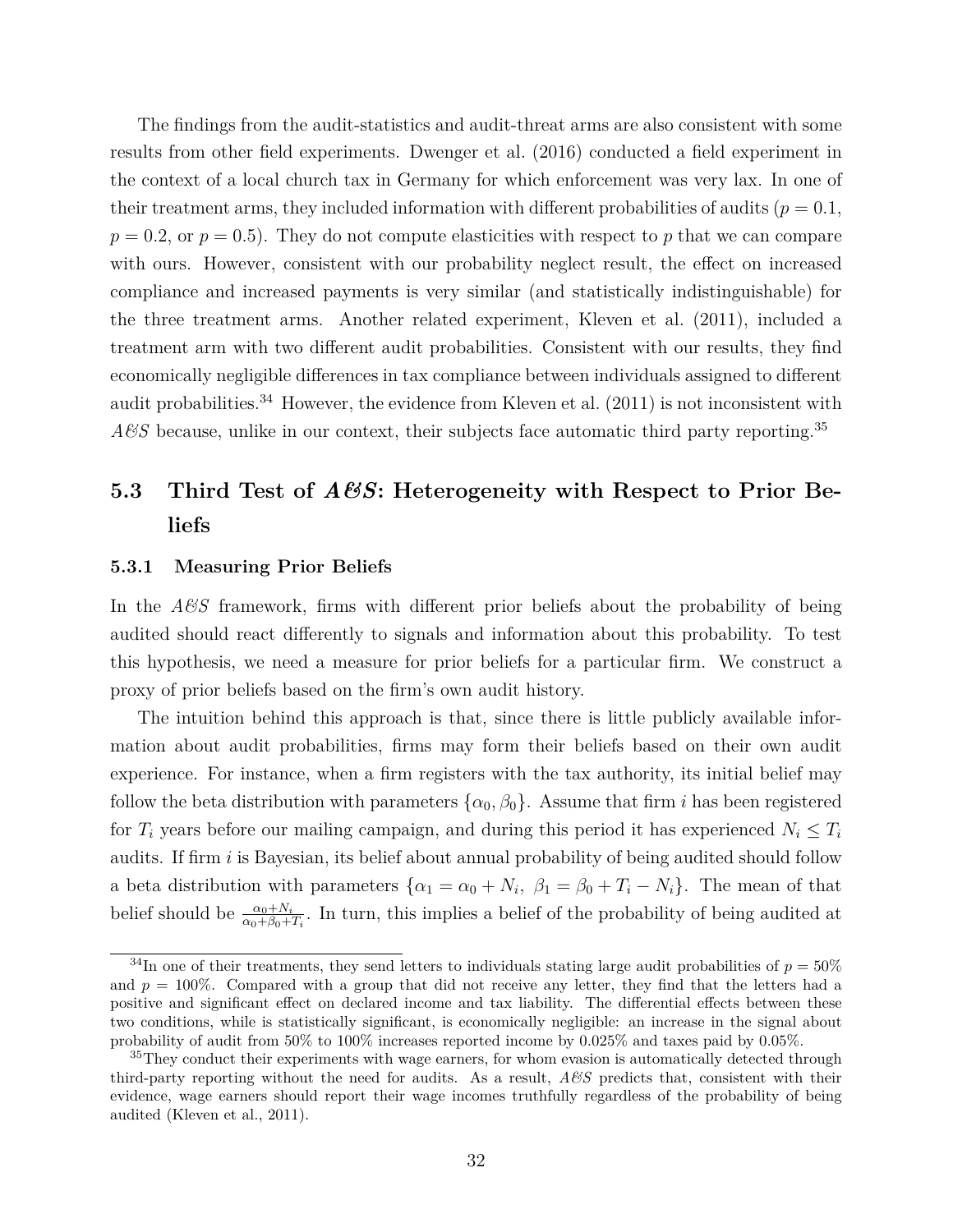The findings from the audit-statistics and audit-threat arms are also consistent with some results from other field experiments. Dwenger et al. (2016) conducted a field experiment in the context of a local church tax in Germany for which enforcement was very lax. In one of their treatment arms, they included information with different probabilities of audits ($p = 0.1$, $p = 0.2$, or $p = 0.5$). They do not compute elasticities with respect to $p$ that we can compare with ours. However, consistent with our probability neglect result, the effect on increased compliance and increased payments is very similar (and statistically indistinguishable) for the three treatment arms. Another related experiment, Kleven et al. (2011), included a treatment arm with two different audit probabilities. Consistent with our results, they find economically negligible differences in tax compliance between individuals assigned to different audit probabilities.[34] However, the evidence from Kleven et al. (2011) is not inconsistent with *A&S* because, unlike in our context, their subjects face automatic third party reporting.[35]

## 5.3 Third Test of *A&S*: Heterogeneity with Respect to Prior Beliefs

### 5.3.1 Measuring Prior Beliefs

In the *A&S* framework, firms with different prior beliefs about the probability of being audited should react differently to signals and information about this probability. To test this hypothesis, we need a measure for prior beliefs for a particular firm. We construct a proxy of prior beliefs based on the firm's own audit history.

The intuition behind this approach is that, since there is little publicly available information about audit probabilities, firms may form their beliefs based on their own audit experience. For instance, when a firm registers with the tax authority, its initial belief may follow the beta distribution with parameters $\{\alpha_0, \beta_0\}$. Assume that firm $i$ has been registered for $T_i$ years before our mailing campaign, and during this period it has experienced $N_i \leq T_i$ audits. If firm $i$ is Bayesian, its belief about annual probability of being audited should follow a beta distribution with parameters $\{\alpha_1 = \alpha_0 + N_i,\ \beta_1 = \beta_0 + T_i - N_i\}$. The mean of that belief should be $\frac{\alpha_0 + N_i}{\alpha_0 + \beta_0 + T_i}$. In turn, this implies a belief of the probability of being audited at

[34] In one of their treatments, they send letters to individuals stating large audit probabilities of $p = 50\%$ and $p = 100\%$. Compared with a group that did not receive any letter, they find that the letters had a positive and significant effect on declared income and tax liability. The differential effects between these two conditions, while is statistically significant, is economically negligible: an increase in the signal about probability of audit from 50% to 100% increases reported income by 0.025% and taxes paid by 0.05%.

[35] They conduct their experiments with wage earners, for whom evasion is automatically detected through third-party reporting without the need for audits. As a result, *A&S* predicts that, consistent with their evidence, wage earners should report their wage incomes truthfully regardless of the probability of being audited (Kleven et al., 2011).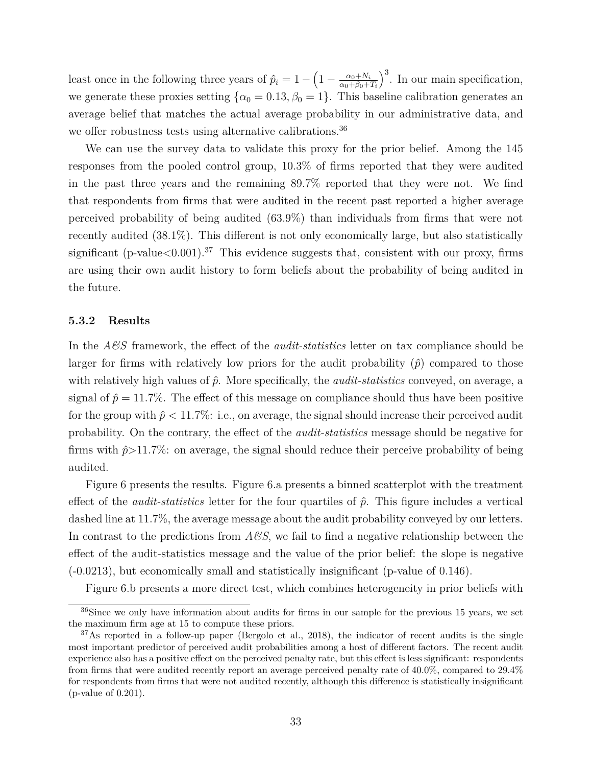least once in the following three years of $\hat{p}_i = 1 - \left(1 - \frac{\alpha_0 + N_i}{\alpha_0 + \beta_0 + T_i}\right)^3$. In our main specification, we generate these proxies setting $\{\alpha_0 = 0.13, \beta_0 = 1\}$. This baseline calibration generates an average belief that matches the actual average probability in our administrative data, and we offer robustness tests using alternative calibrations.[36]

We can use the survey data to validate this proxy for the prior belief. Among the 145 responses from the pooled control group, 10.3% of firms reported that they were audited in the past three years and the remaining 89.7% reported that they were not. We find that respondents from firms that were audited in the recent past reported a higher average perceived probability of being audited (63.9%) than individuals from firms that were not recently audited (38.1%). This different is not only economically large, but also statistically significant (p-value<0.001).[37] This evidence suggests that, consistent with our proxy, firms are using their own audit history to form beliefs about the probability of being audited in the future.

### 5.3.2 Results

In the *A&S* framework, the effect of the *audit-statistics* letter on tax compliance should be larger for firms with relatively low priors for the audit probability ($\hat{p}$) compared to those with relatively high values of $\hat{p}$. More specifically, the *audit-statistics* conveyed, on average, a signal of $\hat{p} = 11.7\%$. The effect of this message on compliance should thus have been positive for the group with $\hat{p} < 11.7\%$: i.e., on average, the signal should increase their perceived audit probability. On the contrary, the effect of the *audit-statistics* message should be negative for firms with $\hat{p} > 11.7\%$: on average, the signal should reduce their perceive probability of being audited.

Figure 6 presents the results. Figure 6.a presents a binned scatterplot with the treatment effect of the *audit-statistics* letter for the four quartiles of $\hat{p}$. This figure includes a vertical dashed line at 11.7%, the average message about the audit probability conveyed by our letters. In contrast to the predictions from *A&S*, we fail to find a negative relationship between the effect of the audit-statistics message and the value of the prior belief: the slope is negative (-0.0213), but economically small and statistically insignificant (p-value of 0.146).

Figure 6.b presents a more direct test, which combines heterogeneity in prior beliefs with

[36] Since we only have information about audits for firms in our sample for the previous 15 years, we set the maximum firm age at 15 to compute these priors.

[37] As reported in a follow-up paper (Bergolo et al., 2018), the indicator of recent audits is the single most important predictor of perceived audit probabilities among a host of different factors. The recent audit experience also has a positive effect on the perceived penalty rate, but this effect is less significant: respondents from firms that were audited recently report an average perceived penalty rate of 40.0%, compared to 29.4% for respondents from firms that were not audited recently, although this difference is statistically insignificant (p-value of 0.201).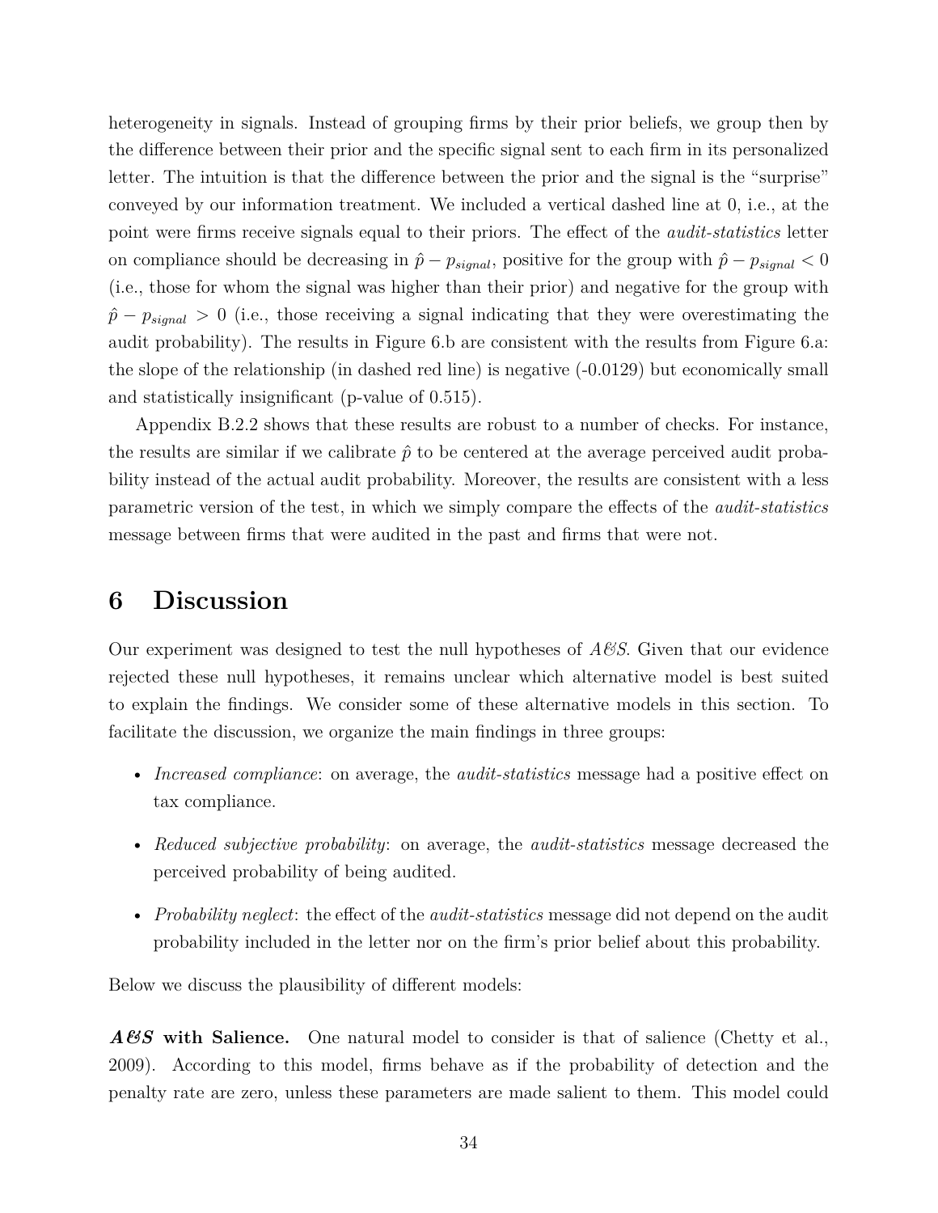heterogeneity in signals. Instead of grouping firms by their prior beliefs, we group then by the difference between their prior and the specific signal sent to each firm in its personalized letter. The intuition is that the difference between the prior and the signal is the "surprise" conveyed by our information treatment. We included a vertical dashed line at 0, i.e., at the point were firms receive signals equal to their priors. The effect of the *audit-statistics* letter on compliance should be decreasing in $\hat{p} - p_{signal}$, positive for the group with $\hat{p} - p_{signal} < 0$ (i.e., those for whom the signal was higher than their prior) and negative for the group with $\hat{p} - p_{signal} > 0$ (i.e., those receiving a signal indicating that they were overestimating the audit probability). The results in Figure 6.b are consistent with the results from Figure 6.a: the slope of the relationship (in dashed red line) is negative (-0.0129) but economically small and statistically insignificant (p-value of 0.515).

Appendix B.2.2 shows that these results are robust to a number of checks. For instance, the results are similar if we calibrate $\hat{p}$ to be centered at the average perceived audit probability instead of the actual audit probability. Moreover, the results are consistent with a less parametric version of the test, in which we simply compare the effects of the *audit-statistics* message between firms that were audited in the past and firms that were not.

# 6 Discussion

Our experiment was designed to test the null hypotheses of *A&S*. Given that our evidence rejected these null hypotheses, it remains unclear which alternative model is best suited to explain the findings. We consider some of these alternative models in this section. To facilitate the discussion, we organize the main findings in three groups:

- *Increased compliance*: on average, the *audit-statistics* message had a positive effect on tax compliance.
- *Reduced subjective probability*: on average, the *audit-statistics* message decreased the perceived probability of being audited.
- *Probability neglect*: the effect of the *audit-statistics* message did not depend on the audit probability included in the letter nor on the firm's prior belief about this probability.

Below we discuss the plausibility of different models:

***A&S* with Salience.** One natural model to consider is that of salience (Chetty et al., 2009). According to this model, firms behave as if the probability of detection and the penalty rate are zero, unless these parameters are made salient to them. This model could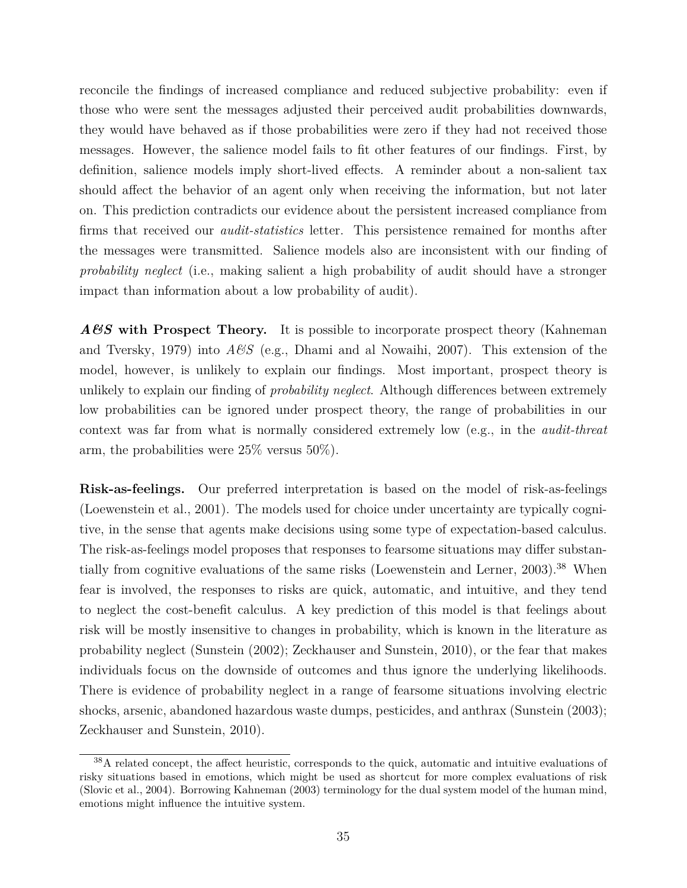reconcile the findings of increased compliance and reduced subjective probability: even if those who were sent the messages adjusted their perceived audit probabilities downwards, they would have behaved as if those probabilities were zero if they had not received those messages. However, the salience model fails to fit other features of our findings. First, by definition, salience models imply short-lived effects. A reminder about a non-salient tax should affect the behavior of an agent only when receiving the information, but not later on. This prediction contradicts our evidence about the persistent increased compliance from firms that received our *audit-statistics* letter. This persistence remained for months after the messages were transmitted. Salience models also are inconsistent with our finding of *probability neglect* (i.e., making salient a high probability of audit should have a stronger impact than information about a low probability of audit).

***A&S* with Prospect Theory.** It is possible to incorporate prospect theory (Kahneman and Tversky, 1979) into *A&S* (e.g., Dhami and al Nowaihi, 2007). This extension of the model, however, is unlikely to explain our findings. Most important, prospect theory is unlikely to explain our finding of *probability neglect*. Although differences between extremely low probabilities can be ignored under prospect theory, the range of probabilities in our context was far from what is normally considered extremely low (e.g., in the *audit-threat* arm, the probabilities were 25% versus 50%).

**Risk-as-feelings.** Our preferred interpretation is based on the model of risk-as-feelings (Loewenstein et al., 2001). The models used for choice under uncertainty are typically cognitive, in the sense that agents make decisions using some type of expectation-based calculus. The risk-as-feelings model proposes that responses to fearsome situations may differ substantially from cognitive evaluations of the same risks (Loewenstein and Lerner, 2003).[38] When fear is involved, the responses to risks are quick, automatic, and intuitive, and they tend to neglect the cost-benefit calculus. A key prediction of this model is that feelings about risk will be mostly insensitive to changes in probability, which is known in the literature as probability neglect (Sunstein (2002); Zeckhauser and Sunstein, 2010), or the fear that makes individuals focus on the downside of outcomes and thus ignore the underlying likelihoods. There is evidence of probability neglect in a range of fearsome situations involving electric shocks, arsenic, abandoned hazardous waste dumps, pesticides, and anthrax (Sunstein (2003); Zeckhauser and Sunstein, 2010).

[38]A related concept, the affect heuristic, corresponds to the quick, automatic and intuitive evaluations of risky situations based in emotions, which might be used as shortcut for more complex evaluations of risk (Slovic et al., 2004). Borrowing Kahneman (2003) terminology for the dual system model of the human mind, emotions might influence the intuitive system.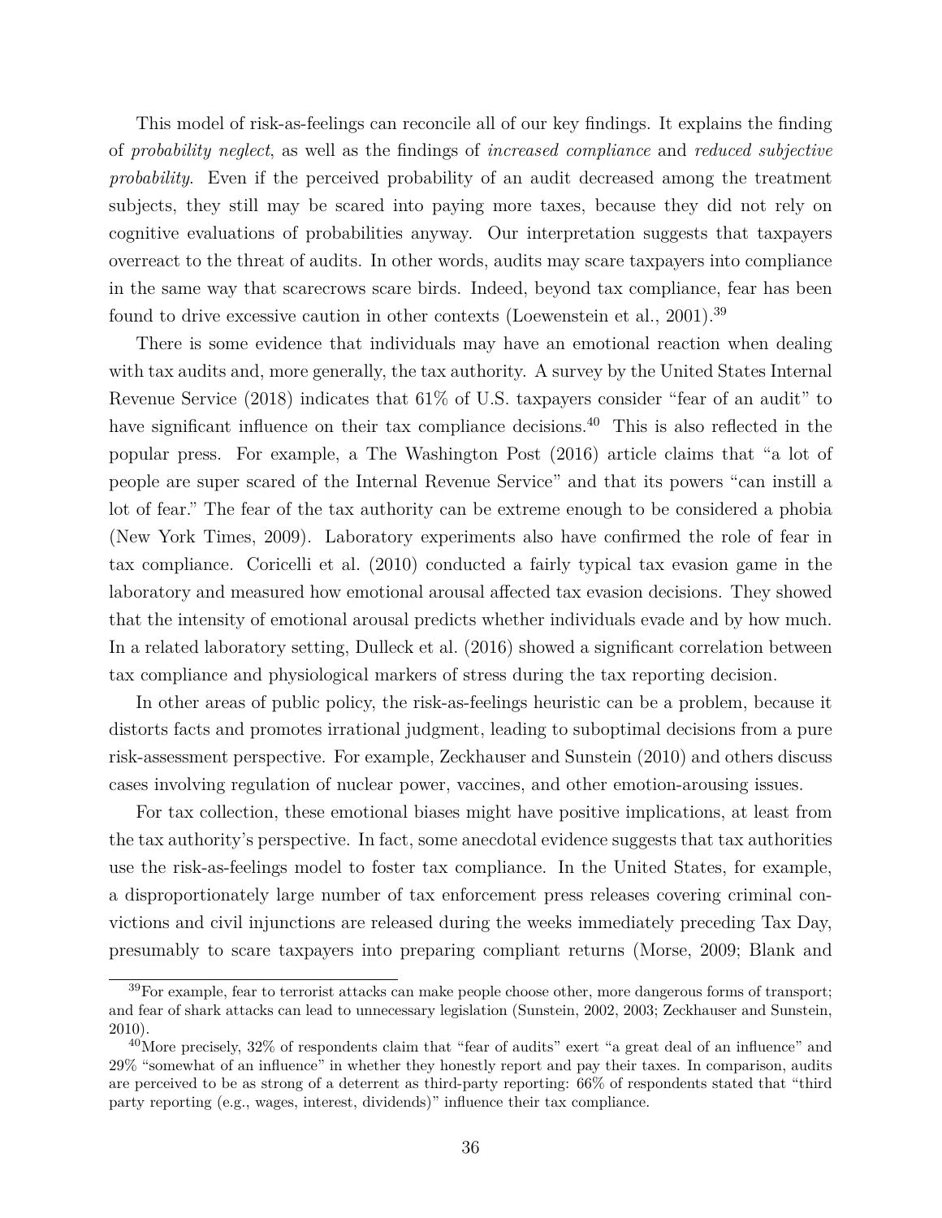This model of risk-as-feelings can reconcile all of our key findings. It explains the finding of *probability neglect*, as well as the findings of *increased compliance* and *reduced subjective probability*. Even if the perceived probability of an audit decreased among the treatment subjects, they still may be scared into paying more taxes, because they did not rely on cognitive evaluations of probabilities anyway. Our interpretation suggests that taxpayers overreact to the threat of audits. In other words, audits may scare taxpayers into compliance in the same way that scarecrows scare birds. Indeed, beyond tax compliance, fear has been found to drive excessive caution in other contexts (Loewenstein et al., 2001).[39]

There is some evidence that individuals may have an emotional reaction when dealing with tax audits and, more generally, the tax authority. A survey by the United States Internal Revenue Service (2018) indicates that 61% of U.S. taxpayers consider "fear of an audit" to have significant influence on their tax compliance decisions.[40] This is also reflected in the popular press. For example, a The Washington Post (2016) article claims that "a lot of people are super scared of the Internal Revenue Service" and that its powers "can instill a lot of fear." The fear of the tax authority can be extreme enough to be considered a phobia (New York Times, 2009). Laboratory experiments also have confirmed the role of fear in tax compliance. Coricelli et al. (2010) conducted a fairly typical tax evasion game in the laboratory and measured how emotional arousal affected tax evasion decisions. They showed that the intensity of emotional arousal predicts whether individuals evade and by how much. In a related laboratory setting, Dulleck et al. (2016) showed a significant correlation between tax compliance and physiological markers of stress during the tax reporting decision.

In other areas of public policy, the risk-as-feelings heuristic can be a problem, because it distorts facts and promotes irrational judgment, leading to suboptimal decisions from a pure risk-assessment perspective. For example, Zeckhauser and Sunstein (2010) and others discuss cases involving regulation of nuclear power, vaccines, and other emotion-arousing issues.

For tax collection, these emotional biases might have positive implications, at least from the tax authority's perspective. In fact, some anecdotal evidence suggests that tax authorities use the risk-as-feelings model to foster tax compliance. In the United States, for example, a disproportionately large number of tax enforcement press releases covering criminal convictions and civil injunctions are released during the weeks immediately preceding Tax Day, presumably to scare taxpayers into preparing compliant returns (Morse, 2009; Blank and

[39] For example, fear to terrorist attacks can make people choose other, more dangerous forms of transport; and fear of shark attacks can lead to unnecessary legislation (Sunstein, 2002, 2003; Zeckhauser and Sunstein, 2010).

[40] More precisely, 32% of respondents claim that "fear of audits" exert "a great deal of an influence" and 29% "somewhat of an influence" in whether they honestly report and pay their taxes. In comparison, audits are perceived to be as strong of a deterrent as third-party reporting: 66% of respondents stated that "third party reporting (e.g., wages, interest, dividends)" influence their tax compliance.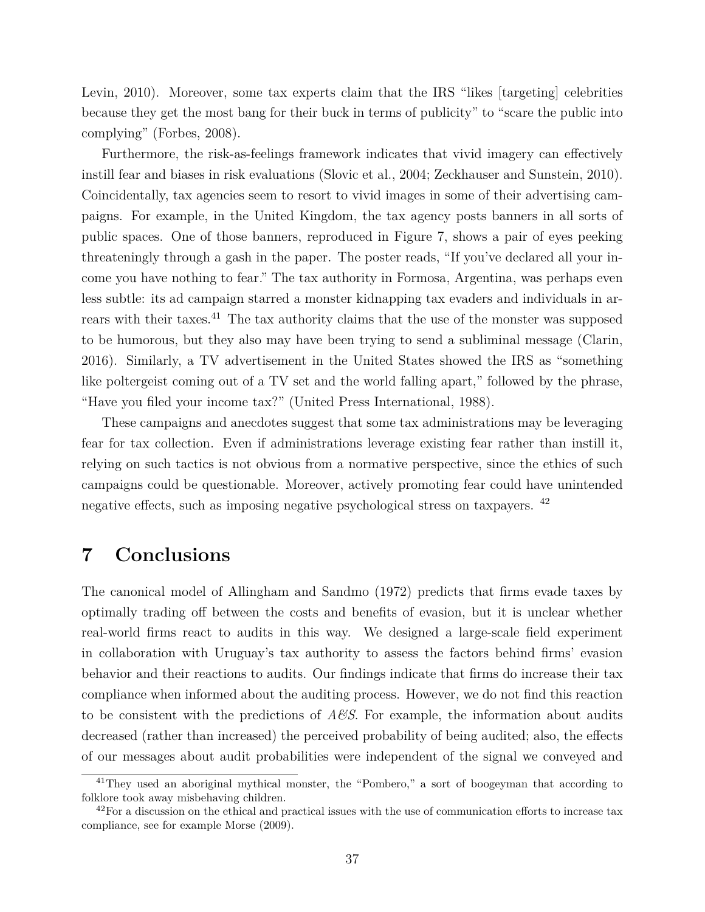Levin, 2010). Moreover, some tax experts claim that the IRS "likes [targeting] celebrities because they get the most bang for their buck in terms of publicity" to "scare the public into complying" (Forbes, 2008).

Furthermore, the risk-as-feelings framework indicates that vivid imagery can effectively instill fear and biases in risk evaluations (Slovic et al., 2004; Zeckhauser and Sunstein, 2010). Coincidentally, tax agencies seem to resort to vivid images in some of their advertising campaigns. For example, in the United Kingdom, the tax agency posts banners in all sorts of public spaces. One of those banners, reproduced in Figure 7, shows a pair of eyes peeking threateningly through a gash in the paper. The poster reads, "If you've declared all your income you have nothing to fear." The tax authority in Formosa, Argentina, was perhaps even less subtle: its ad campaign starred a monster kidnapping tax evaders and individuals in arrears with their taxes.[41] The tax authority claims that the use of the monster was supposed to be humorous, but they also may have been trying to send a subliminal message (Clarin, 2016). Similarly, a TV advertisement in the United States showed the IRS as "something like poltergeist coming out of a TV set and the world falling apart," followed by the phrase, "Have you filed your income tax?" (United Press International, 1988).

These campaigns and anecdotes suggest that some tax administrations may be leveraging fear for tax collection. Even if administrations leverage existing fear rather than instill it, relying on such tactics is not obvious from a normative perspective, since the ethics of such campaigns could be questionable. Moreover, actively promoting fear could have unintended negative effects, such as imposing negative psychological stress on taxpayers. [42]

# 7 Conclusions

The canonical model of Allingham and Sandmo (1972) predicts that firms evade taxes by optimally trading off between the costs and benefits of evasion, but it is unclear whether real-world firms react to audits in this way. We designed a large-scale field experiment in collaboration with Uruguay's tax authority to assess the factors behind firms' evasion behavior and their reactions to audits. Our findings indicate that firms do increase their tax compliance when informed about the auditing process. However, we do not find this reaction to be consistent with the predictions of *A&S*. For example, the information about audits decreased (rather than increased) the perceived probability of being audited; also, the effects of our messages about audit probabilities were independent of the signal we conveyed and

[41] They used an aboriginal mythical monster, the "Pombero," a sort of boogeyman that according to folklore took away misbehaving children.

[42] For a discussion on the ethical and practical issues with the use of communication efforts to increase tax compliance, see for example Morse (2009).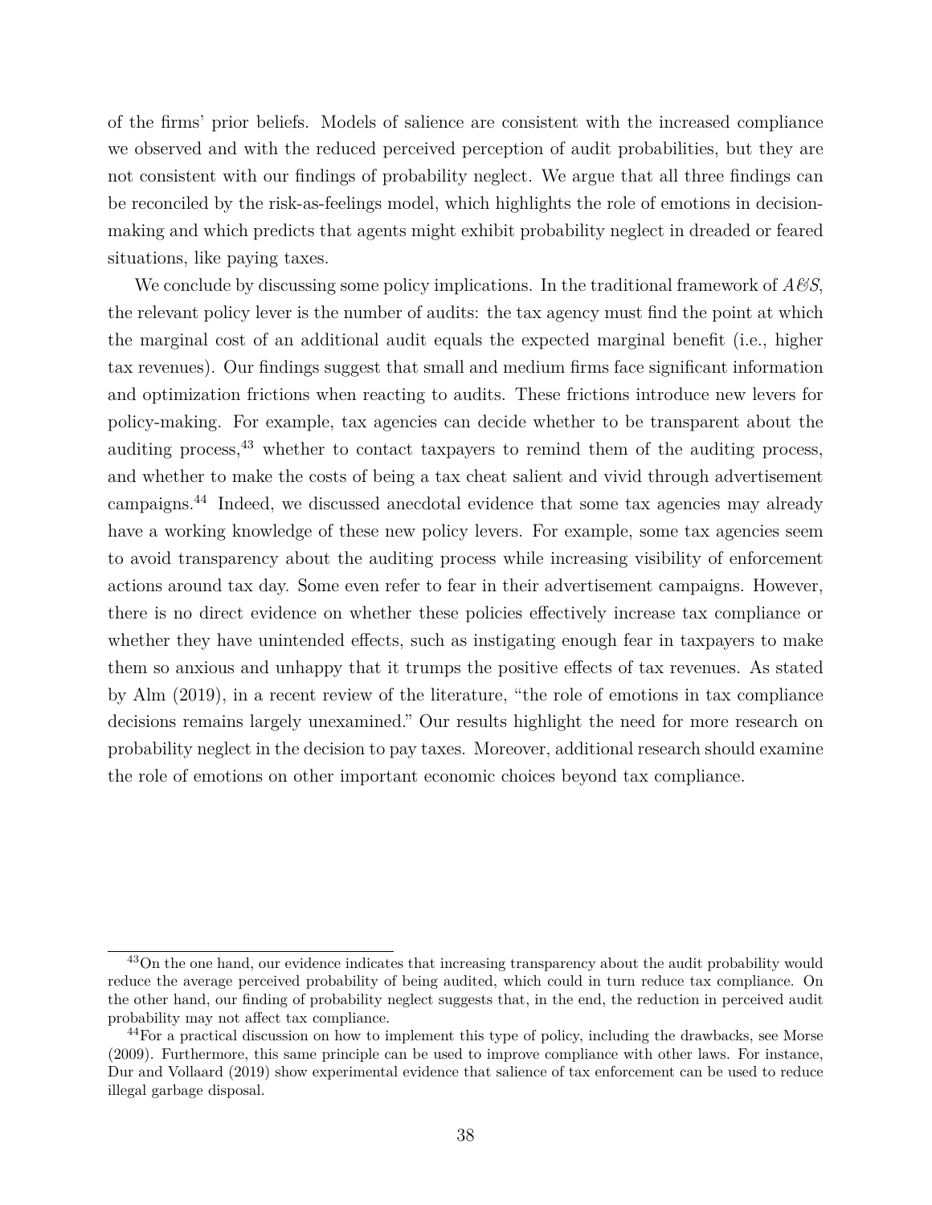of the firms' prior beliefs. Models of salience are consistent with the increased compliance we observed and with the reduced perceived perception of audit probabilities, but they are not consistent with our findings of probability neglect. We argue that all three findings can be reconciled by the risk-as-feelings model, which highlights the role of emotions in decision-making and which predicts that agents might exhibit probability neglect in dreaded or feared situations, like paying taxes.

We conclude by discussing some policy implications. In the traditional framework of *A&S*, the relevant policy lever is the number of audits: the tax agency must find the point at which the marginal cost of an additional audit equals the expected marginal benefit (i.e., higher tax revenues). Our findings suggest that small and medium firms face significant information and optimization frictions when reacting to audits. These frictions introduce new levers for policy-making. For example, tax agencies can decide whether to be transparent about the auditing process,[43] whether to contact taxpayers to remind them of the auditing process, and whether to make the costs of being a tax cheat salient and vivid through advertisement campaigns.[44] Indeed, we discussed anecdotal evidence that some tax agencies may already have a working knowledge of these new policy levers. For example, some tax agencies seem to avoid transparency about the auditing process while increasing visibility of enforcement actions around tax day. Some even refer to fear in their advertisement campaigns. However, there is no direct evidence on whether these policies effectively increase tax compliance or whether they have unintended effects, such as instigating enough fear in taxpayers to make them so anxious and unhappy that it trumps the positive effects of tax revenues. As stated by Alm (2019), in a recent review of the literature, "the role of emotions in tax compliance decisions remains largely unexamined." Our results highlight the need for more research on probability neglect in the decision to pay taxes. Moreover, additional research should examine the role of emotions on other important economic choices beyond tax compliance.

---

[43] On the one hand, our evidence indicates that increasing transparency about the audit probability would reduce the average perceived probability of being audited, which could in turn reduce tax compliance. On the other hand, our finding of probability neglect suggests that, in the end, the reduction in perceived audit probability may not affect tax compliance.

[44] For a practical discussion on how to implement this type of policy, including the drawbacks, see Morse (2009). Furthermore, this same principle can be used to improve compliance with other laws. For instance, Dur and Vollaard (2019) show experimental evidence that salience of tax enforcement can be used to reduce illegal garbage disposal.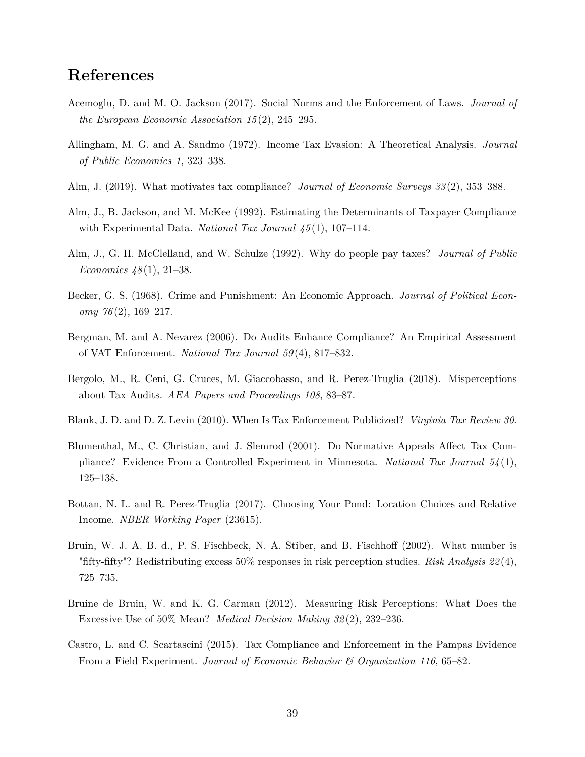# References

Acemoglu, D. and M. O. Jackson (2017). Social Norms and the Enforcement of Laws. *Journal of the European Economic Association 15*(2), 245–295.

Allingham, M. G. and A. Sandmo (1972). Income Tax Evasion: A Theoretical Analysis. *Journal of Public Economics 1*, 323–338.

Alm, J. (2019). What motivates tax compliance? *Journal of Economic Surveys 33*(2), 353–388.

Alm, J., B. Jackson, and M. McKee (1992). Estimating the Determinants of Taxpayer Compliance with Experimental Data. *National Tax Journal 45*(1), 107–114.

Alm, J., G. H. McClelland, and W. Schulze (1992). Why do people pay taxes? *Journal of Public Economics 48*(1), 21–38.

Becker, G. S. (1968). Crime and Punishment: An Economic Approach. *Journal of Political Economy 76*(2), 169–217.

Bergman, M. and A. Nevarez (2006). Do Audits Enhance Compliance? An Empirical Assessment of VAT Enforcement. *National Tax Journal 59*(4), 817–832.

Bergolo, M., R. Ceni, G. Cruces, M. Giaccobasso, and R. Perez-Truglia (2018). Misperceptions about Tax Audits. *AEA Papers and Proceedings 108*, 83–87.

Blank, J. D. and D. Z. Levin (2010). When Is Tax Enforcement Publicized? *Virginia Tax Review 30*.

Blumenthal, M., C. Christian, and J. Slemrod (2001). Do Normative Appeals Affect Tax Compliance? Evidence From a Controlled Experiment in Minnesota. *National Tax Journal 54*(1), 125–138.

Bottan, N. L. and R. Perez-Truglia (2017). Choosing Your Pond: Location Choices and Relative Income. *NBER Working Paper* (23615).

Bruin, W. J. A. B. d., P. S. Fischbeck, N. A. Stiber, and B. Fischhoff (2002). What number is "fifty-fifty"? Redistributing excess 50% responses in risk perception studies. *Risk Analysis 22*(4), 725–735.

Bruine de Bruin, W. and K. G. Carman (2012). Measuring Risk Perceptions: What Does the Excessive Use of 50% Mean? *Medical Decision Making 32*(2), 232–236.

Castro, L. and C. Scartascini (2015). Tax Compliance and Enforcement in the Pampas Evidence From a Field Experiment. *Journal of Economic Behavior & Organization 116*, 65–82.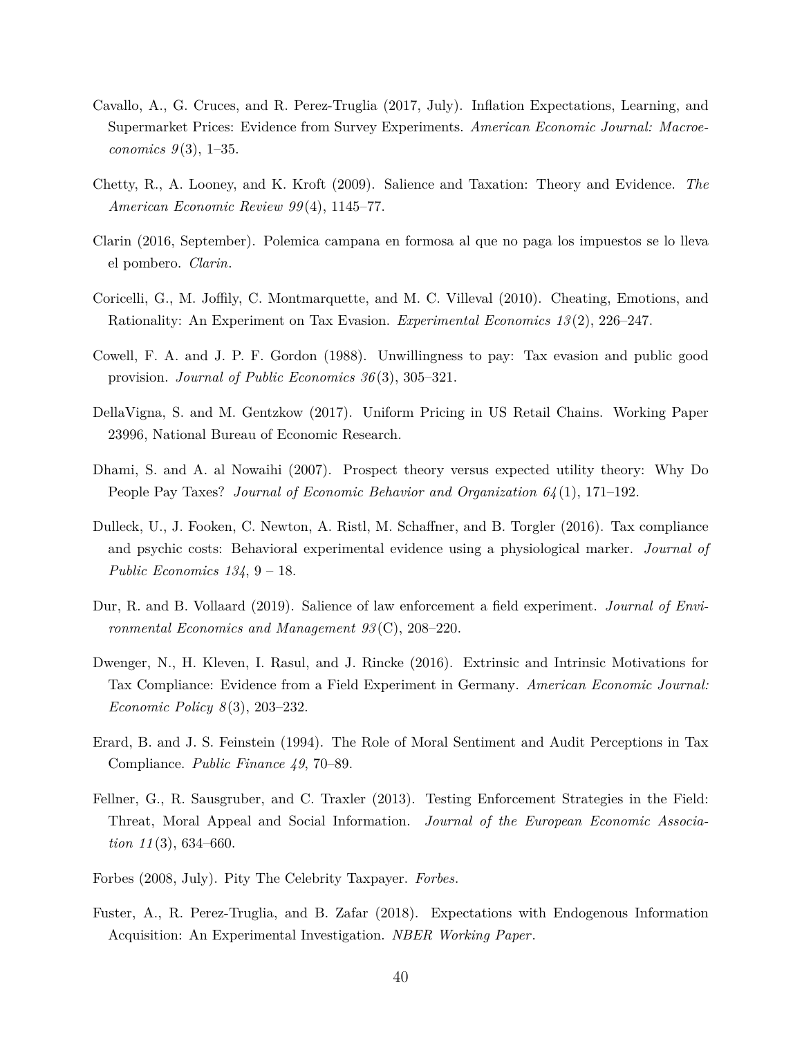Cavallo, A., G. Cruces, and R. Perez-Truglia (2017, July). Inflation Expectations, Learning, and Supermarket Prices: Evidence from Survey Experiments. *American Economic Journal: Macroeconomics 9*(3), 1–35.

Chetty, R., A. Looney, and K. Kroft (2009). Salience and Taxation: Theory and Evidence. *The American Economic Review 99*(4), 1145–77.

Clarin (2016, September). Polemica campana en formosa al que no paga los impuestos se lo lleva el pombero. *Clarin*.

Coricelli, G., M. Joffily, C. Montmarquette, and M. C. Villeval (2010). Cheating, Emotions, and Rationality: An Experiment on Tax Evasion. *Experimental Economics 13*(2), 226–247.

Cowell, F. A. and J. P. F. Gordon (1988). Unwillingness to pay: Tax evasion and public good provision. *Journal of Public Economics 36*(3), 305–321.

DellaVigna, S. and M. Gentzkow (2017). Uniform Pricing in US Retail Chains. Working Paper 23996, National Bureau of Economic Research.

Dhami, S. and A. al Nowaihi (2007). Prospect theory versus expected utility theory: Why Do People Pay Taxes? *Journal of Economic Behavior and Organization 64*(1), 171–192.

Dulleck, U., J. Fooken, C. Newton, A. Ristl, M. Schaffner, and B. Torgler (2016). Tax compliance and psychic costs: Behavioral experimental evidence using a physiological marker. *Journal of Public Economics 134*, 9 – 18.

Dur, R. and B. Vollaard (2019). Salience of law enforcement a field experiment. *Journal of Environmental Economics and Management 93*(C), 208–220.

Dwenger, N., H. Kleven, I. Rasul, and J. Rincke (2016). Extrinsic and Intrinsic Motivations for Tax Compliance: Evidence from a Field Experiment in Germany. *American Economic Journal: Economic Policy 8*(3), 203–232.

Erard, B. and J. S. Feinstein (1994). The Role of Moral Sentiment and Audit Perceptions in Tax Compliance. *Public Finance 49*, 70–89.

Fellner, G., R. Sausgruber, and C. Traxler (2013). Testing Enforcement Strategies in the Field: Threat, Moral Appeal and Social Information. *Journal of the European Economic Association 11*(3), 634–660.

Forbes (2008, July). Pity The Celebrity Taxpayer. *Forbes*.

Fuster, A., R. Perez-Truglia, and B. Zafar (2018). Expectations with Endogenous Information Acquisition: An Experimental Investigation. *NBER Working Paper*.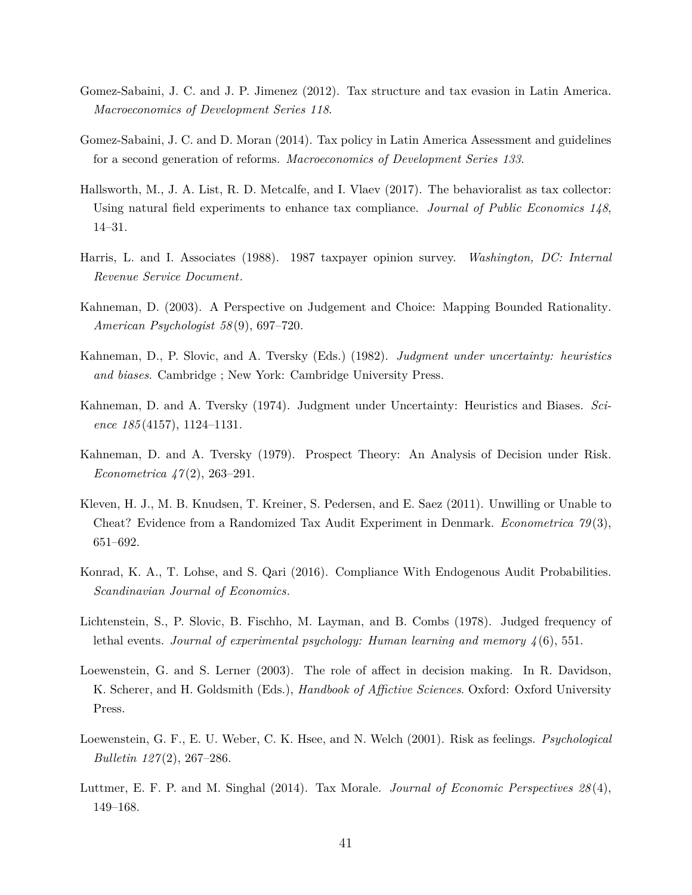Gomez-Sabaini, J. C. and J. P. Jimenez (2012). Tax structure and tax evasion in Latin America. *Macroeconomics of Development Series 118*.

Gomez-Sabaini, J. C. and D. Moran (2014). Tax policy in Latin America Assessment and guidelines for a second generation of reforms. *Macroeconomics of Development Series 133*.

Hallsworth, M., J. A. List, R. D. Metcalfe, and I. Vlaev (2017). The behavioralist as tax collector: Using natural field experiments to enhance tax compliance. *Journal of Public Economics 148*, 14–31.

Harris, L. and I. Associates (1988). 1987 taxpayer opinion survey. *Washington, DC: Internal Revenue Service Document*.

Kahneman, D. (2003). A Perspective on Judgement and Choice: Mapping Bounded Rationality. *American Psychologist 58*(9), 697–720.

Kahneman, D., P. Slovic, and A. Tversky (Eds.) (1982). *Judgment under uncertainty: heuristics and biases*. Cambridge ; New York: Cambridge University Press.

Kahneman, D. and A. Tversky (1974). Judgment under Uncertainty: Heuristics and Biases. *Science 185*(4157), 1124–1131.

Kahneman, D. and A. Tversky (1979). Prospect Theory: An Analysis of Decision under Risk. *Econometrica 47*(2), 263–291.

Kleven, H. J., M. B. Knudsen, T. Kreiner, S. Pedersen, and E. Saez (2011). Unwilling or Unable to Cheat? Evidence from a Randomized Tax Audit Experiment in Denmark. *Econometrica 79*(3), 651–692.

Konrad, K. A., T. Lohse, and S. Qari (2016). Compliance With Endogenous Audit Probabilities. *Scandinavian Journal of Economics*.

Lichtenstein, S., P. Slovic, B. Fischho, M. Layman, and B. Combs (1978). Judged frequency of lethal events. *Journal of experimental psychology: Human learning and memory 4*(6), 551.

Loewenstein, G. and S. Lerner (2003). The role of affect in decision making. In R. Davidson, K. Scherer, and H. Goldsmith (Eds.), *Handbook of Affictive Sciences*. Oxford: Oxford University Press.

Loewenstein, G. F., E. U. Weber, C. K. Hsee, and N. Welch (2001). Risk as feelings. *Psychological Bulletin 127*(2), 267–286.

Luttmer, E. F. P. and M. Singhal (2014). Tax Morale. *Journal of Economic Perspectives 28*(4), 149–168.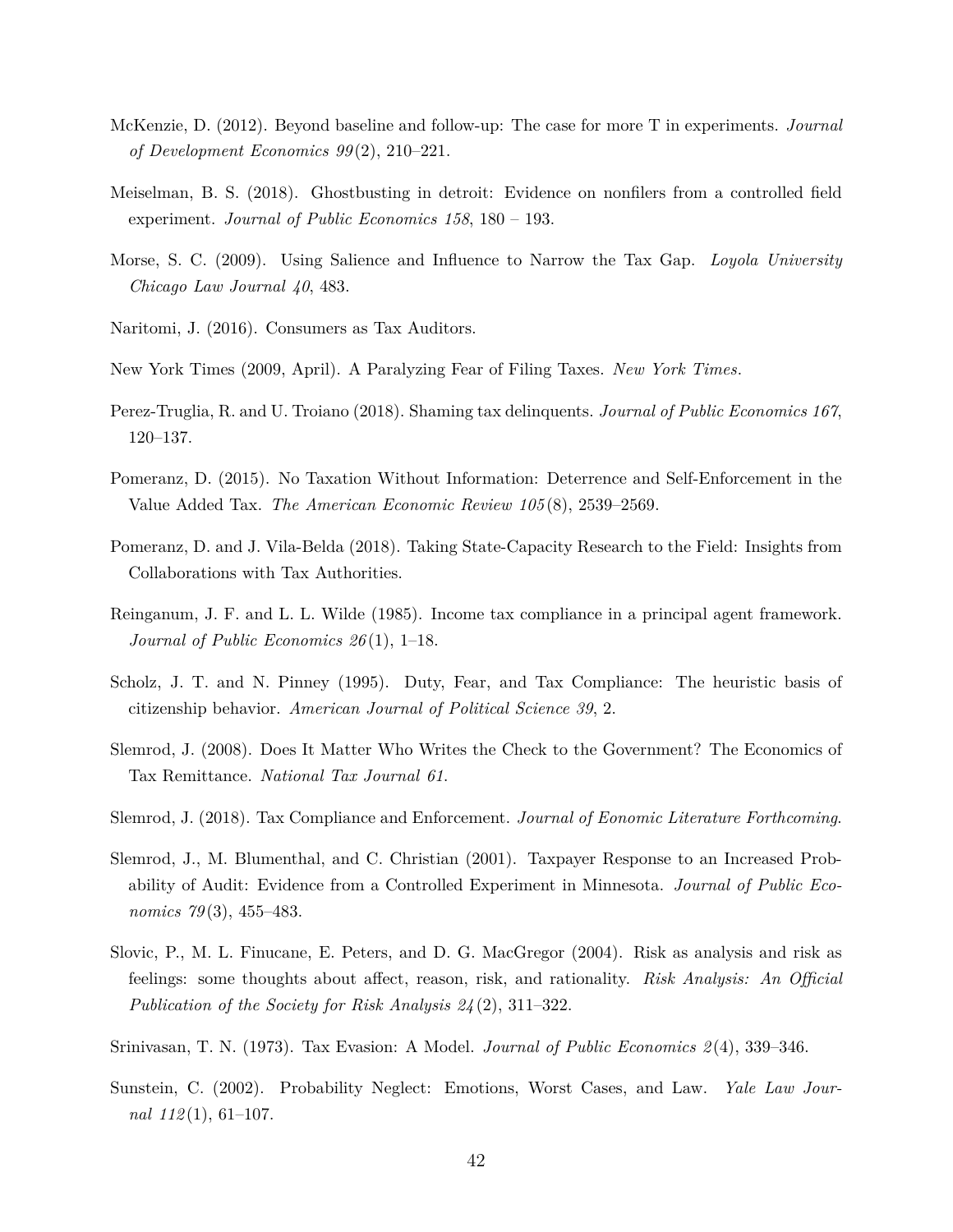McKenzie, D. (2012). Beyond baseline and follow-up: The case for more T in experiments. *Journal of Development Economics 99*(2), 210–221.

Meiselman, B. S. (2018). Ghostbusting in detroit: Evidence on nonfilers from a controlled field experiment. *Journal of Public Economics 158*, 180 – 193.

Morse, S. C. (2009). Using Salience and Influence to Narrow the Tax Gap. *Loyola University Chicago Law Journal 40*, 483.

Naritomi, J. (2016). Consumers as Tax Auditors.

New York Times (2009, April). A Paralyzing Fear of Filing Taxes. *New York Times*.

Perez-Truglia, R. and U. Troiano (2018). Shaming tax delinquents. *Journal of Public Economics 167*, 120–137.

Pomeranz, D. (2015). No Taxation Without Information: Deterrence and Self-Enforcement in the Value Added Tax. *The American Economic Review 105*(8), 2539–2569.

Pomeranz, D. and J. Vila-Belda (2018). Taking State-Capacity Research to the Field: Insights from Collaborations with Tax Authorities.

Reinganum, J. F. and L. L. Wilde (1985). Income tax compliance in a principal agent framework. *Journal of Public Economics 26*(1), 1–18.

Scholz, J. T. and N. Pinney (1995). Duty, Fear, and Tax Compliance: The heuristic basis of citizenship behavior. *American Journal of Political Science 39*, 2.

Slemrod, J. (2008). Does It Matter Who Writes the Check to the Government? The Economics of Tax Remittance. *National Tax Journal 61*.

Slemrod, J. (2018). Tax Compliance and Enforcement. *Journal of Eonomic Literature Forthcoming*.

Slemrod, J., M. Blumenthal, and C. Christian (2001). Taxpayer Response to an Increased Probability of Audit: Evidence from a Controlled Experiment in Minnesota. *Journal of Public Economics 79*(3), 455–483.

Slovic, P., M. L. Finucane, E. Peters, and D. G. MacGregor (2004). Risk as analysis and risk as feelings: some thoughts about affect, reason, risk, and rationality. *Risk Analysis: An Official Publication of the Society for Risk Analysis 24*(2), 311–322.

Srinivasan, T. N. (1973). Tax Evasion: A Model. *Journal of Public Economics 2*(4), 339–346.

Sunstein, C. (2002). Probability Neglect: Emotions, Worst Cases, and Law. *Yale Law Journal 112*(1), 61–107.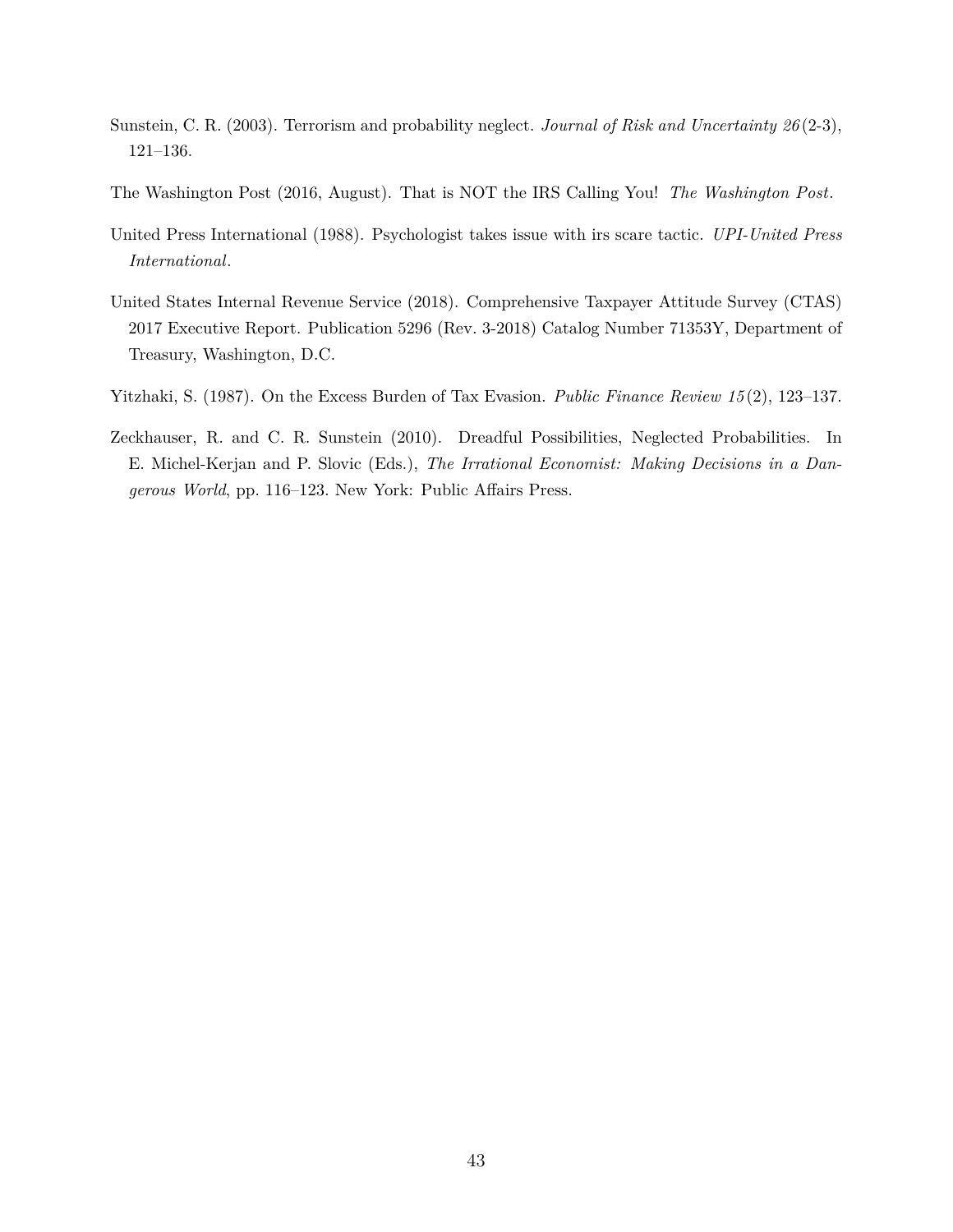Sunstein, C. R. (2003). Terrorism and probability neglect. *Journal of Risk and Uncertainty 26*(2-3), 121–136.

The Washington Post (2016, August). That is NOT the IRS Calling You! *The Washington Post*.

United Press International (1988). Psychologist takes issue with irs scare tactic. *UPI-United Press International*.

United States Internal Revenue Service (2018). Comprehensive Taxpayer Attitude Survey (CTAS) 2017 Executive Report. Publication 5296 (Rev. 3-2018) Catalog Number 71353Y, Department of Treasury, Washington, D.C.

Yitzhaki, S. (1987). On the Excess Burden of Tax Evasion. *Public Finance Review 15*(2), 123–137.

Zeckhauser, R. and C. R. Sunstein (2010). Dreadful Possibilities, Neglected Probabilities. In E. Michel-Kerjan and P. Slovic (Eds.), *The Irrational Economist: Making Decisions in a Dangerous World*, pp. 116–123. New York: Public Affairs Press.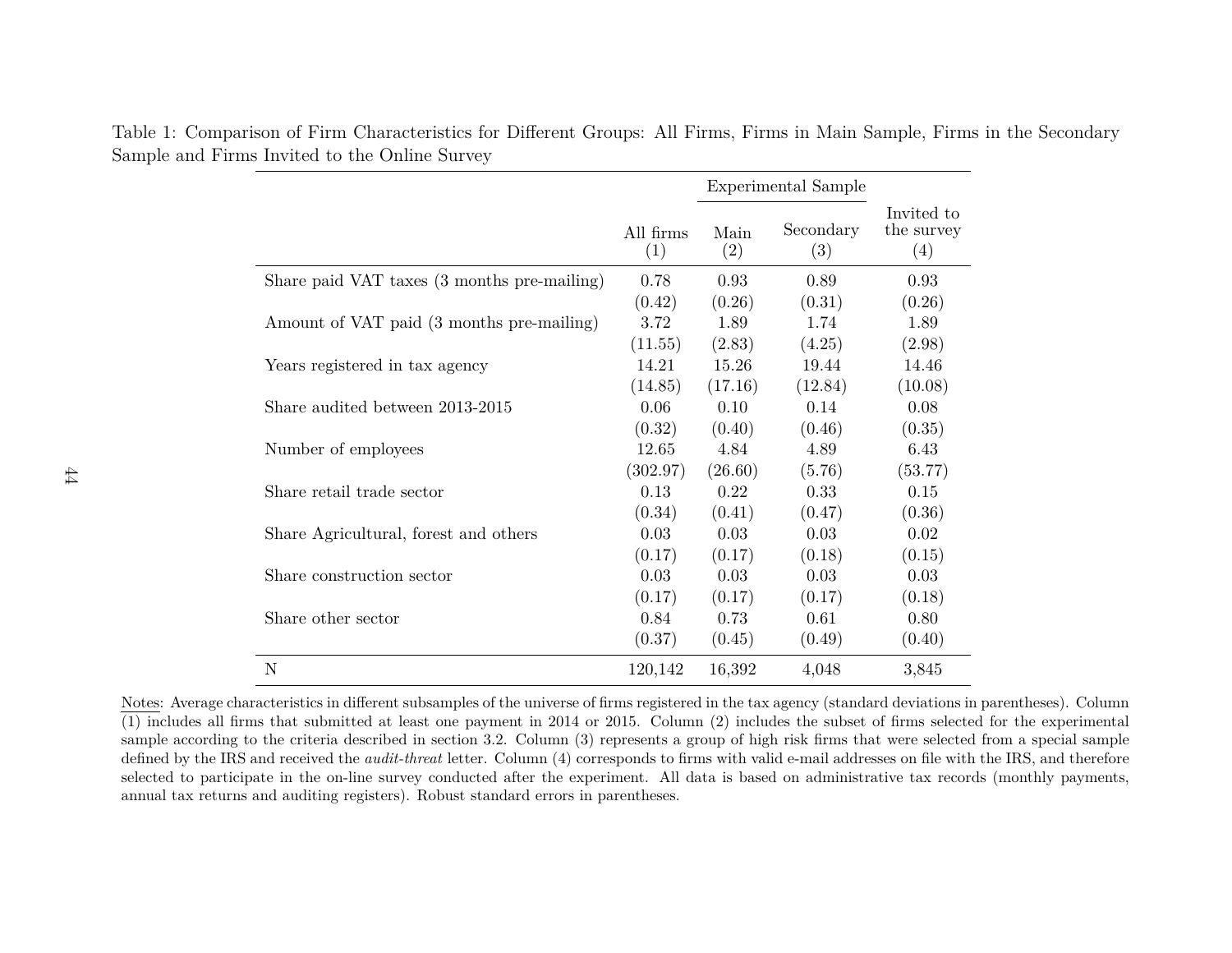Table 1: Comparison of Firm Characteristics for Different Groups: All Firms, Firms in Main Sample, Firms in the Secondary Sample and Firms Invited to the Online Survey

| | | Experimental Sample | | |
|---|---|---|---|---|
| | All firms (1) | Main (2) | Secondary (3) | Invited to the survey (4) |
| Share paid VAT taxes (3 months pre-mailing) | 0.78 | 0.93 | 0.89 | 0.93 |
| | (0.42) | (0.26) | (0.31) | (0.26) |
| Amount of VAT paid (3 months pre-mailing) | 3.72 | 1.89 | 1.74 | 1.89 |
| | (11.55) | (2.83) | (4.25) | (2.98) |
| Years registered in tax agency | 14.21 | 15.26 | 19.44 | 14.46 |
| | (14.85) | (17.16) | (12.84) | (10.08) |
| Share audited between 2013-2015 | 0.06 | 0.10 | 0.14 | 0.08 |
| | (0.32) | (0.40) | (0.46) | (0.35) |
| Number of employees | 12.65 | 4.84 | 4.89 | 6.43 |
| | (302.97) | (26.60) | (5.76) | (53.77) |
| Share retail trade sector | 0.13 | 0.22 | 0.33 | 0.15 |
| | (0.34) | (0.41) | (0.47) | (0.36) |
| Share Agricultural, forest and others | 0.03 | 0.03 | 0.03 | 0.02 |
| | (0.17) | (0.17) | (0.18) | (0.15) |
| Share construction sector | 0.03 | 0.03 | 0.03 | 0.03 |
| | (0.17) | (0.17) | (0.17) | (0.18) |
| Share other sector | 0.84 | 0.73 | 0.61 | 0.80 |
| | (0.37) | (0.45) | (0.49) | (0.40) |
| N | 120,142 | 16,392 | 4,048 | 3,845 |

Notes: Average characteristics in different subsamples of the universe of firms registered in the tax agency (standard deviations in parentheses). Column (1) includes all firms that submitted at least one payment in 2014 or 2015. Column (2) includes the subset of firms selected for the experimental sample according to the criteria described in section 3.2. Column (3) represents a group of high risk firms that were selected from a special sample defined by the IRS and received the *audit-threat* letter. Column (4) corresponds to firms with valid e-mail addresses on file with the IRS, and therefore selected to participate in the on-line survey conducted after the experiment. All data is based on administrative tax records (monthly payments, annual tax returns and auditing registers). Robust standard errors in parentheses.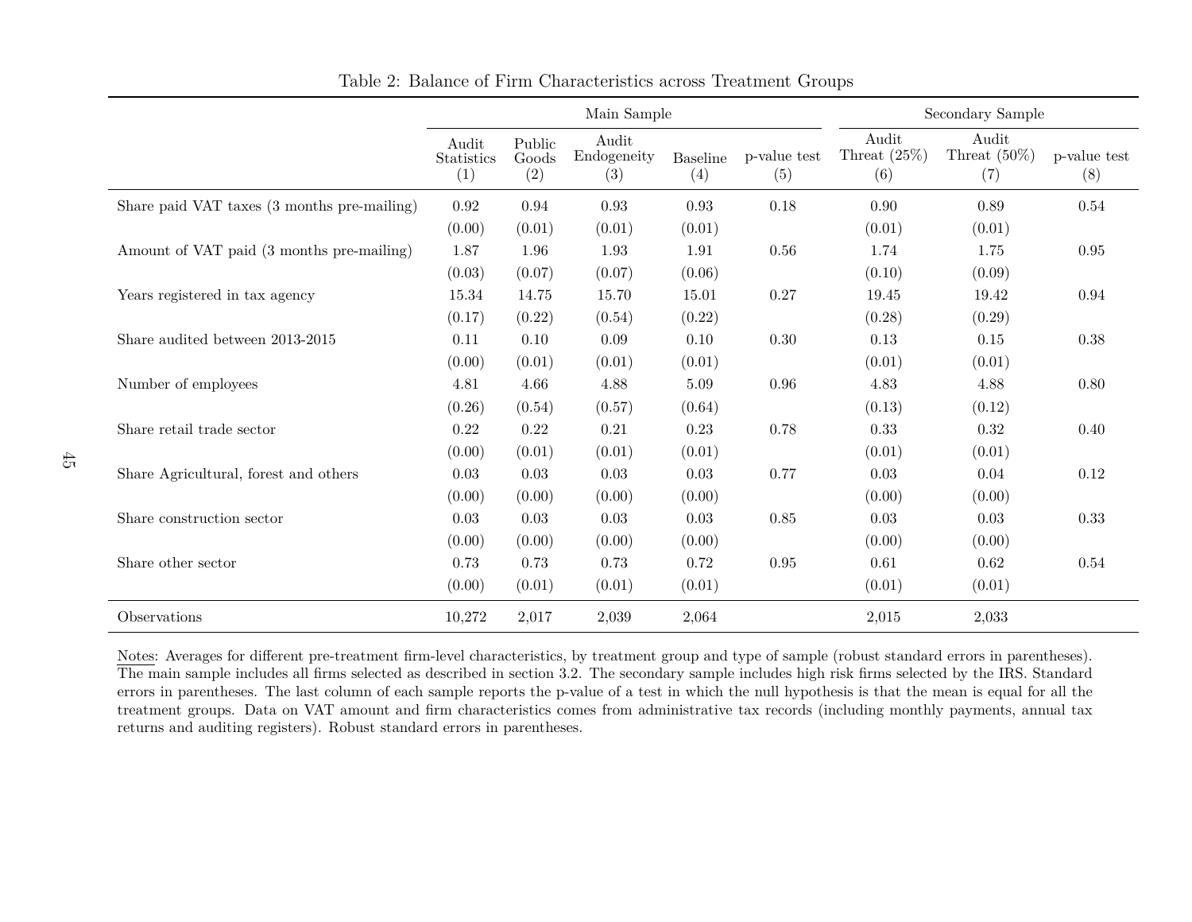Table 2: Balance of Firm Characteristics across Treatment Groups

| | Main Sample | | | | | Secondary Sample | | |
|---|---|---|---|---|---|---|---|---|
| | Audit Statistics (1) | Public Goods (2) | Audit Endogeneity (3) | Baseline (4) | p-value test (5) | Audit Threat (25%) (6) | Audit Threat (50%) (7) | p-value test (8) |
| Share paid VAT taxes (3 months pre-mailing) | 0.92 | 0.94 | 0.93 | 0.93 | 0.18 | 0.90 | 0.89 | 0.54 |
| | (0.00) | (0.01) | (0.01) | (0.01) | | (0.01) | (0.01) | |
| Amount of VAT paid (3 months pre-mailing) | 1.87 | 1.96 | 1.93 | 1.91 | 0.56 | 1.74 | 1.75 | 0.95 |
| | (0.03) | (0.07) | (0.07) | (0.06) | | (0.10) | (0.09) | |
| Years registered in tax agency | 15.34 | 14.75 | 15.70 | 15.01 | 0.27 | 19.45 | 19.42 | 0.94 |
| | (0.17) | (0.22) | (0.54) | (0.22) | | (0.28) | (0.29) | |
| Share audited between 2013-2015 | 0.11 | 0.10 | 0.09 | 0.10 | 0.30 | 0.13 | 0.15 | 0.38 |
| | (0.00) | (0.01) | (0.01) | (0.01) | | (0.01) | (0.01) | |
| Number of employees | 4.81 | 4.66 | 4.88 | 5.09 | 0.96 | 4.83 | 4.88 | 0.80 |
| | (0.26) | (0.54) | (0.57) | (0.64) | | (0.13) | (0.12) | |
| Share retail trade sector | 0.22 | 0.22 | 0.21 | 0.23 | 0.78 | 0.33 | 0.32 | 0.40 |
| | (0.00) | (0.01) | (0.01) | (0.01) | | (0.01) | (0.01) | |
| Share Agricultural, forest and others | 0.03 | 0.03 | 0.03 | 0.03 | 0.77 | 0.03 | 0.04 | 0.12 |
| | (0.00) | (0.00) | (0.00) | (0.00) | | (0.00) | (0.00) | |
| Share construction sector | 0.03 | 0.03 | 0.03 | 0.03 | 0.85 | 0.03 | 0.03 | 0.33 |
| | (0.00) | (0.00) | (0.00) | (0.00) | | (0.00) | (0.00) | |
| Share other sector | 0.73 | 0.73 | 0.73 | 0.72 | 0.95 | 0.61 | 0.62 | 0.54 |
| | (0.00) | (0.01) | (0.01) | (0.01) | | (0.01) | (0.01) | |
| Observations | 10,272 | 2,017 | 2,039 | 2,064 | | 2,015 | 2,033 | |

Notes: Averages for different pre-treatment firm-level characteristics, by treatment group and type of sample (robust standard errors in parentheses). The main sample includes all firms selected as described in section 3.2. The secondary sample includes high risk firms selected by the IRS. Standard errors in parentheses. The last column of each sample reports the p-value of a test in which the null hypothesis is that the mean is equal for all the treatment groups. Data on VAT amount and firm characteristics comes from administrative tax records (including monthly payments, annual tax returns and auditing registers). Robust standard errors in parentheses.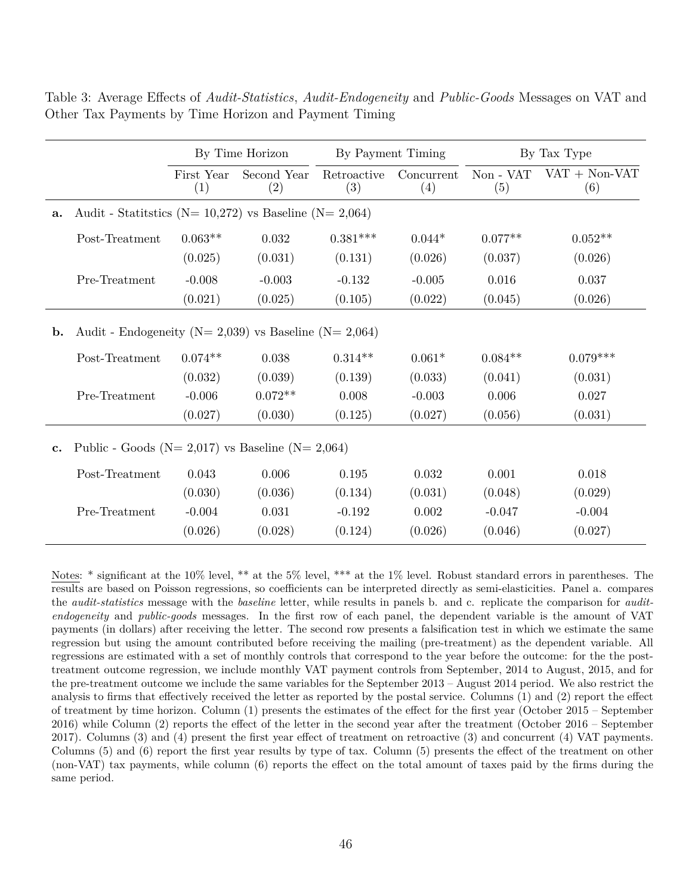Table 3: Average Effects of *Audit-Statistics*, *Audit-Endogeneity* and *Public-Goods* Messages on VAT and Other Tax Payments by Time Horizon and Payment Timing

| | By Time Horizon | | By Payment Timing | | By Tax Type | |
|---|---|---|---|---|---|---|
| | First Year (1) | Second Year (2) | Retroactive (3) | Concurrent (4) | Non - VAT (5) | VAT + Non-VAT (6) |
| **a.** Audit - Statitstics (N= 10,272) vs Baseline (N= 2,064) | | | | | | |
| Post-Treatment | 0.063** | 0.032 | 0.381*** | 0.044* | 0.077** | 0.052** |
| | (0.025) | (0.031) | (0.131) | (0.026) | (0.037) | (0.026) |
| Pre-Treatment | -0.008 | -0.003 | -0.132 | -0.005 | 0.016 | 0.037 |
| | (0.021) | (0.025) | (0.105) | (0.022) | (0.045) | (0.026) |
| **b.** Audit - Endogeneity (N= 2,039) vs Baseline (N= 2,064) | | | | | | |
| Post-Treatment | 0.074** | 0.038 | 0.314** | 0.061* | 0.084** | 0.079*** |
| | (0.032) | (0.039) | (0.139) | (0.033) | (0.041) | (0.031) |
| Pre-Treatment | -0.006 | 0.072** | 0.008 | -0.003 | 0.006 | 0.027 |
| | (0.027) | (0.030) | (0.125) | (0.027) | (0.056) | (0.031) |
| **c.** Public - Goods (N= 2,017) vs Baseline (N= 2,064) | | | | | | |
| Post-Treatment | 0.043 | 0.006 | 0.195 | 0.032 | 0.001 | 0.018 |
| | (0.030) | (0.036) | (0.134) | (0.031) | (0.048) | (0.029) |
| Pre-Treatment | -0.004 | 0.031 | -0.192 | 0.002 | -0.047 | -0.004 |
| | (0.026) | (0.028) | (0.124) | (0.026) | (0.046) | (0.027) |

Notes: * significant at the 10% level, ** at the 5% level, *** at the 1% level. Robust standard errors in parentheses. The results are based on Poisson regressions, so coefficients can be interpreted directly as semi-elasticities. Panel a. compares the *audit-statistics* message with the *baseline* letter, while results in panels b. and c. replicate the comparison for *audit-endogeneity* and *public-goods* messages. In the first row of each panel, the dependent variable is the amount of VAT payments (in dollars) after receiving the letter. The second row presents a falsification test in which we estimate the same regression but using the amount contributed before receiving the mailing (pre-treatment) as the dependent variable. All regressions are estimated with a set of monthly controls that correspond to the year before the outcome: for the the post-treatment outcome regression, we include monthly VAT payment controls from September, 2014 to August, 2015, and for the pre-treatment outcome we include the same variables for the September 2013 – August 2014 period. We also restrict the analysis to firms that effectively received the letter as reported by the postal service. Columns (1) and (2) report the effect of treatment by time horizon. Column (1) presents the estimates of the effect for the first year (October 2015 – September 2016) while Column (2) reports the effect of the letter in the second year after the treatment (October 2016 – September 2017). Columns (3) and (4) present the first year effect of treatment on retroactive (3) and concurrent (4) VAT payments. Columns (5) and (6) report the first year results by type of tax. Column (5) presents the effect of the treatment on other (non-VAT) tax payments, while column (6) reports the effect on the total amount of taxes paid by the firms during the same period.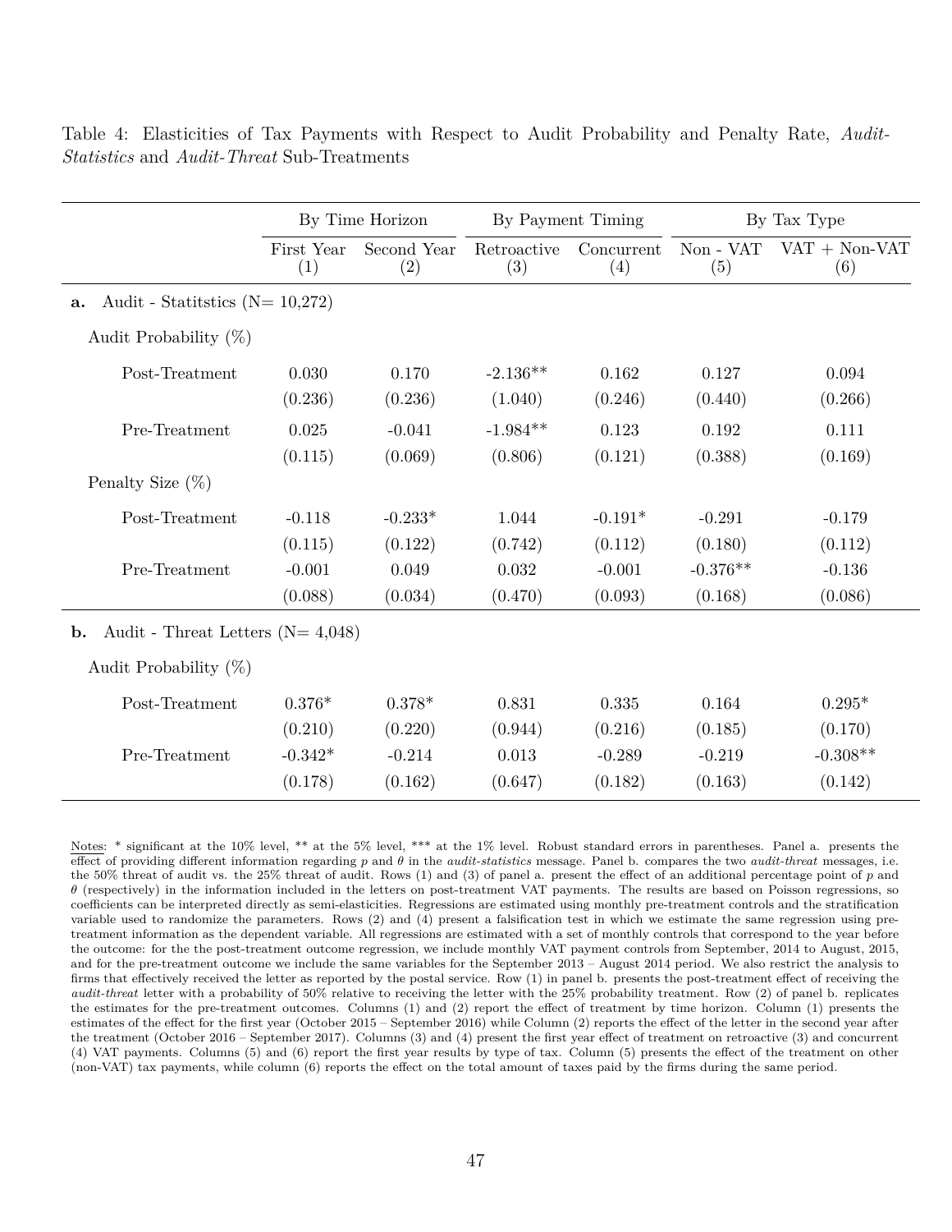Table 4: Elasticities of Tax Payments with Respect to Audit Probability and Penalty Rate, *Audit-Statistics* and *Audit-Threat* Sub-Treatments

| | By Time Horizon | | By Payment Timing | | By Tax Type | |
|---|---|---|---|---|---|---|
| | First Year (1) | Second Year (2) | Retroactive (3) | Concurrent (4) | Non - VAT (5) | VAT + Non-VAT (6) |
| **a.** Audit - Statitstics (N= 10,272) | | | | | | |
| Audit Probability (%) | | | | | | |
| Post-Treatment | 0.030 | 0.170 | -2.136** | 0.162 | 0.127 | 0.094 |
| | (0.236) | (0.236) | (1.040) | (0.246) | (0.440) | (0.266) |
| Pre-Treatment | 0.025 | -0.041 | -1.984** | 0.123 | 0.192 | 0.111 |
| | (0.115) | (0.069) | (0.806) | (0.121) | (0.388) | (0.169) |
| Penalty Size (%) | | | | | | |
| Post-Treatment | -0.118 | -0.233* | 1.044 | -0.191* | -0.291 | -0.179 |
| | (0.115) | (0.122) | (0.742) | (0.112) | (0.180) | (0.112) |
| Pre-Treatment | -0.001 | 0.049 | 0.032 | -0.001 | -0.376** | -0.136 |
| | (0.088) | (0.034) | (0.470) | (0.093) | (0.168) | (0.086) |
| **b.** Audit - Threat Letters (N= 4,048) | | | | | | |
| Audit Probability (%) | | | | | | |
| Post-Treatment | 0.376* | 0.378* | 0.831 | 0.335 | 0.164 | 0.295* |
| | (0.210) | (0.220) | (0.944) | (0.216) | (0.185) | (0.170) |
| Pre-Treatment | -0.342* | -0.214 | 0.013 | -0.289 | -0.219 | -0.308** |
| | (0.178) | (0.162) | (0.647) | (0.182) | (0.163) | (0.142) |

Notes: * significant at the 10% level, ** at the 5% level, *** at the 1% level. Robust standard errors in parentheses. Panel a. presents the effect of providing different information regarding $p$ and $\theta$ in the *audit-statistics* message. Panel b. compares the two *audit-threat* messages, i.e. the 50% threat of audit vs. the 25% threat of audit. Rows (1) and (3) of panel a. present the effect of an additional percentage point of $p$ and $\theta$ (respectively) in the information included in the letters on post-treatment VAT payments. The results are based on Poisson regressions, so coefficients can be interpreted directly as semi-elasticities. Regressions are estimated using monthly pre-treatment controls and the stratification variable used to randomize the parameters. Rows (2) and (4) present a falsification test in which we estimate the same regression using pre-treatment information as the dependent variable. All regressions are estimated with a set of monthly controls that correspond to the year before the outcome: for the the post-treatment outcome regression, we include monthly VAT payment controls from September, 2014 to August, 2015, and for the pre-treatment outcome we include the same variables for the September 2013 – August 2014 period. We also restrict the analysis to firms that effectively received the letter as reported by the postal service. Row (1) in panel b. presents the post-treatment effect of receiving the *audit-threat* letter with a probability of 50% relative to receiving the letter with the 25% probability treatment. Row (2) of panel b. replicates the estimates for the pre-treatment outcomes. Columns (1) and (2) report the effect of treatment by time horizon. Column (1) presents the estimates of the effect for the first year (October 2015 – September 2016) while Column (2) reports the effect of the letter in the second year after the treatment (October 2016 – September 2017). Columns (3) and (4) present the first year effect of treatment on retroactive (3) and concurrent (4) VAT payments. Columns (5) and (6) report the first year results by type of tax. Column (5) presents the effect of the treatment on other (non-VAT) tax payments, while column (6) reports the effect on the total amount of taxes paid by the firms during the same period.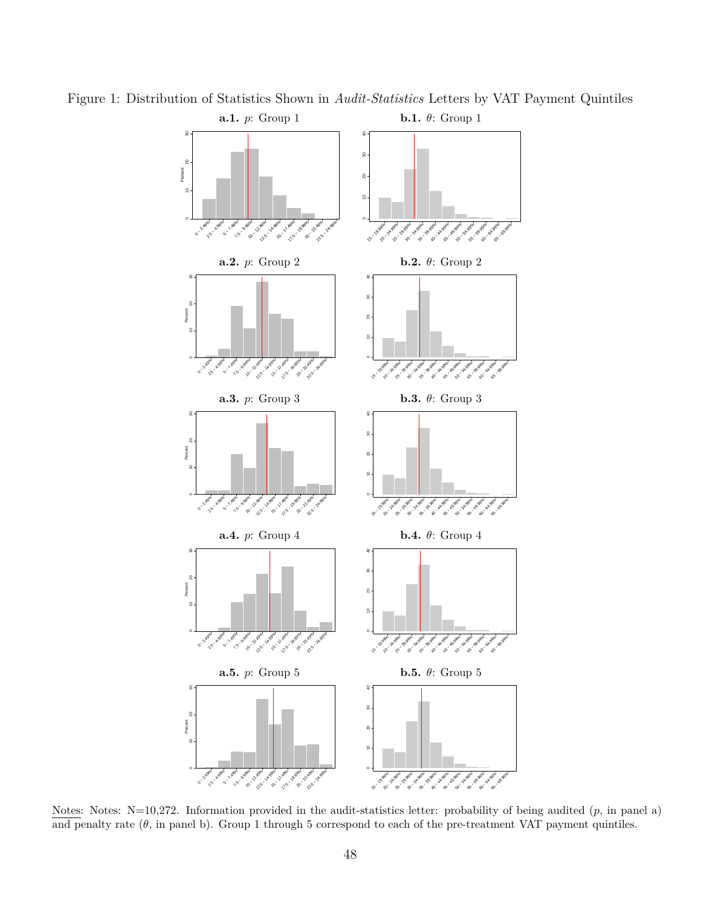Figure 1: Distribution of Statistics Shown in *Audit-Statistics* Letters by VAT Payment Quintiles

**a.1.** $p$: Group 1

**b.1.** $\theta$: Group 1

**a.2.** $p$: Group 2

**b.2.** $\theta$: Group 2

**a.3.** $p$: Group 3

**b.3.** $\theta$: Group 3

**a.4.** $p$: Group 4

**b.4.** $\theta$: Group 4

**a.5.** $p$: Group 5

**b.5.** $\theta$: Group 5

Notes: Notes: N=10,272. Information provided in the audit-statistics letter: probability of being audited ($p$, in panel a) and penalty rate ($\theta$, in panel b). Group 1 through 5 correspond to each of the pre-treatment VAT payment quintiles.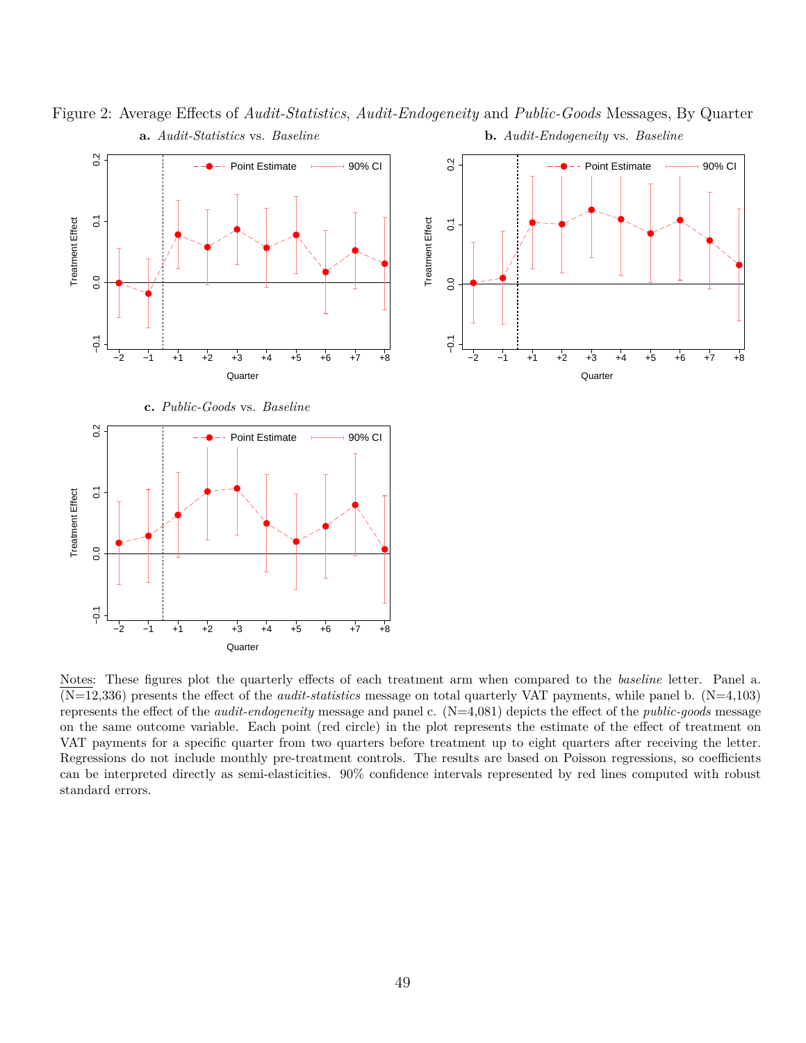Figure 2: Average Effects of *Audit-Statistics*, *Audit-Endogeneity* and *Public-Goods* Messages, By Quarter

**a.** *Audit-Statistics* vs. *Baseline*

**b.** *Audit-Endogeneity* vs. *Baseline*

**c.** *Public-Goods* vs. *Baseline*

Notes: These figures plot the quarterly effects of each treatment arm when compared to the *baseline* letter. Panel a. (N=12,336) presents the effect of the *audit-statistics* message on total quarterly VAT payments, while panel b. (N=4,103) represents the effect of the *audit-endogeneity* message and panel c. (N=4,081) depicts the effect of the *public-goods* message on the same outcome variable. Each point (red circle) in the plot represents the estimate of the effect of treatment on VAT payments for a specific quarter from two quarters before treatment up to eight quarters after receiving the letter. Regressions do not include monthly pre-treatment controls. The results are based on Poisson regressions, so coefficients can be interpreted directly as semi-elasticities. 90% confidence intervals represented by red lines computed with robust standard errors.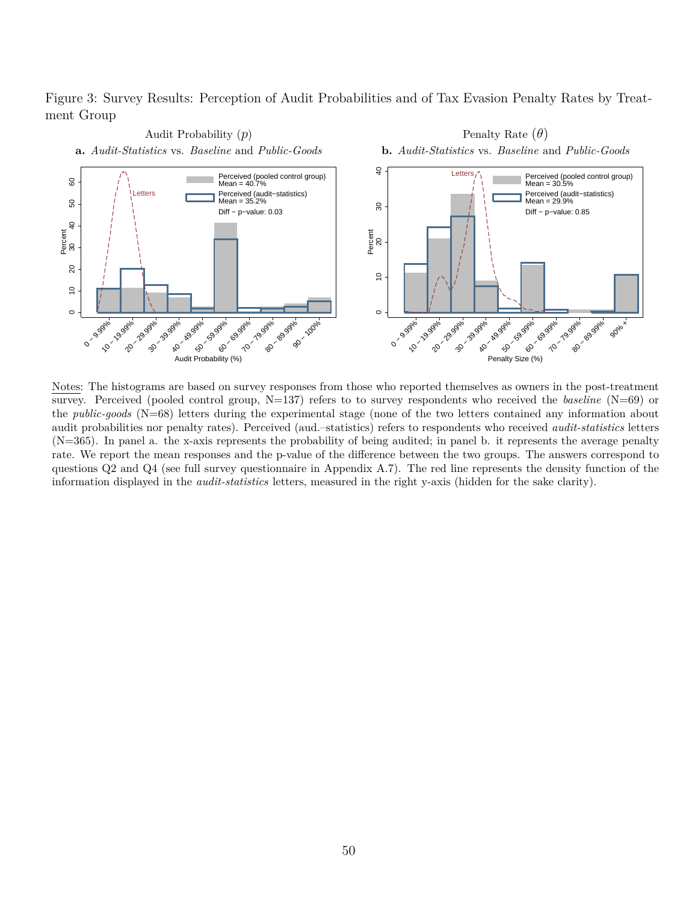Figure 3: Survey Results: Perception of Audit Probabilities and of Tax Evasion Penalty Rates by Treatment Group

Notes: The histograms are based on survey responses from those who reported themselves as owners in the post-treatment survey. Perceived (pooled control group, N=137) refers to to survey respondents who received the *baseline* (N=69) or the *public-goods* (N=68) letters during the experimental stage (none of the two letters contained any information about audit probabilities nor penalty rates). Perceived (aud.–statistics) refers to respondents who received *audit-statistics* letters (N=365). In panel a. the x-axis represents the probability of being audited; in panel b. it represents the average penalty rate. We report the mean responses and the p-value of the difference between the two groups. The answers correspond to questions Q2 and Q4 (see full survey questionnaire in Appendix A.7). The red line represents the density function of the information displayed in the *audit-statistics* letters, measured in the right y-axis (hidden for the sake clarity).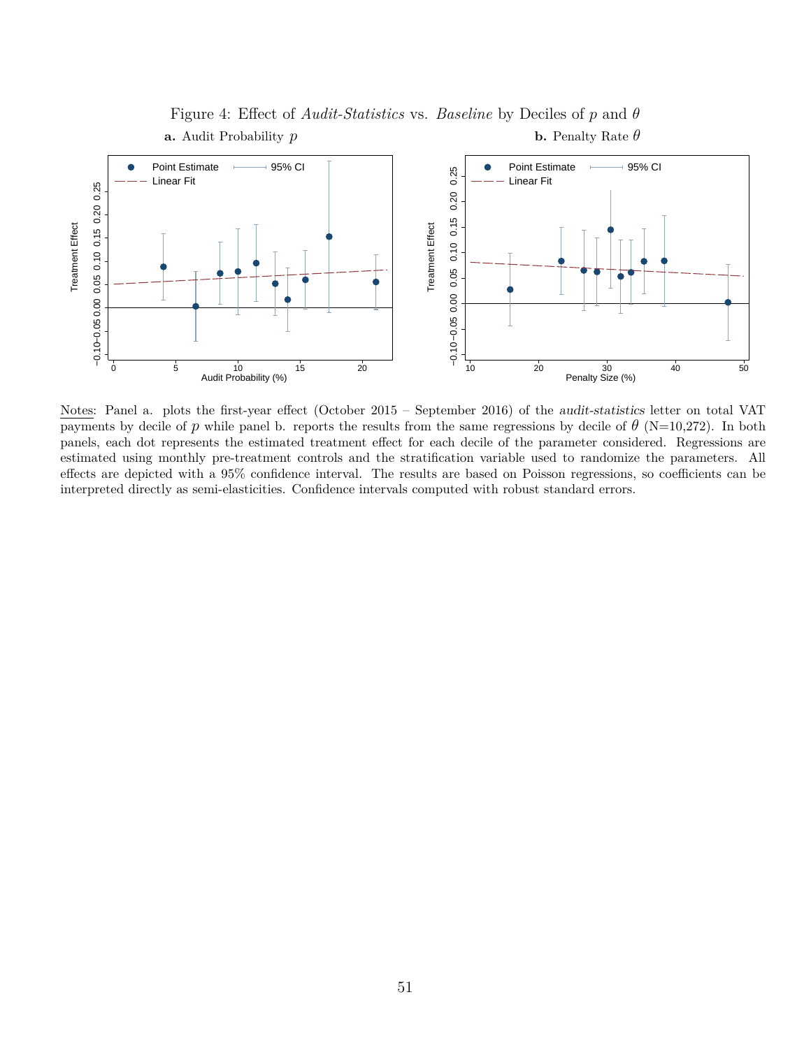Figure 4: Effect of *Audit-Statistics* vs. *Baseline* by Deciles of $p$ and $\theta$

**a.** Audit Probability $p$

**b.** Penalty Rate $\theta$

Notes: Panel a. plots the first-year effect (October 2015 – September 2016) of the *audit-statistics* letter on total VAT payments by decile of $p$ while panel b. reports the results from the same regressions by decile of $\theta$ (N=10,272). In both panels, each dot represents the estimated treatment effect for each decile of the parameter considered. Regressions are estimated using monthly pre-treatment controls and the stratification variable used to randomize the parameters. All effects are depicted with a 95% confidence interval. The results are based on Poisson regressions, so coefficients can be interpreted directly as semi-elasticities. Confidence intervals computed with robust standard errors.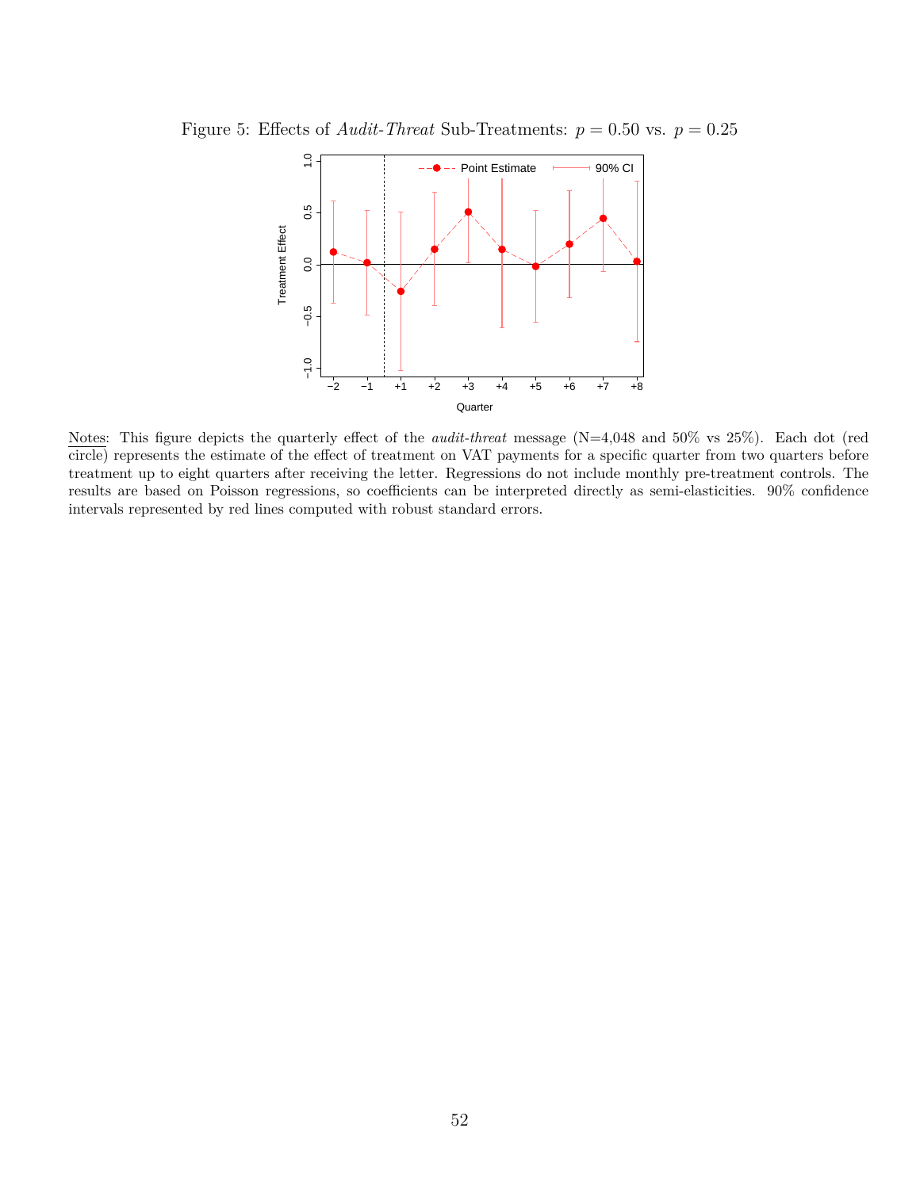Figure 5: Effects of *Audit-Threat* Sub-Treatments: $p = 0.50$ vs. $p = 0.25$

Notes: This figure depicts the quarterly effect of the *audit-threat* message (N=4,048 and 50% vs 25%). Each dot (red circle) represents the estimate of the effect of treatment on VAT payments for a specific quarter from two quarters before treatment up to eight quarters after receiving the letter. Regressions do not include monthly pre-treatment controls. The results are based on Poisson regressions, so coefficients can be interpreted directly as semi-elasticities. 90% confidence intervals represented by red lines computed with robust standard errors.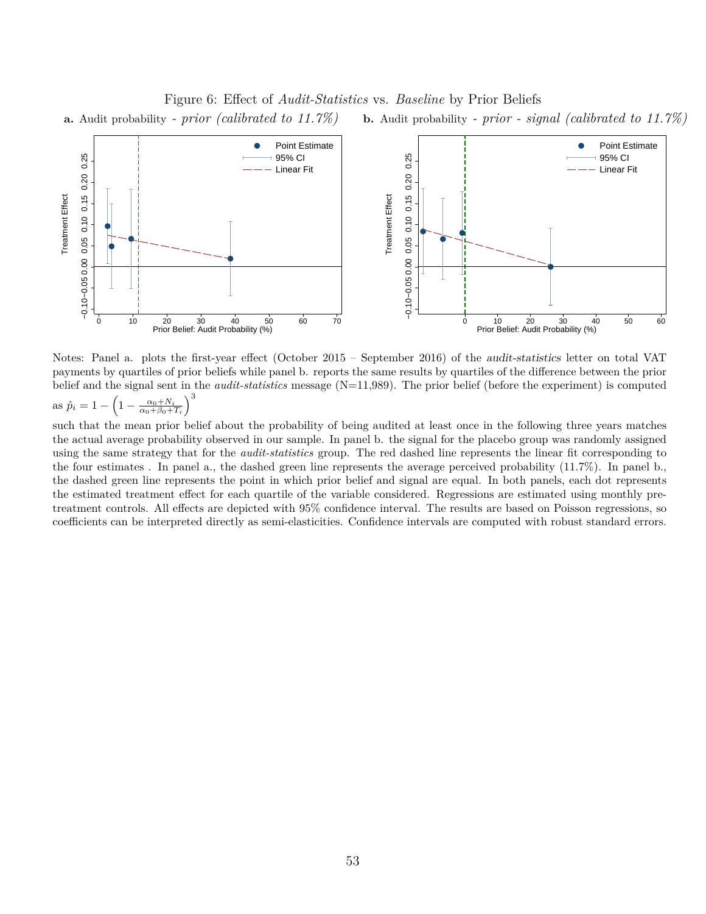Figure 6: Effect of *Audit-Statistics* vs. *Baseline* by Prior Beliefs

**a.** Audit probability - *prior (calibrated to 11.7%)*

**b.** Audit probability - *prior - signal (calibrated to 11.7%)*

Notes: Panel a. plots the first-year effect (October 2015 – September 2016) of the *audit-statistics* letter on total VAT payments by quartiles of prior beliefs while panel b. reports the same results by quartiles of the difference between the prior belief and the signal sent in the *audit-statistics* message (N=11,989). The prior belief (before the experiment) is computed as $\hat{p}_i = 1 - \left(1 - \frac{\alpha_0 + N_i}{\alpha_0 + \beta_0 + T_i}\right)^3$ such that the mean prior belief about the probability of being audited at least once in the following three years matches the actual average probability observed in our sample. In panel b. the signal for the placebo group was randomly assigned using the same strategy that for the *audit-statistics* group. The red dashed line represents the linear fit corresponding to the four estimates . In panel a., the dashed green line represents the average perceived probability (11.7%). In panel b., the dashed green line represents the point in which prior belief and signal are equal. In both panels, each dot represents the estimated treatment effect for each quartile of the variable considered. Regressions are estimated using monthly pre-treatment controls. All effects are depicted with 95% confidence interval. The results are based on Poisson regressions, so coefficients can be interpreted directly as semi-elasticities. Confidence intervals are computed with robust standard errors.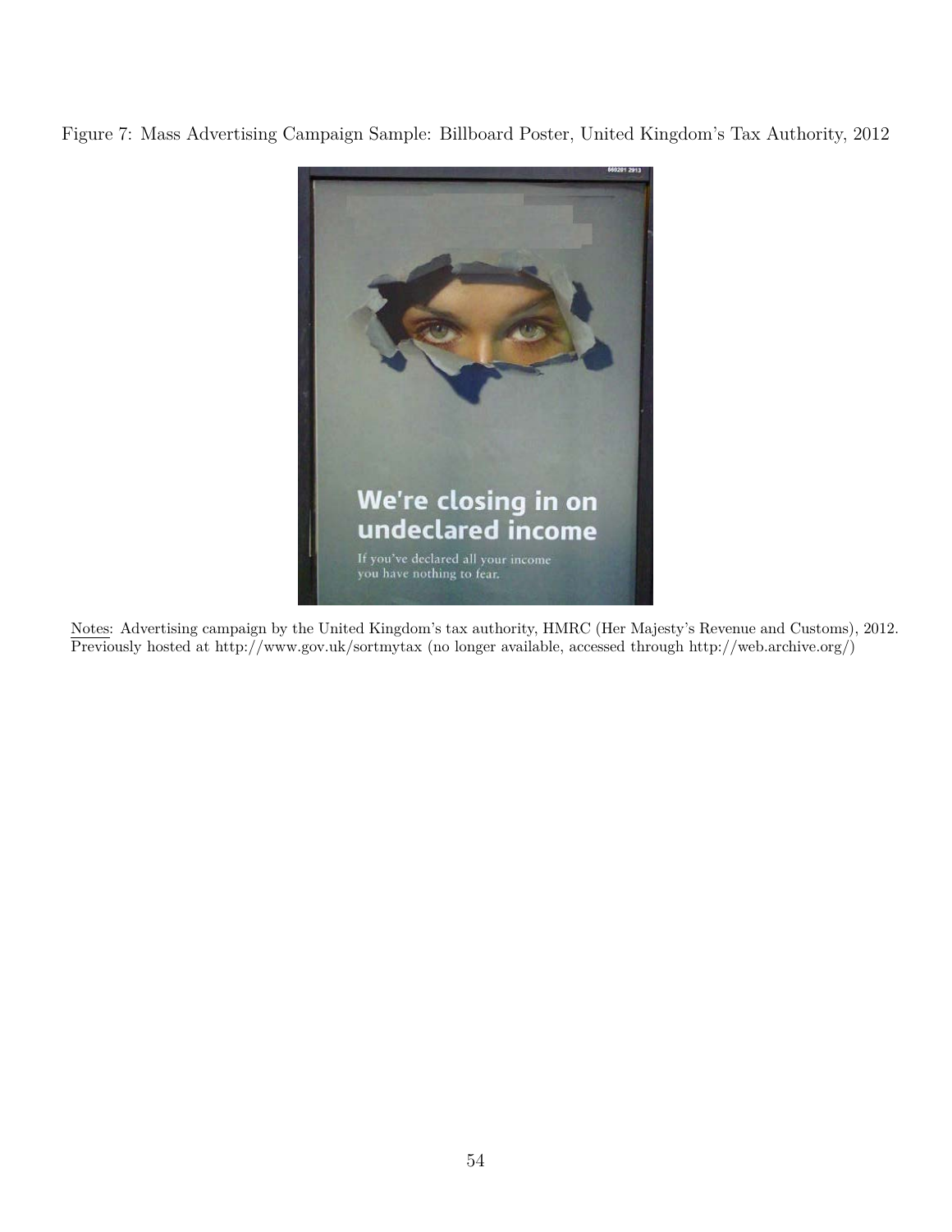Figure 7: Mass Advertising Campaign Sample: Billboard Poster, United Kingdom's Tax Authority, 2012

Notes: Advertising campaign by the United Kingdom's tax authority, HMRC (Her Majesty's Revenue and Customs), 2012. Previously hosted at http://www.gov.uk/sortmytax (no longer available, accessed through http://web.archive.org/)